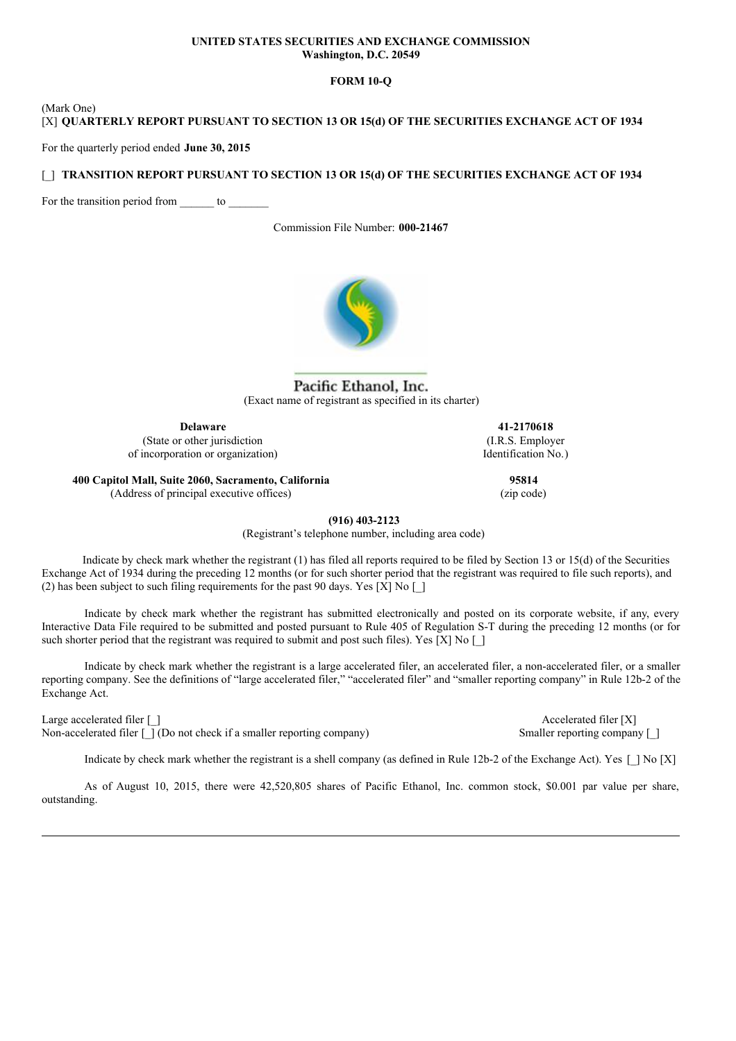**UNITED STATES SECURITIES AND EXCHANGE COMMISSION**
**Washington, D.C. 20549**

**FORM 10-Q**

(Mark One)
[X] **QUARTERLY REPORT PURSUANT TO SECTION 13 OR 15(d) OF THE SECURITIES EXCHANGE ACT OF 1934**

For the quarterly period ended **June 30, 2015**

[_] **TRANSITION REPORT PURSUANT TO SECTION 13 OR 15(d) OF THE SECURITIES EXCHANGE ACT OF 1934**

For the transition period from ______ to _______

Commission File Number: **000-21467**

Pacific Ethanol, Inc.
(Exact name of registrant as specified in its charter)

| | |
|---|---|
| **Delaware** | **41-2170618** |
| (State or other jurisdiction of incorporation or organization) | (I.R.S. Employer Identification No.) |
| **400 Capitol Mall, Suite 2060, Sacramento, California** | **95814** |
| (Address of principal executive offices) | (zip code) |

**(916) 403-2123**
(Registrant's telephone number, including area code)

Indicate by check mark whether the registrant (1) has filed all reports required to be filed by Section 13 or 15(d) of the Securities Exchange Act of 1934 during the preceding 12 months (or for such shorter period that the registrant was required to file such reports), and (2) has been subject to such filing requirements for the past 90 days. Yes [X] No [_]

Indicate by check mark whether the registrant has submitted electronically and posted on its corporate website, if any, every Interactive Data File required to be submitted and posted pursuant to Rule 405 of Regulation S-T during the preceding 12 months (or for such shorter period that the registrant was required to submit and post such files). Yes [X] No [_]

Indicate by check mark whether the registrant is a large accelerated filer, an accelerated filer, a non-accelerated filer, or a smaller reporting company. See the definitions of "large accelerated filer," "accelerated filer" and "smaller reporting company" in Rule 12b-2 of the Exchange Act.

Large accelerated filer [_] Accelerated filer [X]
Non-accelerated filer [_] (Do not check if a smaller reporting company) Smaller reporting company [_]

Indicate by check mark whether the registrant is a shell company (as defined in Rule 12b-2 of the Exchange Act). Yes [_] No [X]

As of August 10, 2015, there were 42,520,805 shares of Pacific Ethanol, Inc. common stock, $0.001 par value per share, outstanding.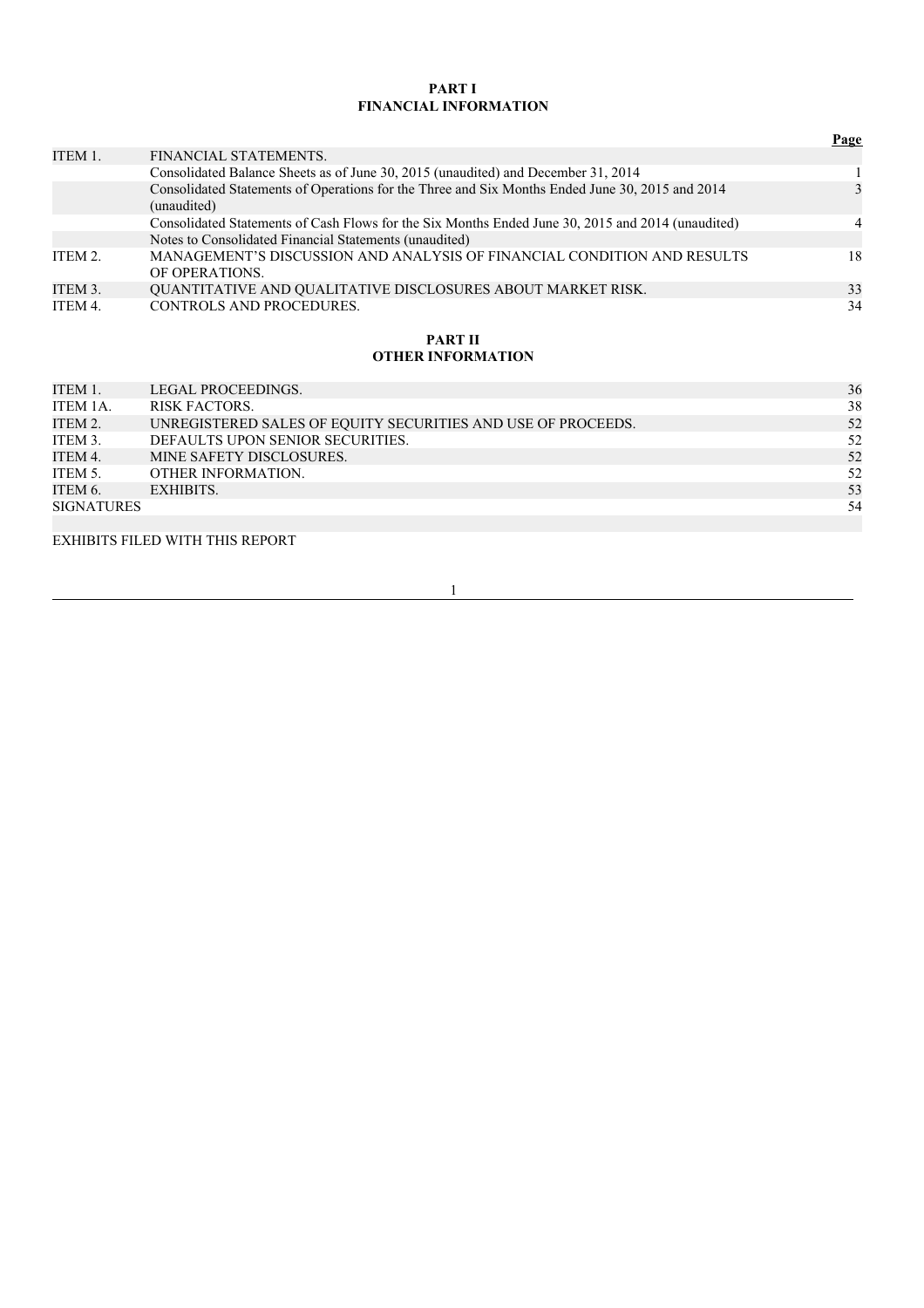## PART I
## FINANCIAL INFORMATION

| | | Page |
|---|---|---|
| ITEM 1. | FINANCIAL STATEMENTS. | |
| | Consolidated Balance Sheets as of June 30, 2015 (unaudited) and December 31, 2014 | 1 |
| | Consolidated Statements of Operations for the Three and Six Months Ended June 30, 2015 and 2014 (unaudited) | 3 |
| | Consolidated Statements of Cash Flows for the Six Months Ended June 30, 2015 and 2014 (unaudited) | 4 |
| | Notes to Consolidated Financial Statements (unaudited) | |
| ITEM 2. | MANAGEMENT'S DISCUSSION AND ANALYSIS OF FINANCIAL CONDITION AND RESULTS OF OPERATIONS. | 18 |
| ITEM 3. | QUANTITATIVE AND QUALITATIVE DISCLOSURES ABOUT MARKET RISK. | 33 |
| ITEM 4. | CONTROLS AND PROCEDURES. | 34 |

## PART II
## OTHER INFORMATION

| | | |
|---|---|---|
| ITEM 1. | LEGAL PROCEEDINGS. | 36 |
| ITEM 1A. | RISK FACTORS. | 38 |
| ITEM 2. | UNREGISTERED SALES OF EQUITY SECURITIES AND USE OF PROCEEDS. | 52 |
| ITEM 3. | DEFAULTS UPON SENIOR SECURITIES. | 52 |
| ITEM 4. | MINE SAFETY DISCLOSURES. | 52 |
| ITEM 5. | OTHER INFORMATION. | 52 |
| ITEM 6. | EXHIBITS. | 53 |
| SIGNATURES | | 54 |

EXHIBITS FILED WITH THIS REPORT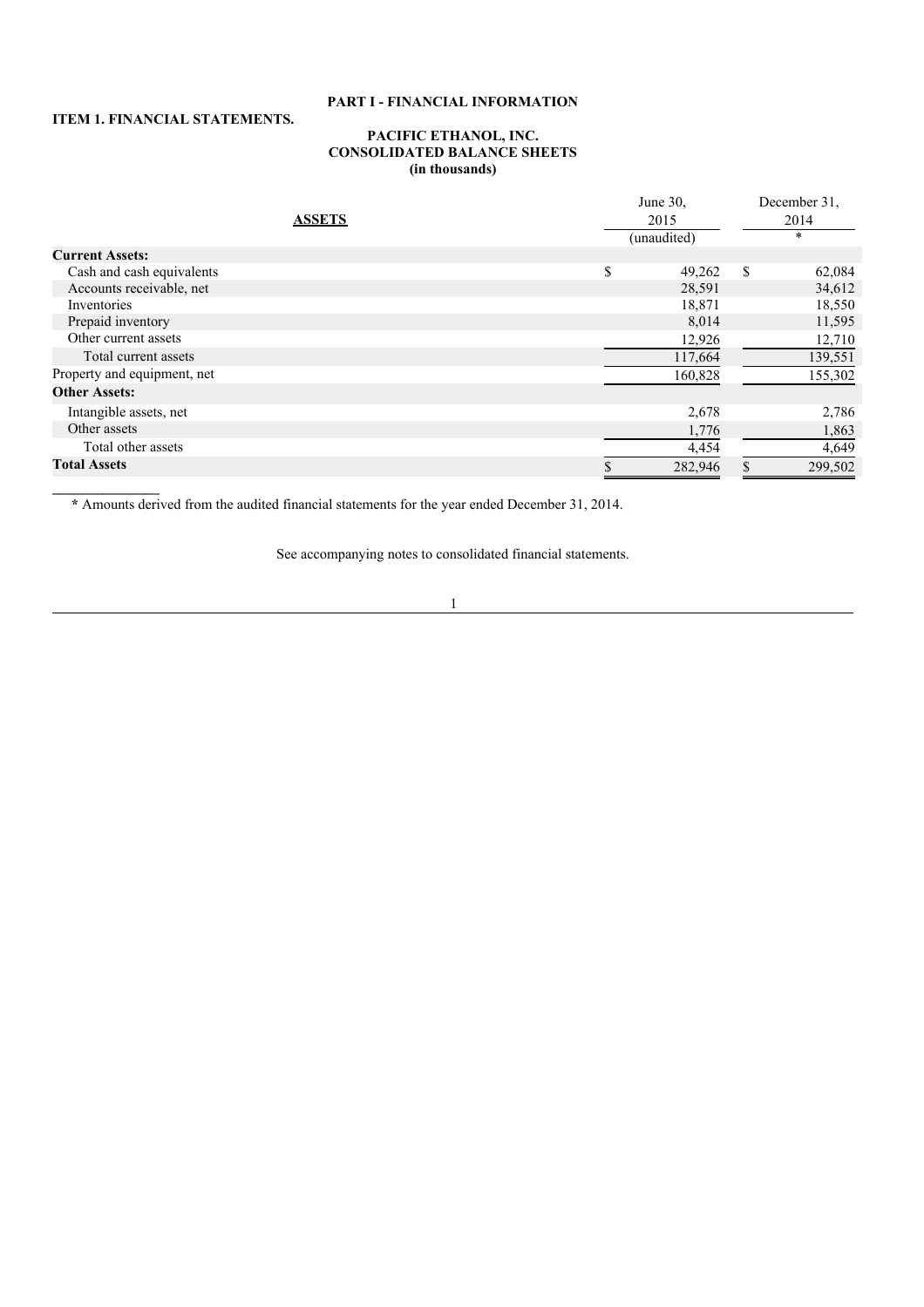**PART I - FINANCIAL INFORMATION**

**ITEM 1. FINANCIAL STATEMENTS.**

**PACIFIC ETHANOL, INC.**
**CONSOLIDATED BALANCE SHEETS**
**(in thousands)**

| ASSETS | June 30, 2015 (unaudited) | December 31, 2014 * |
|---|---|---|
| **Current Assets:** | | |
| Cash and cash equivalents | $ 49,262 | $ 62,084 |
| Accounts receivable, net | 28,591 | 34,612 |
| Inventories | 18,871 | 18,550 |
| Prepaid inventory | 8,014 | 11,595 |
| Other current assets | 12,926 | 12,710 |
| Total current assets | 117,664 | 139,551 |
| Property and equipment, net | 160,828 | 155,302 |
| **Other Assets:** | | |
| Intangible assets, net | 2,678 | 2,786 |
| Other assets | 1,776 | 1,863 |
| Total other assets | 4,454 | 4,649 |
| **Total Assets** | $ 282,946 | $ 299,502 |

**\*** Amounts derived from the audited financial statements for the year ended December 31, 2014.

See accompanying notes to consolidated financial statements.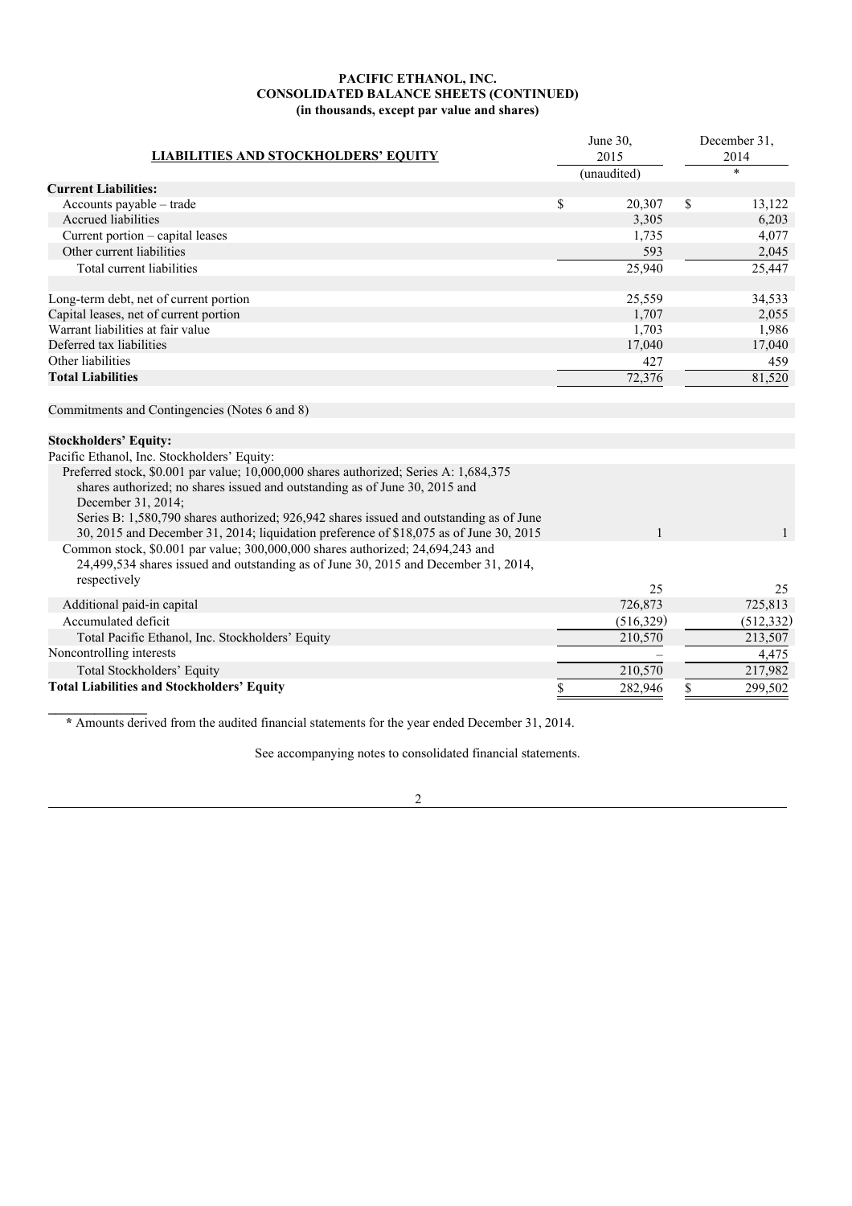**PACIFIC ETHANOL, INC.**
**CONSOLIDATED BALANCE SHEETS (CONTINUED)**
**(in thousands, except par value and shares)**

| LIABILITIES AND STOCKHOLDERS' EQUITY | June 30, 2015 (unaudited) | December 31, 2014 * |
|---|---|---|
| **Current Liabilities:** | | |
| Accounts payable – trade | $ 20,307 | $ 13,122 |
| Accrued liabilities | 3,305 | 6,203 |
| Current portion – capital leases | 1,735 | 4,077 |
| Other current liabilities | 593 | 2,045 |
| Total current liabilities | 25,940 | 25,447 |
| | | |
| Long-term debt, net of current portion | 25,559 | 34,533 |
| Capital leases, net of current portion | 1,707 | 2,055 |
| Warrant liabilities at fair value | 1,703 | 1,986 |
| Deferred tax liabilities | 17,040 | 17,040 |
| Other liabilities | 427 | 459 |
| **Total Liabilities** | 72,376 | 81,520 |
| | | |
| Commitments and Contingencies (Notes 6 and 8) | | |
| | | |
| **Stockholders' Equity:** | | |
| Pacific Ethanol, Inc. Stockholders' Equity: | | |
| Preferred stock, $0.001 par value; 10,000,000 shares authorized; Series A: 1,684,375 shares authorized; no shares issued and outstanding as of June 30, 2015 and December 31, 2014; Series B: 1,580,790 shares authorized; 926,942 shares issued and outstanding as of June 30, 2015 and December 31, 2014; liquidation preference of $18,075 as of June 30, 2015 | 1 | 1 |
| Common stock, $0.001 par value; 300,000,000 shares authorized; 24,694,243 and 24,499,534 shares issued and outstanding as of June 30, 2015 and December 31, 2014, respectively | 25 | 25 |
| Additional paid-in capital | 726,873 | 725,813 |
| Accumulated deficit | (516,329) | (512,332) |
| Total Pacific Ethanol, Inc. Stockholders' Equity | 210,570 | 213,507 |
| Noncontrolling interests | – | 4,475 |
| Total Stockholders' Equity | 210,570 | 217,982 |
| **Total Liabilities and Stockholders' Equity** | $ 282,946 | $ 299,502 |

\* Amounts derived from the audited financial statements for the year ended December 31, 2014.

See accompanying notes to consolidated financial statements.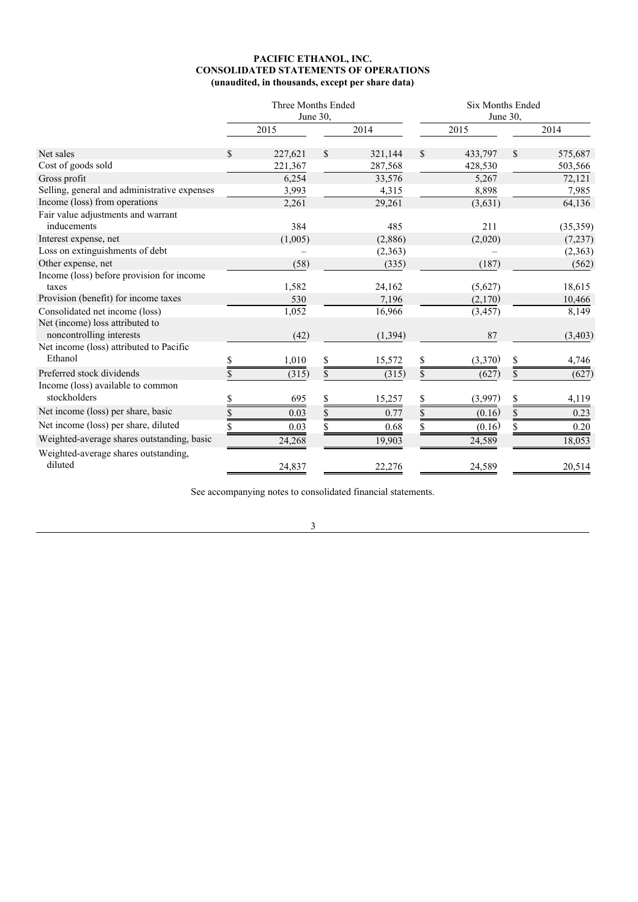**PACIFIC ETHANOL, INC.**
**CONSOLIDATED STATEMENTS OF OPERATIONS**
**(unaudited, in thousands, except per share data)**

| | Three Months Ended June 30, | | Six Months Ended June 30, | |
|---|---|---|---|---|
| | 2015 | 2014 | 2015 | 2014 |
| Net sales | $ 227,621 | $ 321,144 | $ 433,797 | $ 575,687 |
| Cost of goods sold | 221,367 | 287,568 | 428,530 | 503,566 |
| Gross profit | 6,254 | 33,576 | 5,267 | 72,121 |
| Selling, general and administrative expenses | 3,993 | 4,315 | 8,898 | 7,985 |
| Income (loss) from operations | 2,261 | 29,261 | (3,631) | 64,136 |
| Fair value adjustments and warrant inducements | 384 | 485 | 211 | (35,359) |
| Interest expense, net | (1,005) | (2,886) | (2,020) | (7,237) |
| Loss on extinguishments of debt | – | (2,363) | – | (2,363) |
| Other expense, net | (58) | (335) | (187) | (562) |
| Income (loss) before provision for income taxes | 1,582 | 24,162 | (5,627) | 18,615 |
| Provision (benefit) for income taxes | 530 | 7,196 | (2,170) | 10,466 |
| Consolidated net income (loss) | 1,052 | 16,966 | (3,457) | 8,149 |
| Net (income) loss attributed to noncontrolling interests | (42) | (1,394) | 87 | (3,403) |
| Net income (loss) attributed to Pacific Ethanol | $ 1,010 | $ 15,572 | $ (3,370) | $ 4,746 |
| Preferred stock dividends | $ (315) | $ (315) | $ (627) | $ (627) |
| Income (loss) available to common stockholders | $ 695 | $ 15,257 | $ (3,997) | $ 4,119 |
| Net income (loss) per share, basic | $ 0.03 | $ 0.77 | $ (0.16) | $ 0.23 |
| Net income (loss) per share, diluted | $ 0.03 | $ 0.68 | $ (0.16) | $ 0.20 |
| Weighted-average shares outstanding, basic | 24,268 | 19,903 | 24,589 | 18,053 |
| Weighted-average shares outstanding, diluted | 24,837 | 22,276 | 24,589 | 20,514 |

See accompanying notes to consolidated financial statements.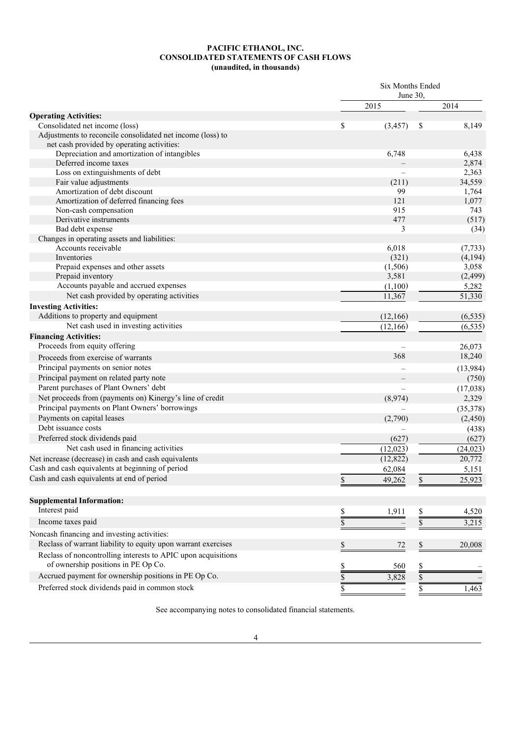**PACIFIC ETHANOL, INC.**
**CONSOLIDATED STATEMENTS OF CASH FLOWS**
**(unaudited, in thousands)**

| | Six Months Ended June 30, | |
|---|---|---|
| | 2015 | 2014 |
| **Operating Activities:** | | |
| Consolidated net income (loss) | $ (3,457) | $ 8,149 |
| Adjustments to reconcile consolidated net income (loss) to net cash provided by operating activities: | | |
| Depreciation and amortization of intangibles | 6,748 | 6,438 |
| Deferred income taxes | – | 2,874 |
| Loss on extinguishments of debt | – | 2,363 |
| Fair value adjustments | (211) | 34,559 |
| Amortization of debt discount | 99 | 1,764 |
| Amortization of deferred financing fees | 121 | 1,077 |
| Non-cash compensation | 915 | 743 |
| Derivative instruments | 477 | (517) |
| Bad debt expense | 3 | (34) |
| Changes in operating assets and liabilities: | | |
| Accounts receivable | 6,018 | (7,733) |
| Inventories | (321) | (4,194) |
| Prepaid expenses and other assets | (1,506) | 3,058 |
| Prepaid inventory | 3,581 | (2,499) |
| Accounts payable and accrued expenses | (1,100) | 5,282 |
| Net cash provided by operating activities | 11,367 | 51,330 |
| **Investing Activities:** | | |
| Additions to property and equipment | (12,166) | (6,535) |
| Net cash used in investing activities | (12,166) | (6,535) |
| **Financing Activities:** | | |
| Proceeds from equity offering | – | 26,073 |
| Proceeds from exercise of warrants | 368 | 18,240 |
| Principal payments on senior notes | – | (13,984) |
| Principal payment on related party note | – | (750) |
| Parent purchases of Plant Owners' debt | – | (17,038) |
| Net proceeds from (payments on) Kinergy's line of credit | (8,974) | 2,329 |
| Principal payments on Plant Owners' borrowings | – | (35,378) |
| Payments on capital leases | (2,790) | (2,450) |
| Debt issuance costs | – | (438) |
| Preferred stock dividends paid | (627) | (627) |
| Net cash used in financing activities | (12,023) | (24,023) |
| Net increase (decrease) in cash and cash equivalents | (12,822) | 20,772 |
| Cash and cash equivalents at beginning of period | 62,084 | 5,151 |
| Cash and cash equivalents at end of period | $ 49,262 | $ 25,923 |
| | | |
| **Supplemental Information:** | | |
| Interest paid | $ 1,911 | $ 4,520 |
| Income taxes paid | $ – | $ 3,215 |
| Noncash financing and investing activities: | | |
| Reclass of warrant liability to equity upon warrant exercises | $ 72 | $ 20,008 |
| Reclass of noncontrolling interests to APIC upon acquisitions of ownership positions in PE Op Co. | $ 560 | $ – |
| Accrued payment for ownership positions in PE Op Co. | $ 3,828 | $ – |
| Preferred stock dividends paid in common stock | $ – | $ 1,463 |

See accompanying notes to consolidated financial statements.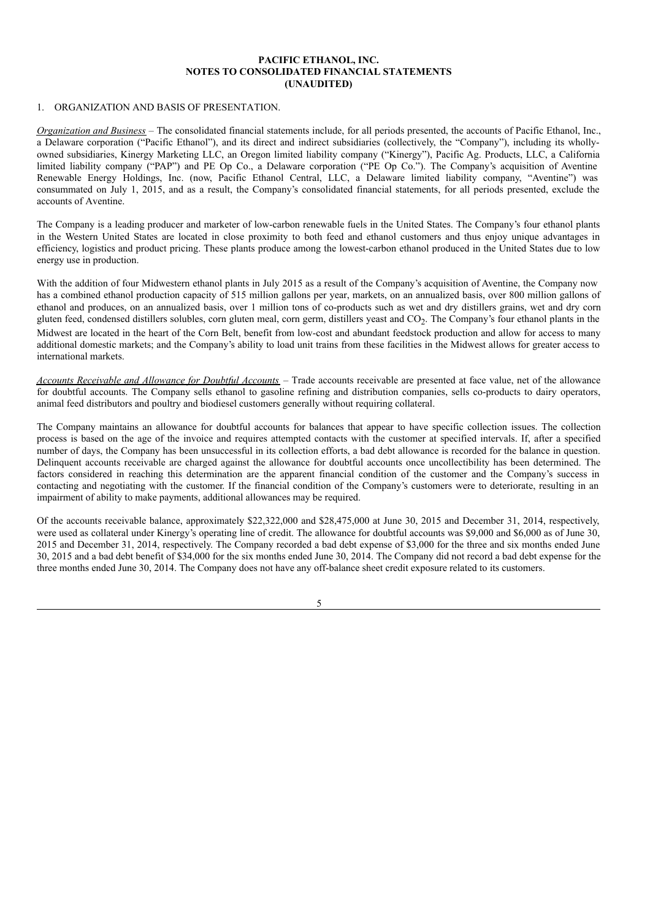**PACIFIC ETHANOL, INC.**
**NOTES TO CONSOLIDATED FINANCIAL STATEMENTS**
**(UNAUDITED)**

1. ORGANIZATION AND BASIS OF PRESENTATION.

*Organization and Business* – The consolidated financial statements include, for all periods presented, the accounts of Pacific Ethanol, Inc., a Delaware corporation ("Pacific Ethanol"), and its direct and indirect subsidiaries (collectively, the "Company"), including its wholly-owned subsidiaries, Kinergy Marketing LLC, an Oregon limited liability company ("Kinergy"), Pacific Ag. Products, LLC, a California limited liability company ("PAP") and PE Op Co., a Delaware corporation ("PE Op Co."). The Company's acquisition of Aventine Renewable Energy Holdings, Inc. (now, Pacific Ethanol Central, LLC, a Delaware limited liability company, "Aventine") was consummated on July 1, 2015, and as a result, the Company's consolidated financial statements, for all periods presented, exclude the accounts of Aventine.

The Company is a leading producer and marketer of low-carbon renewable fuels in the United States. The Company's four ethanol plants in the Western United States are located in close proximity to both feed and ethanol customers and thus enjoy unique advantages in efficiency, logistics and product pricing. These plants produce among the lowest-carbon ethanol produced in the United States due to low energy use in production.

With the addition of four Midwestern ethanol plants in July 2015 as a result of the Company's acquisition of Aventine, the Company now has a combined ethanol production capacity of 515 million gallons per year, markets, on an annualized basis, over 800 million gallons of ethanol and produces, on an annualized basis, over 1 million tons of co-products such as wet and dry distillers grains, wet and dry corn gluten feed, condensed distillers solubles, corn gluten meal, corn germ, distillers yeast and $CO_2$. The Company's four ethanol plants in the Midwest are located in the heart of the Corn Belt, benefit from low-cost and abundant feedstock production and allow for access to many additional domestic markets; and the Company's ability to load unit trains from these facilities in the Midwest allows for greater access to international markets.

*Accounts Receivable and Allowance for Doubtful Accounts* – Trade accounts receivable are presented at face value, net of the allowance for doubtful accounts. The Company sells ethanol to gasoline refining and distribution companies, sells co-products to dairy operators, animal feed distributors and poultry and biodiesel customers generally without requiring collateral.

The Company maintains an allowance for doubtful accounts for balances that appear to have specific collection issues. The collection process is based on the age of the invoice and requires attempted contacts with the customer at specified intervals. If, after a specified number of days, the Company has been unsuccessful in its collection efforts, a bad debt allowance is recorded for the balance in question. Delinquent accounts receivable are charged against the allowance for doubtful accounts once uncollectibility has been determined. The factors considered in reaching this determination are the apparent financial condition of the customer and the Company's success in contacting and negotiating with the customer. If the financial condition of the Company's customers were to deteriorate, resulting in an impairment of ability to make payments, additional allowances may be required.

Of the accounts receivable balance, approximately $22,322,000 and $28,475,000 at June 30, 2015 and December 31, 2014, respectively, were used as collateral under Kinergy's operating line of credit. The allowance for doubtful accounts was $9,000 and $6,000 as of June 30, 2015 and December 31, 2014, respectively. The Company recorded a bad debt expense of $3,000 for the three and six months ended June 30, 2015 and a bad debt benefit of $34,000 for the six months ended June 30, 2014. The Company did not record a bad debt expense for the three months ended June 30, 2014. The Company does not have any off-balance sheet credit exposure related to its customers.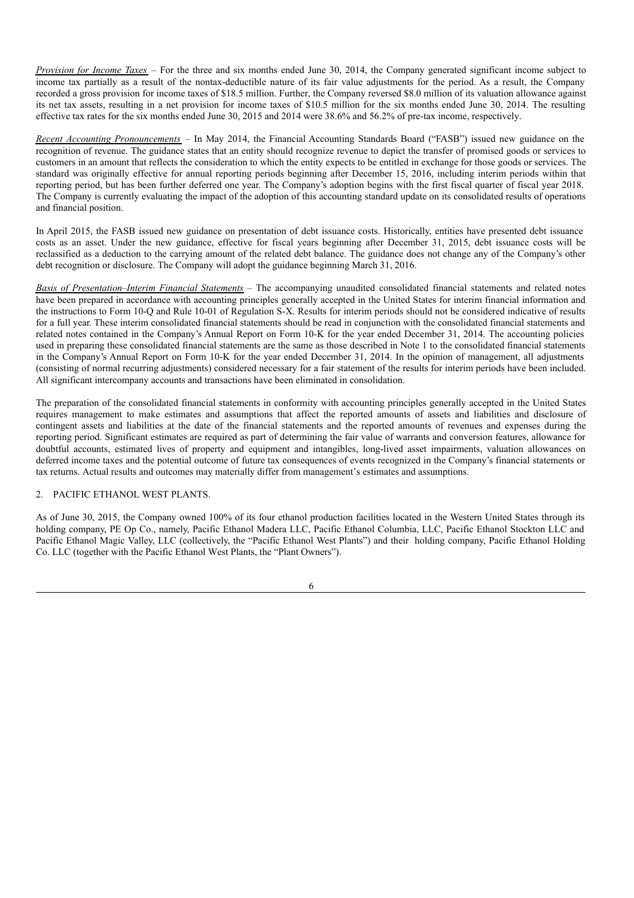*Provision for Income Taxes* – For the three and six months ended June 30, 2014, the Company generated significant income subject to income tax partially as a result of the nontax-deductible nature of its fair value adjustments for the period. As a result, the Company recorded a gross provision for income taxes of $18.5 million. Further, the Company reversed $8.0 million of its valuation allowance against its net tax assets, resulting in a net provision for income taxes of $10.5 million for the six months ended June 30, 2014. The resulting effective tax rates for the six months ended June 30, 2015 and 2014 were 38.6% and 56.2% of pre-tax income, respectively.

*Recent Accounting Pronouncements* – In May 2014, the Financial Accounting Standards Board ("FASB") issued new guidance on the recognition of revenue. The guidance states that an entity should recognize revenue to depict the transfer of promised goods or services to customers in an amount that reflects the consideration to which the entity expects to be entitled in exchange for those goods or services. The standard was originally effective for annual reporting periods beginning after December 15, 2016, including interim periods within that reporting period, but has been further deferred one year. The Company's adoption begins with the first fiscal quarter of fiscal year 2018. The Company is currently evaluating the impact of the adoption of this accounting standard update on its consolidated results of operations and financial position.

In April 2015, the FASB issued new guidance on presentation of debt issuance costs. Historically, entities have presented debt issuance costs as an asset. Under the new guidance, effective for fiscal years beginning after December 31, 2015, debt issuance costs will be reclassified as a deduction to the carrying amount of the related debt balance. The guidance does not change any of the Company's other debt recognition or disclosure. The Company will adopt the guidance beginning March 31, 2016.

*Basis of Presentation–Interim Financial Statements* – The accompanying unaudited consolidated financial statements and related notes have been prepared in accordance with accounting principles generally accepted in the United States for interim financial information and the instructions to Form 10-Q and Rule 10-01 of Regulation S-X. Results for interim periods should not be considered indicative of results for a full year. These interim consolidated financial statements should be read in conjunction with the consolidated financial statements and related notes contained in the Company's Annual Report on Form 10-K for the year ended December 31, 2014. The accounting policies used in preparing these consolidated financial statements are the same as those described in Note 1 to the consolidated financial statements in the Company's Annual Report on Form 10-K for the year ended December 31, 2014. In the opinion of management, all adjustments (consisting of normal recurring adjustments) considered necessary for a fair statement of the results for interim periods have been included. All significant intercompany accounts and transactions have been eliminated in consolidation.

The preparation of the consolidated financial statements in conformity with accounting principles generally accepted in the United States requires management to make estimates and assumptions that affect the reported amounts of assets and liabilities and disclosure of contingent assets and liabilities at the date of the financial statements and the reported amounts of revenues and expenses during the reporting period. Significant estimates are required as part of determining the fair value of warrants and conversion features, allowance for doubtful accounts, estimated lives of property and equipment and intangibles, long-lived asset impairments, valuation allowances on deferred income taxes and the potential outcome of future tax consequences of events recognized in the Company's financial statements or tax returns. Actual results and outcomes may materially differ from management's estimates and assumptions.

## 2. PACIFIC ETHANOL WEST PLANTS.

As of June 30, 2015, the Company owned 100% of its four ethanol production facilities located in the Western United States through its holding company, PE Op Co., namely, Pacific Ethanol Madera LLC, Pacific Ethanol Columbia, LLC, Pacific Ethanol Stockton LLC and Pacific Ethanol Magic Valley, LLC (collectively, the "Pacific Ethanol West Plants") and their holding company, Pacific Ethanol Holding Co. LLC (together with the Pacific Ethanol West Plants, the "Plant Owners").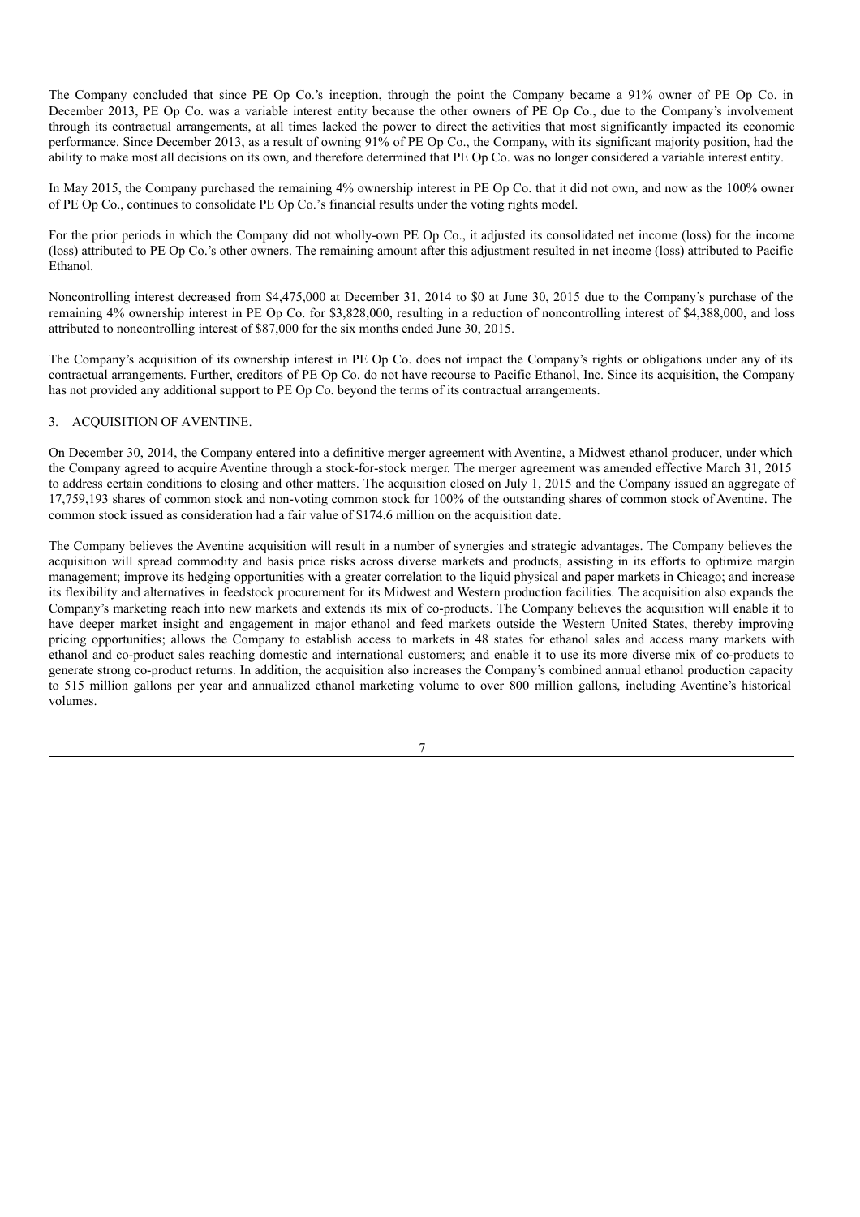The Company concluded that since PE Op Co.'s inception, through the point the Company became a 91% owner of PE Op Co. in December 2013, PE Op Co. was a variable interest entity because the other owners of PE Op Co., due to the Company's involvement through its contractual arrangements, at all times lacked the power to direct the activities that most significantly impacted its economic performance. Since December 2013, as a result of owning 91% of PE Op Co., the Company, with its significant majority position, had the ability to make most all decisions on its own, and therefore determined that PE Op Co. was no longer considered a variable interest entity.

In May 2015, the Company purchased the remaining 4% ownership interest in PE Op Co. that it did not own, and now as the 100% owner of PE Op Co., continues to consolidate PE Op Co.'s financial results under the voting rights model.

For the prior periods in which the Company did not wholly-own PE Op Co., it adjusted its consolidated net income (loss) for the income (loss) attributed to PE Op Co.'s other owners. The remaining amount after this adjustment resulted in net income (loss) attributed to Pacific Ethanol.

Noncontrolling interest decreased from $4,475,000 at December 31, 2014 to $0 at June 30, 2015 due to the Company's purchase of the remaining 4% ownership interest in PE Op Co. for $3,828,000, resulting in a reduction of noncontrolling interest of $4,388,000, and loss attributed to noncontrolling interest of $87,000 for the six months ended June 30, 2015.

The Company's acquisition of its ownership interest in PE Op Co. does not impact the Company's rights or obligations under any of its contractual arrangements. Further, creditors of PE Op Co. do not have recourse to Pacific Ethanol, Inc. Since its acquisition, the Company has not provided any additional support to PE Op Co. beyond the terms of its contractual arrangements.

## 3. ACQUISITION OF AVENTINE.

On December 30, 2014, the Company entered into a definitive merger agreement with Aventine, a Midwest ethanol producer, under which the Company agreed to acquire Aventine through a stock-for-stock merger. The merger agreement was amended effective March 31, 2015 to address certain conditions to closing and other matters. The acquisition closed on July 1, 2015 and the Company issued an aggregate of 17,759,193 shares of common stock and non-voting common stock for 100% of the outstanding shares of common stock of Aventine. The common stock issued as consideration had a fair value of $174.6 million on the acquisition date.

The Company believes the Aventine acquisition will result in a number of synergies and strategic advantages. The Company believes the acquisition will spread commodity and basis price risks across diverse markets and products, assisting in its efforts to optimize margin management; improve its hedging opportunities with a greater correlation to the liquid physical and paper markets in Chicago; and increase its flexibility and alternatives in feedstock procurement for its Midwest and Western production facilities. The acquisition also expands the Company's marketing reach into new markets and extends its mix of co-products. The Company believes the acquisition will enable it to have deeper market insight and engagement in major ethanol and feed markets outside the Western United States, thereby improving pricing opportunities; allows the Company to establish access to markets in 48 states for ethanol sales and access many markets with ethanol and co-product sales reaching domestic and international customers; and enable it to use its more diverse mix of co-products to generate strong co-product returns. In addition, the acquisition also increases the Company's combined annual ethanol production capacity to 515 million gallons per year and annualized ethanol marketing volume to over 800 million gallons, including Aventine's historical volumes.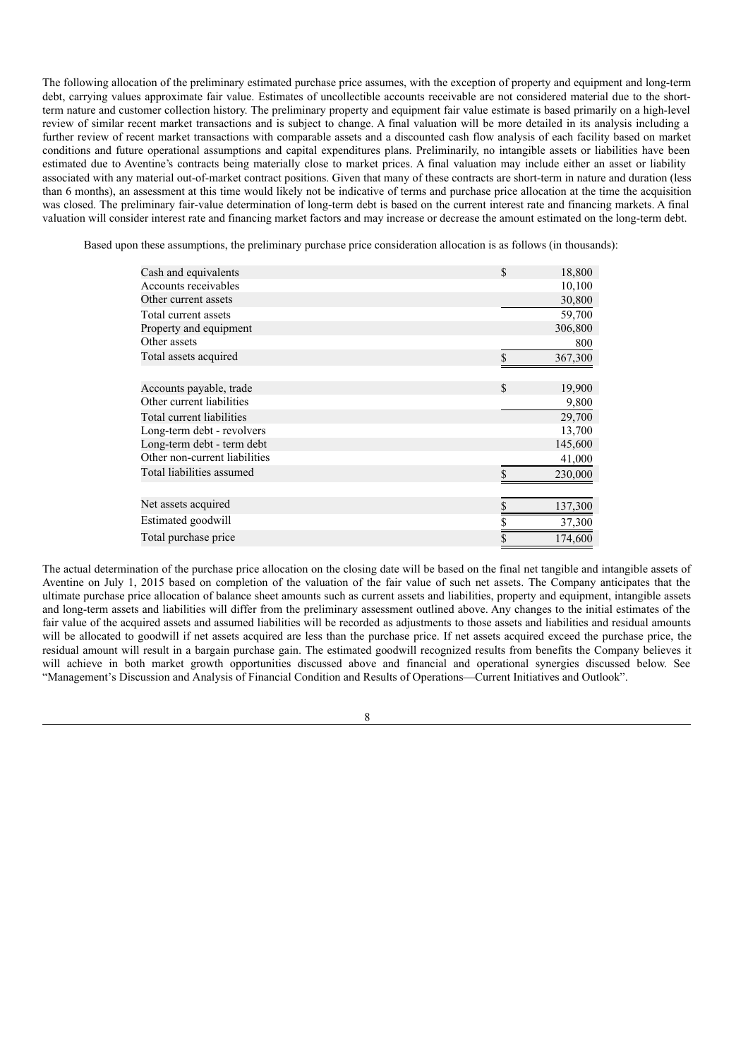The following allocation of the preliminary estimated purchase price assumes, with the exception of property and equipment and long-term debt, carrying values approximate fair value. Estimates of uncollectible accounts receivable are not considered material due to the short-term nature and customer collection history. The preliminary property and equipment fair value estimate is based primarily on a high-level review of similar recent market transactions and is subject to change. A final valuation will be more detailed in its analysis including a further review of recent market transactions with comparable assets and a discounted cash flow analysis of each facility based on market conditions and future operational assumptions and capital expenditures plans. Preliminarily, no intangible assets or liabilities have been estimated due to Aventine's contracts being materially close to market prices. A final valuation may include either an asset or liability associated with any material out-of-market contract positions. Given that many of these contracts are short-term in nature and duration (less than 6 months), an assessment at this time would likely not be indicative of terms and purchase price allocation at the time the acquisition was closed. The preliminary fair-value determination of long-term debt is based on the current interest rate and financing markets. A final valuation will consider interest rate and financing market factors and may increase or decrease the amount estimated on the long-term debt.

Based upon these assumptions, the preliminary purchase price consideration allocation is as follows (in thousands):

| | | |
|---|---|---|
| Cash and equivalents | $ | 18,800 |
| Accounts receivables | | 10,100 |
| Other current assets | | 30,800 |
| Total current assets | | 59,700 |
| Property and equipment | | 306,800 |
| Other assets | | 800 |
| Total assets acquired | $ | 367,300 |
| | | |
| Accounts payable, trade | $ | 19,900 |
| Other current liabilities | | 9,800 |
| Total current liabilities | | 29,700 |
| Long-term debt - revolvers | | 13,700 |
| Long-term debt - term debt | | 145,600 |
| Other non-current liabilities | | 41,000 |
| Total liabilities assumed | $ | 230,000 |
| | | |
| Net assets acquired | $ | 137,300 |
| Estimated goodwill | $ | 37,300 |
| Total purchase price | $ | 174,600 |

The actual determination of the purchase price allocation on the closing date will be based on the final net tangible and intangible assets of Aventine on July 1, 2015 based on completion of the valuation of the fair value of such net assets. The Company anticipates that the ultimate purchase price allocation of balance sheet amounts such as current assets and liabilities, property and equipment, intangible assets and long-term assets and liabilities will differ from the preliminary assessment outlined above. Any changes to the initial estimates of the fair value of the acquired assets and assumed liabilities will be recorded as adjustments to those assets and liabilities and residual amounts will be allocated to goodwill if net assets acquired are less than the purchase price. If net assets acquired exceed the purchase price, the residual amount will result in a bargain purchase gain. The estimated goodwill recognized results from benefits the Company believes it will achieve in both market growth opportunities discussed above and financial and operational synergies discussed below. See "Management's Discussion and Analysis of Financial Condition and Results of Operations—Current Initiatives and Outlook".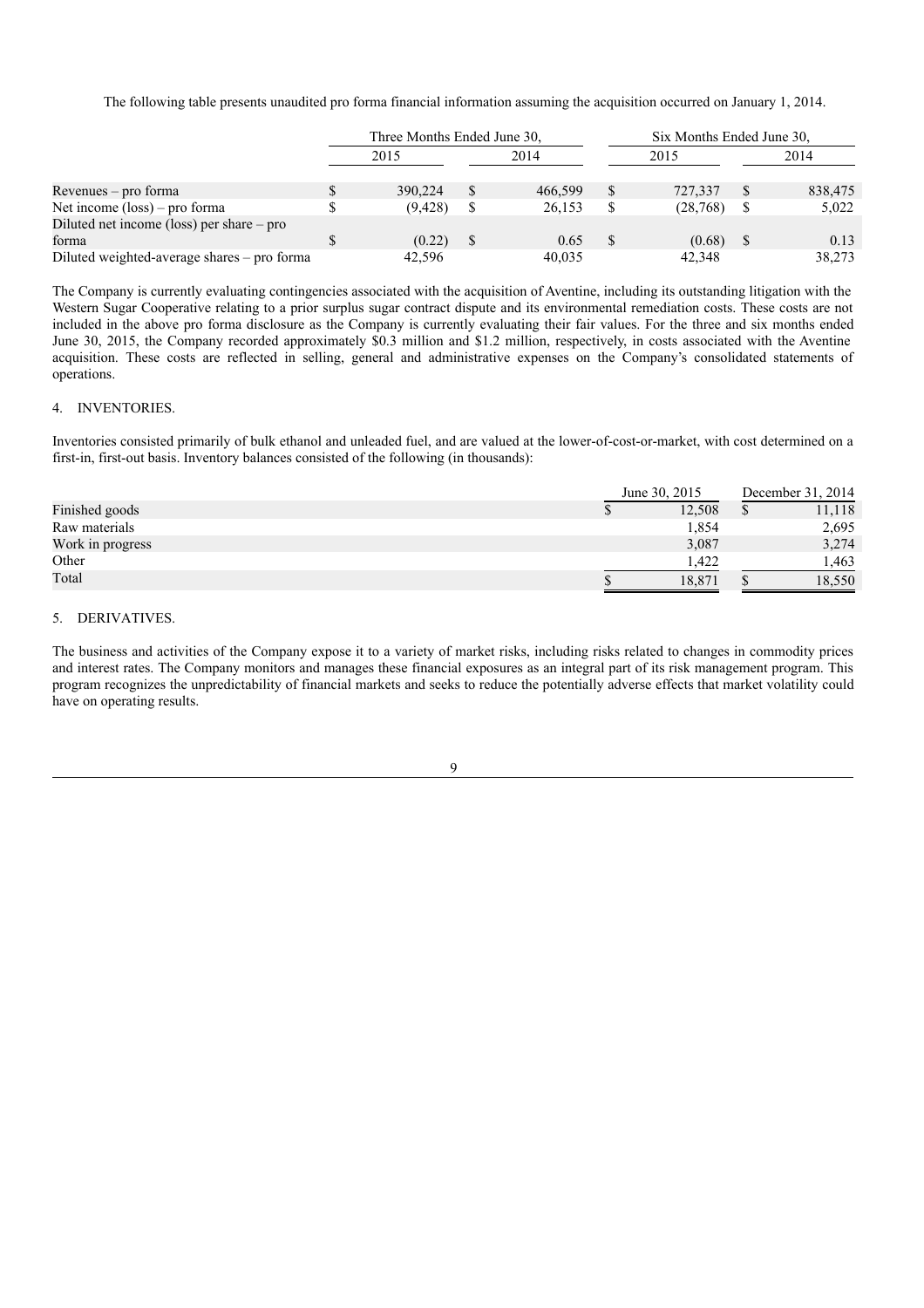The following table presents unaudited pro forma financial information assuming the acquisition occurred on January 1, 2014.

| | Three Months Ended June 30, | | Six Months Ended June 30, | |
|---|---|---|---|---|
| | 2015 | 2014 | 2015 | 2014 |
| Revenues – pro forma | $ 390,224 | $ 466,599 | $ 727,337 | $ 838,475 |
| Net income (loss) – pro forma | $ (9,428) | $ 26,153 | $ (28,768) | $ 5,022 |
| Diluted net income (loss) per share – pro forma | $ (0.22) | $ 0.65 | $ (0.68) | $ 0.13 |
| Diluted weighted-average shares – pro forma | 42,596 | 40,035 | 42,348 | 38,273 |

The Company is currently evaluating contingencies associated with the acquisition of Aventine, including its outstanding litigation with the Western Sugar Cooperative relating to a prior surplus sugar contract dispute and its environmental remediation costs. These costs are not included in the above pro forma disclosure as the Company is currently evaluating their fair values. For the three and six months ended June 30, 2015, the Company recorded approximately $0.3 million and $1.2 million, respectively, in costs associated with the Aventine acquisition. These costs are reflected in selling, general and administrative expenses on the Company's consolidated statements of operations.

## 4. INVENTORIES.

Inventories consisted primarily of bulk ethanol and unleaded fuel, and are valued at the lower-of-cost-or-market, with cost determined on a first-in, first-out basis. Inventory balances consisted of the following (in thousands):

| | June 30, 2015 | December 31, 2014 |
|---|---|---|
| Finished goods | $ 12,508 | $ 11,118 |
| Raw materials | 1,854 | 2,695 |
| Work in progress | 3,087 | 3,274 |
| Other | 1,422 | 1,463 |
| Total | $ 18,871 | $ 18,550 |

## 5. DERIVATIVES.

The business and activities of the Company expose it to a variety of market risks, including risks related to changes in commodity prices and interest rates. The Company monitors and manages these financial exposures as an integral part of its risk management program. This program recognizes the unpredictability of financial markets and seeks to reduce the potentially adverse effects that market volatility could have on operating results.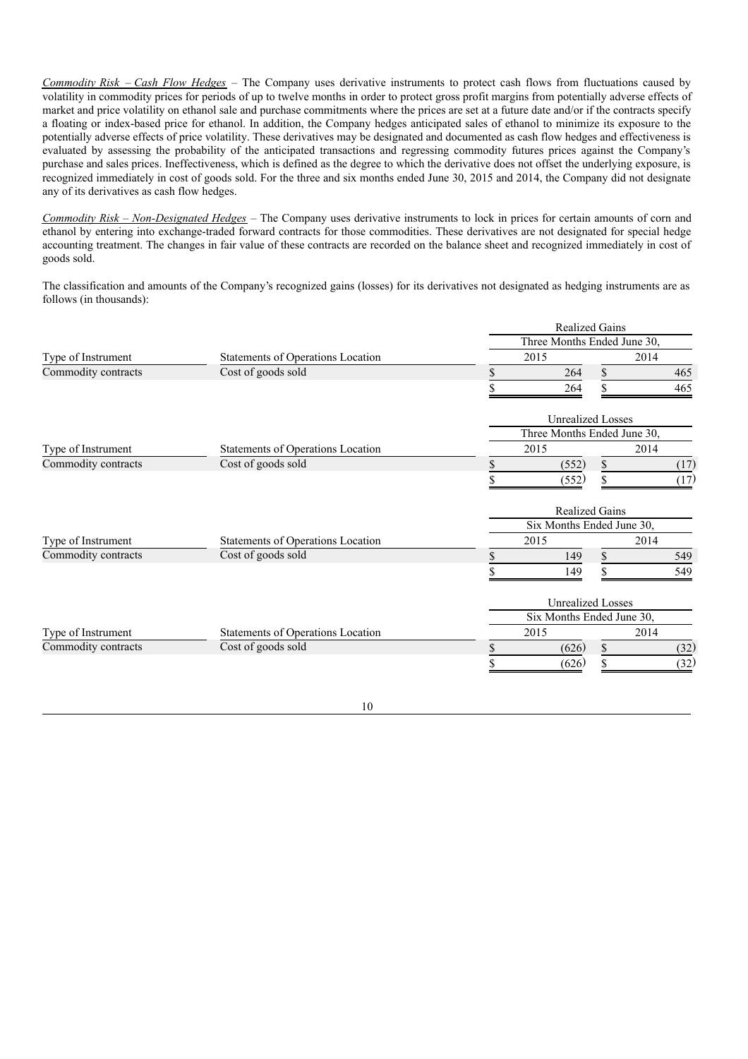*Commodity Risk – Cash Flow Hedges* – The Company uses derivative instruments to protect cash flows from fluctuations caused by volatility in commodity prices for periods of up to twelve months in order to protect gross profit margins from potentially adverse effects of market and price volatility on ethanol sale and purchase commitments where the prices are set at a future date and/or if the contracts specify a floating or index-based price for ethanol. In addition, the Company hedges anticipated sales of ethanol to minimize its exposure to the potentially adverse effects of price volatility. These derivatives may be designated and documented as cash flow hedges and effectiveness is evaluated by assessing the probability of the anticipated transactions and regressing commodity futures prices against the Company's purchase and sales prices. Ineffectiveness, which is defined as the degree to which the derivative does not offset the underlying exposure, is recognized immediately in cost of goods sold. For the three and six months ended June 30, 2015 and 2014, the Company did not designate any of its derivatives as cash flow hedges.

*Commodity Risk – Non-Designated Hedges* – The Company uses derivative instruments to lock in prices for certain amounts of corn and ethanol by entering into exchange-traded forward contracts for those commodities. These derivatives are not designated for special hedge accounting treatment. The changes in fair value of these contracts are recorded on the balance sheet and recognized immediately in cost of goods sold.

The classification and amounts of the Company's recognized gains (losses) for its derivatives not designated as hedging instruments are as follows (in thousands):

| | | Realized Gains | |
|---|---|---|---|
| | | Three Months Ended June 30, | |
| Type of Instrument | Statements of Operations Location | 2015 | 2014 |
| Commodity contracts | Cost of goods sold | $ 264 | $ 465 |
| | | $ 264 | $ 465 |

| | | Unrealized Losses | |
|---|---|---|---|
| | | Three Months Ended June 30, | |
| Type of Instrument | Statements of Operations Location | 2015 | 2014 |
| Commodity contracts | Cost of goods sold | $ (552) | $ (17) |
| | | $ (552) | $ (17) |

| | | Realized Gains | |
|---|---|---|---|
| | | Six Months Ended June 30, | |
| Type of Instrument | Statements of Operations Location | 2015 | 2014 |
| Commodity contracts | Cost of goods sold | $ 149 | $ 549 |
| | | $ 149 | $ 549 |

| | | Unrealized Losses | |
|---|---|---|---|
| | | Six Months Ended June 30, | |
| Type of Instrument | Statements of Operations Location | 2015 | 2014 |
| Commodity contracts | Cost of goods sold | $ (626) | $ (32) |
| | | $ (626) | $ (32) |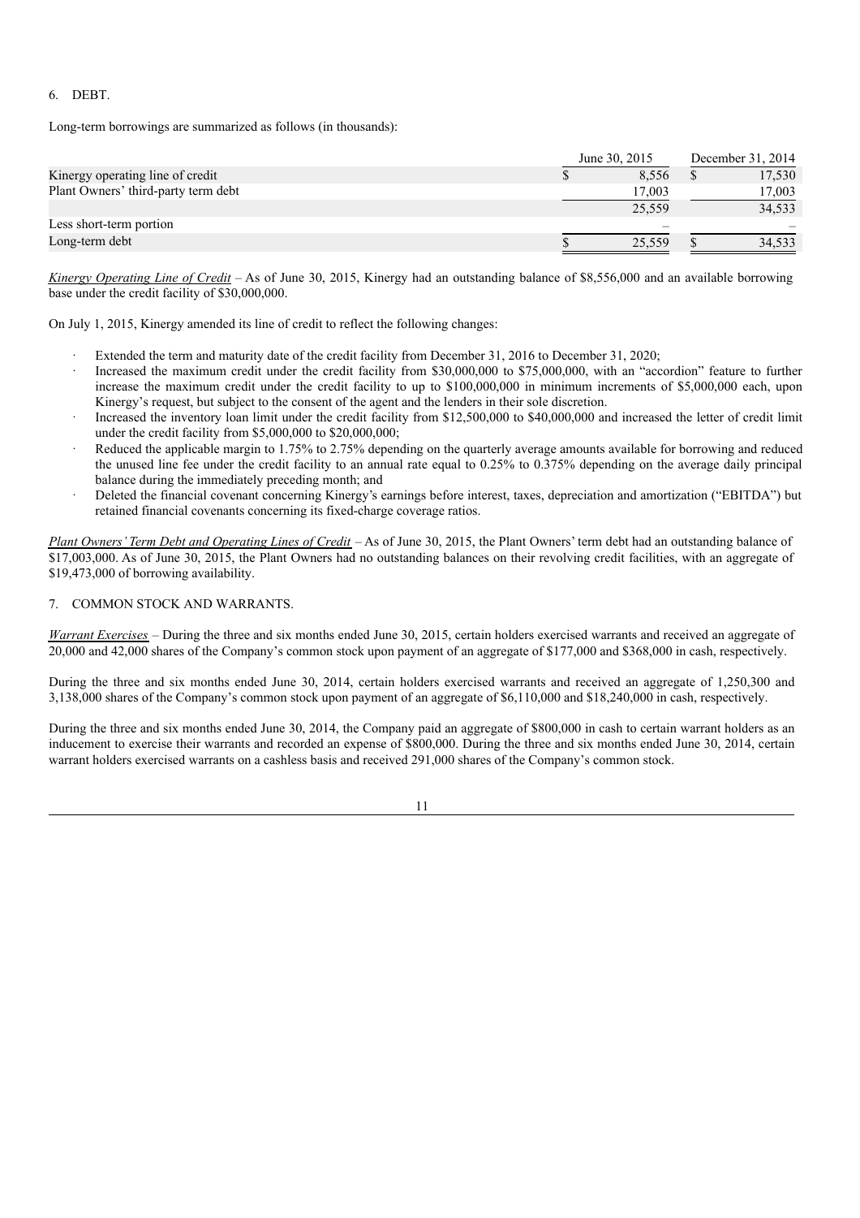6. DEBT.

Long-term borrowings are summarized as follows (in thousands):

| | June 30, 2015 | December 31, 2014 |
|---|---|---|
| Kinergy operating line of credit | $ 8,556 | $ 17,530 |
| Plant Owners' third-party term debt | 17,003 | 17,003 |
| | 25,559 | 34,533 |
| Less short-term portion | – | – |
| Long-term debt | $ 25,559 | $ 34,533 |

*Kinergy Operating Line of Credit* – As of June 30, 2015, Kinergy had an outstanding balance of $8,556,000 and an available borrowing base under the credit facility of $30,000,000.

On July 1, 2015, Kinergy amended its line of credit to reflect the following changes:

- Extended the term and maturity date of the credit facility from December 31, 2016 to December 31, 2020;
- Increased the maximum credit under the credit facility from $30,000,000 to $75,000,000, with an "accordion" feature to further increase the maximum credit under the credit facility to up to $100,000,000 in minimum increments of $5,000,000 each, upon Kinergy's request, but subject to the consent of the agent and the lenders in their sole discretion.
- Increased the inventory loan limit under the credit facility from $12,500,000 to $40,000,000 and increased the letter of credit limit under the credit facility from $5,000,000 to $20,000,000;
- Reduced the applicable margin to 1.75% to 2.75% depending on the quarterly average amounts available for borrowing and reduced the unused line fee under the credit facility to an annual rate equal to 0.25% to 0.375% depending on the average daily principal balance during the immediately preceding month; and
- Deleted the financial covenant concerning Kinergy's earnings before interest, taxes, depreciation and amortization ("EBITDA") but retained financial covenants concerning its fixed-charge coverage ratios.

*Plant Owners' Term Debt and Operating Lines of Credit* – As of June 30, 2015, the Plant Owners' term debt had an outstanding balance of $17,003,000. As of June 30, 2015, the Plant Owners had no outstanding balances on their revolving credit facilities, with an aggregate of $19,473,000 of borrowing availability.

7. COMMON STOCK AND WARRANTS.

*Warrant Exercises* – During the three and six months ended June 30, 2015, certain holders exercised warrants and received an aggregate of 20,000 and 42,000 shares of the Company's common stock upon payment of an aggregate of $177,000 and $368,000 in cash, respectively.

During the three and six months ended June 30, 2014, certain holders exercised warrants and received an aggregate of 1,250,300 and 3,138,000 shares of the Company's common stock upon payment of an aggregate of $6,110,000 and $18,240,000 in cash, respectively.

During the three and six months ended June 30, 2014, the Company paid an aggregate of $800,000 in cash to certain warrant holders as an inducement to exercise their warrants and recorded an expense of $800,000. During the three and six months ended June 30, 2014, certain warrant holders exercised warrants on a cashless basis and received 291,000 shares of the Company's common stock.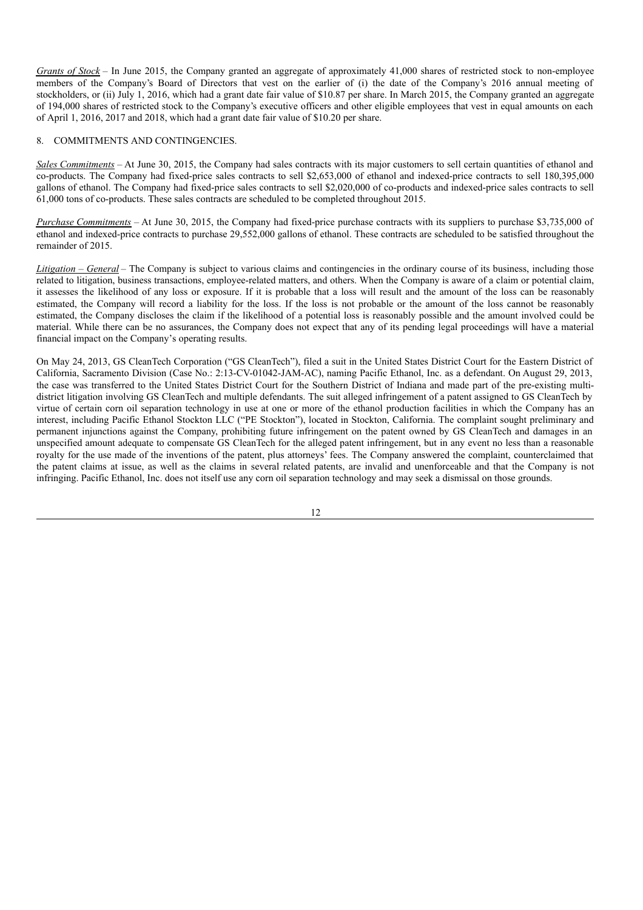*Grants of Stock* – In June 2015, the Company granted an aggregate of approximately 41,000 shares of restricted stock to non-employee members of the Company's Board of Directors that vest on the earlier of (i) the date of the Company's 2016 annual meeting of stockholders, or (ii) July 1, 2016, which had a grant date fair value of $10.87 per share. In March 2015, the Company granted an aggregate of 194,000 shares of restricted stock to the Company's executive officers and other eligible employees that vest in equal amounts on each of April 1, 2016, 2017 and 2018, which had a grant date fair value of $10.20 per share.

8. COMMITMENTS AND CONTINGENCIES.

*Sales Commitments* – At June 30, 2015, the Company had sales contracts with its major customers to sell certain quantities of ethanol and co-products. The Company had fixed-price sales contracts to sell $2,653,000 of ethanol and indexed-price contracts to sell 180,395,000 gallons of ethanol. The Company had fixed-price sales contracts to sell $2,020,000 of co-products and indexed-price sales contracts to sell 61,000 tons of co-products. These sales contracts are scheduled to be completed throughout 2015.

*Purchase Commitments* – At June 30, 2015, the Company had fixed-price purchase contracts with its suppliers to purchase $3,735,000 of ethanol and indexed-price contracts to purchase 29,552,000 gallons of ethanol. These contracts are scheduled to be satisfied throughout the remainder of 2015.

*Litigation – General* – The Company is subject to various claims and contingencies in the ordinary course of its business, including those related to litigation, business transactions, employee-related matters, and others. When the Company is aware of a claim or potential claim, it assesses the likelihood of any loss or exposure. If it is probable that a loss will result and the amount of the loss can be reasonably estimated, the Company will record a liability for the loss. If the loss is not probable or the amount of the loss cannot be reasonably estimated, the Company discloses the claim if the likelihood of a potential loss is reasonably possible and the amount involved could be material. While there can be no assurances, the Company does not expect that any of its pending legal proceedings will have a material financial impact on the Company's operating results.

On May 24, 2013, GS CleanTech Corporation ("GS CleanTech"), filed a suit in the United States District Court for the Eastern District of California, Sacramento Division (Case No.: 2:13-CV-01042-JAM-AC), naming Pacific Ethanol, Inc. as a defendant. On August 29, 2013, the case was transferred to the United States District Court for the Southern District of Indiana and made part of the pre-existing multi-district litigation involving GS CleanTech and multiple defendants. The suit alleged infringement of a patent assigned to GS CleanTech by virtue of certain corn oil separation technology in use at one or more of the ethanol production facilities in which the Company has an interest, including Pacific Ethanol Stockton LLC ("PE Stockton"), located in Stockton, California. The complaint sought preliminary and permanent injunctions against the Company, prohibiting future infringement on the patent owned by GS CleanTech and damages in an unspecified amount adequate to compensate GS CleanTech for the alleged patent infringement, but in any event no less than a reasonable royalty for the use made of the inventions of the patent, plus attorneys' fees. The Company answered the complaint, counterclaimed that the patent claims at issue, as well as the claims in several related patents, are invalid and unenforceable and that the Company is not infringing. Pacific Ethanol, Inc. does not itself use any corn oil separation technology and may seek a dismissal on those grounds.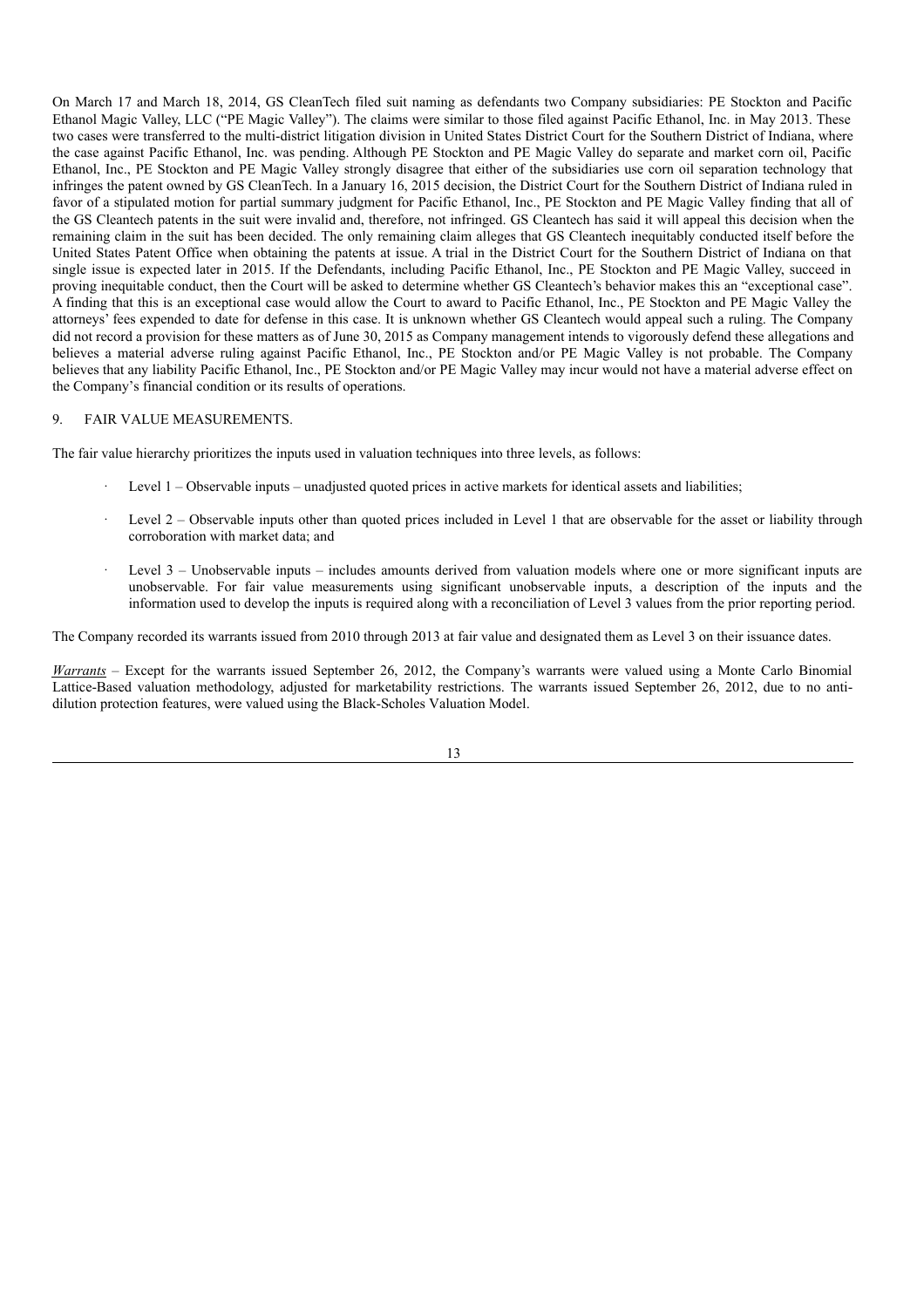On March 17 and March 18, 2014, GS CleanTech filed suit naming as defendants two Company subsidiaries: PE Stockton and Pacific Ethanol Magic Valley, LLC ("PE Magic Valley"). The claims were similar to those filed against Pacific Ethanol, Inc. in May 2013. These two cases were transferred to the multi-district litigation division in United States District Court for the Southern District of Indiana, where the case against Pacific Ethanol, Inc. was pending. Although PE Stockton and PE Magic Valley do separate and market corn oil, Pacific Ethanol, Inc., PE Stockton and PE Magic Valley strongly disagree that either of the subsidiaries use corn oil separation technology that infringes the patent owned by GS CleanTech. In a January 16, 2015 decision, the District Court for the Southern District of Indiana ruled in favor of a stipulated motion for partial summary judgment for Pacific Ethanol, Inc., PE Stockton and PE Magic Valley finding that all of the GS Cleantech patents in the suit were invalid and, therefore, not infringed. GS Cleantech has said it will appeal this decision when the remaining claim in the suit has been decided. The only remaining claim alleges that GS Cleantech inequitably conducted itself before the United States Patent Office when obtaining the patents at issue. A trial in the District Court for the Southern District of Indiana on that single issue is expected later in 2015. If the Defendants, including Pacific Ethanol, Inc., PE Stockton and PE Magic Valley, succeed in proving inequitable conduct, then the Court will be asked to determine whether GS Cleantech's behavior makes this an "exceptional case". A finding that this is an exceptional case would allow the Court to award to Pacific Ethanol, Inc., PE Stockton and PE Magic Valley the attorneys' fees expended to date for defense in this case. It is unknown whether GS Cleantech would appeal such a ruling. The Company did not record a provision for these matters as of June 30, 2015 as Company management intends to vigorously defend these allegations and believes a material adverse ruling against Pacific Ethanol, Inc., PE Stockton and/or PE Magic Valley is not probable. The Company believes that any liability Pacific Ethanol, Inc., PE Stockton and/or PE Magic Valley may incur would not have a material adverse effect on the Company's financial condition or its results of operations.

## 9. FAIR VALUE MEASUREMENTS.

The fair value hierarchy prioritizes the inputs used in valuation techniques into three levels, as follows:

- Level 1 – Observable inputs – unadjusted quoted prices in active markets for identical assets and liabilities;
- Level 2 – Observable inputs other than quoted prices included in Level 1 that are observable for the asset or liability through corroboration with market data; and
- Level 3 – Unobservable inputs – includes amounts derived from valuation models where one or more significant inputs are unobservable. For fair value measurements using significant unobservable inputs, a description of the inputs and the information used to develop the inputs is required along with a reconciliation of Level 3 values from the prior reporting period.

The Company recorded its warrants issued from 2010 through 2013 at fair value and designated them as Level 3 on their issuance dates.

*Warrants* – Except for the warrants issued September 26, 2012, the Company's warrants were valued using a Monte Carlo Binomial Lattice-Based valuation methodology, adjusted for marketability restrictions. The warrants issued September 26, 2012, due to no anti-dilution protection features, were valued using the Black-Scholes Valuation Model.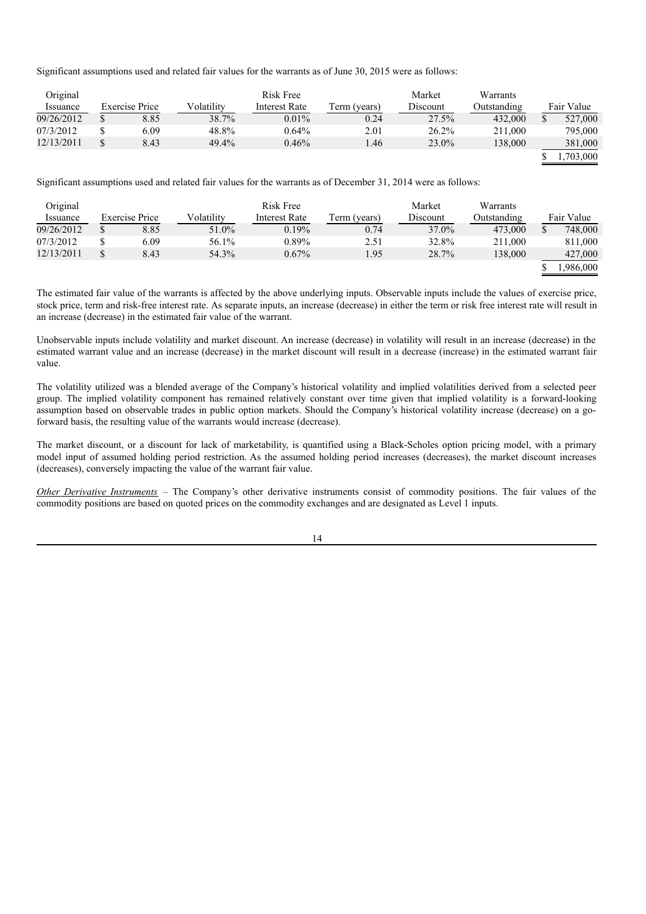Significant assumptions used and related fair values for the warrants as of June 30, 2015 were as follows:

| Original Issuance | Exercise Price | Volatility | Risk Free Interest Rate | Term (years) | Market Discount | Warrants Outstanding | Fair Value |
|---|---|---|---|---|---|---|---|
| 09/26/2012 | $ 8.85 | 38.7% | 0.01% | 0.24 | 27.5% | 432,000 | $ 527,000 |
| 07/3/2012 | $ 6.09 | 48.8% | 0.64% | 2.01 | 26.2% | 211,000 | 795,000 |
| 12/13/2011 | $ 8.43 | 49.4% | 0.46% | 1.46 | 23.0% | 138,000 | 381,000 |
| | | | | | | | $ 1,703,000 |

Significant assumptions used and related fair values for the warrants as of December 31, 2014 were as follows:

| Original Issuance | Exercise Price | Volatility | Risk Free Interest Rate | Term (years) | Market Discount | Warrants Outstanding | Fair Value |
|---|---|---|---|---|---|---|---|
| 09/26/2012 | $ 8.85 | 51.0% | 0.19% | 0.74 | 37.0% | 473,000 | $ 748,000 |
| 07/3/2012 | $ 6.09 | 56.1% | 0.89% | 2.51 | 32.8% | 211,000 | 811,000 |
| 12/13/2011 | $ 8.43 | 54.3% | 0.67% | 1.95 | 28.7% | 138,000 | 427,000 |
| | | | | | | | $ 1,986,000 |

The estimated fair value of the warrants is affected by the above underlying inputs. Observable inputs include the values of exercise price, stock price, term and risk-free interest rate. As separate inputs, an increase (decrease) in either the term or risk free interest rate will result in an increase (decrease) in the estimated fair value of the warrant.

Unobservable inputs include volatility and market discount. An increase (decrease) in volatility will result in an increase (decrease) in the estimated warrant value and an increase (decrease) in the market discount will result in a decrease (increase) in the estimated warrant fair value.

The volatility utilized was a blended average of the Company's historical volatility and implied volatilities derived from a selected peer group. The implied volatility component has remained relatively constant over time given that implied volatility is a forward-looking assumption based on observable trades in public option markets. Should the Company's historical volatility increase (decrease) on a go-forward basis, the resulting value of the warrants would increase (decrease).

The market discount, or a discount for lack of marketability, is quantified using a Black-Scholes option pricing model, with a primary model input of assumed holding period restriction. As the assumed holding period increases (decreases), the market discount increases (decreases), conversely impacting the value of the warrant fair value.

*Other Derivative Instruments* – The Company's other derivative instruments consist of commodity positions. The fair values of the commodity positions are based on quoted prices on the commodity exchanges and are designated as Level 1 inputs.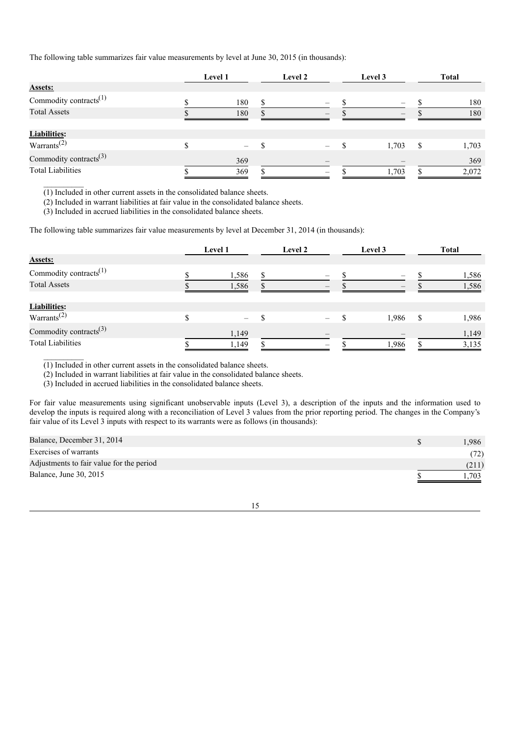The following table summarizes fair value measurements by level at June 30, 2015 (in thousands):

| | Level 1 | Level 2 | Level 3 | Total |
|---|---|---|---|---|
| **Assets:** | | | | |
| Commodity contracts[(1)] | $ 180 | $ – | $ – | $ 180 |
| Total Assets | $ 180 | $ – | $ – | $ 180 |
| **Liabilities:** | | | | |
| Warrants[(2)] | $ – | $ – | $ 1,703 | $ 1,703 |
| Commodity contracts[(3)] | 369 | – | – | 369 |
| Total Liabilities | $ 369 | $ – | $ 1,703 | $ 2,072 |

(1) Included in other current assets in the consolidated balance sheets.
(2) Included in warrant liabilities at fair value in the consolidated balance sheets.
(3) Included in accrued liabilities in the consolidated balance sheets.

The following table summarizes fair value measurements by level at December 31, 2014 (in thousands):

| | Level 1 | Level 2 | Level 3 | Total |
|---|---|---|---|---|
| **Assets:** | | | | |
| Commodity contracts[(1)] | $ 1,586 | $ – | $ – | $ 1,586 |
| Total Assets | $ 1,586 | $ – | $ – | $ 1,586 |
| **Liabilities:** | | | | |
| Warrants[(2)] | $ – | $ – | $ 1,986 | $ 1,986 |
| Commodity contracts[(3)] | 1,149 | – | – | 1,149 |
| Total Liabilities | $ 1,149 | $ – | $ 1,986 | $ 3,135 |

(1) Included in other current assets in the consolidated balance sheets.
(2) Included in warrant liabilities at fair value in the consolidated balance sheets.
(3) Included in accrued liabilities in the consolidated balance sheets.

For fair value measurements using significant unobservable inputs (Level 3), a description of the inputs and the information used to develop the inputs is required along with a reconciliation of Level 3 values from the prior reporting period. The changes in the Company's fair value of its Level 3 inputs with respect to its warrants were as follows (in thousands):

| | |
|---|---|
| Balance, December 31, 2014 | $ 1,986 |
| Exercises of warrants | (72) |
| Adjustments to fair value for the period | (211) |
| Balance, June 30, 2015 | $ 1,703 |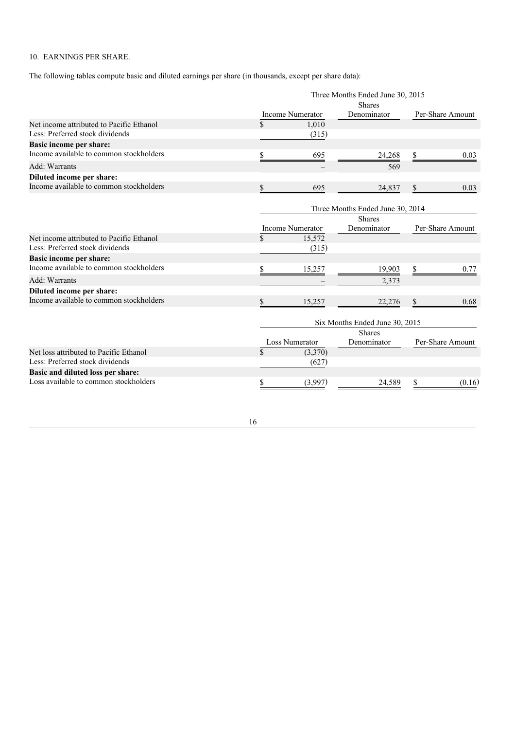10. EARNINGS PER SHARE.

The following tables compute basic and diluted earnings per share (in thousands, except per share data):

| | Three Months Ended June 30, 2015 | | |
|---|---|---|---|
| | Income Numerator | Shares Denominator | Per-Share Amount |
| Net income attributed to Pacific Ethanol | $ 1,010 | | |
| Less: Preferred stock dividends | (315) | | |
| **Basic income per share:** | | | |
| Income available to common stockholders | $ 695 | 24,268 | $ 0.03 |
| Add: Warrants | – | 569 | |
| **Diluted income per share:** | | | |
| Income available to common stockholders | $ 695 | 24,837 | $ 0.03 |

| | Three Months Ended June 30, 2014 | | |
|---|---|---|---|
| | Income Numerator | Shares Denominator | Per-Share Amount |
| Net income attributed to Pacific Ethanol | $ 15,572 | | |
| Less: Preferred stock dividends | (315) | | |
| **Basic income per share:** | | | |
| Income available to common stockholders | $ 15,257 | 19,903 | $ 0.77 |
| Add: Warrants | – | 2,373 | |
| **Diluted income per share:** | | | |
| Income available to common stockholders | $ 15,257 | 22,276 | $ 0.68 |

| | Six Months Ended June 30, 2015 | | |
|---|---|---|---|
| | Loss Numerator | Shares Denominator | Per-Share Amount |
| Net loss attributed to Pacific Ethanol | $ (3,370) | | |
| Less: Preferred stock dividends | (627) | | |
| **Basic and diluted loss per share:** | | | |
| Loss available to common stockholders | $ (3,997) | 24,589 | $ (0.16) |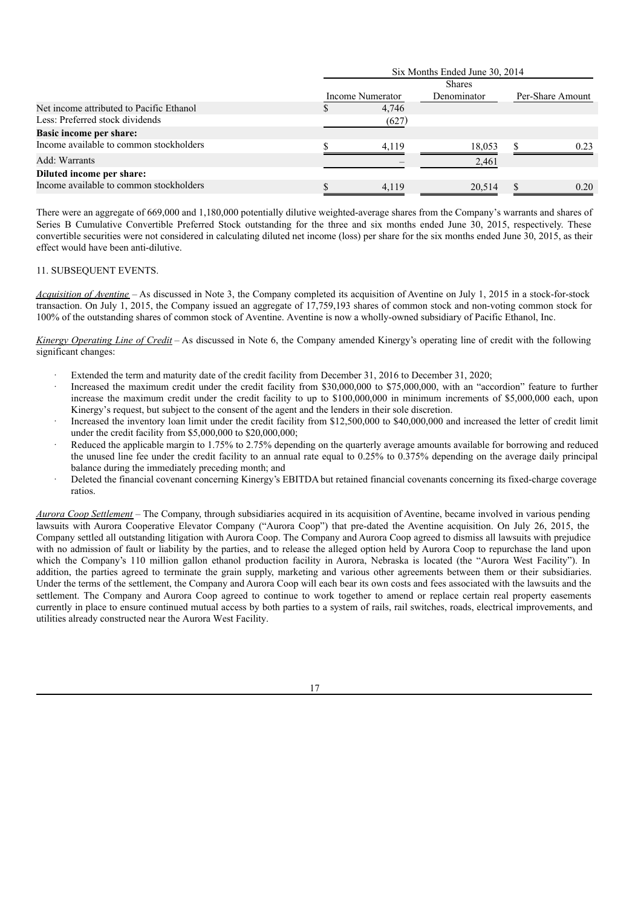| | Six Months Ended June 30, 2014 | | |
|---|---|---|---|
| | Income Numerator | Shares Denominator | Per-Share Amount |
| Net income attributed to Pacific Ethanol | $ 4,746 | | |
| Less: Preferred stock dividends | (627) | | |
| **Basic income per share:** | | | |
| Income available to common stockholders | $ 4,119 | 18,053 | $ 0.23 |
| Add: Warrants | – | 2,461 | |
| **Diluted income per share:** | | | |
| Income available to common stockholders | $ 4,119 | 20,514 | $ 0.20 |

There were an aggregate of 669,000 and 1,180,000 potentially dilutive weighted-average shares from the Company's warrants and shares of Series B Cumulative Convertible Preferred Stock outstanding for the three and six months ended June 30, 2015, respectively. These convertible securities were not considered in calculating diluted net income (loss) per share for the six months ended June 30, 2015, as their effect would have been anti-dilutive.

11. SUBSEQUENT EVENTS.

*Acquisition of Aventine* – As discussed in Note 3, the Company completed its acquisition of Aventine on July 1, 2015 in a stock-for-stock transaction. On July 1, 2015, the Company issued an aggregate of 17,759,193 shares of common stock and non-voting common stock for 100% of the outstanding shares of common stock of Aventine. Aventine is now a wholly-owned subsidiary of Pacific Ethanol, Inc.

*Kinergy Operating Line of Credit* – As discussed in Note 6, the Company amended Kinergy's operating line of credit with the following significant changes:

- Extended the term and maturity date of the credit facility from December 31, 2016 to December 31, 2020;
- Increased the maximum credit under the credit facility from $30,000,000 to $75,000,000, with an "accordion" feature to further increase the maximum credit under the credit facility to up to $100,000,000 in minimum increments of $5,000,000 each, upon Kinergy's request, but subject to the consent of the agent and the lenders in their sole discretion.
- Increased the inventory loan limit under the credit facility from $12,500,000 to $40,000,000 and increased the letter of credit limit under the credit facility from $5,000,000 to $20,000,000;
- Reduced the applicable margin to 1.75% to 2.75% depending on the quarterly average amounts available for borrowing and reduced the unused line fee under the credit facility to an annual rate equal to 0.25% to 0.375% depending on the average daily principal balance during the immediately preceding month; and
- Deleted the financial covenant concerning Kinergy's EBITDA but retained financial covenants concerning its fixed-charge coverage ratios.

*Aurora Coop Settlement* – The Company, through subsidiaries acquired in its acquisition of Aventine, became involved in various pending lawsuits with Aurora Cooperative Elevator Company ("Aurora Coop") that pre-dated the Aventine acquisition. On July 26, 2015, the Company settled all outstanding litigation with Aurora Coop. The Company and Aurora Coop agreed to dismiss all lawsuits with prejudice with no admission of fault or liability by the parties, and to release the alleged option held by Aurora Coop to repurchase the land upon which the Company's 110 million gallon ethanol production facility in Aurora, Nebraska is located (the "Aurora West Facility"). In addition, the parties agreed to terminate the grain supply, marketing and various other agreements between them or their subsidiaries. Under the terms of the settlement, the Company and Aurora Coop will each bear its own costs and fees associated with the lawsuits and the settlement. The Company and Aurora Coop agreed to continue to work together to amend or replace certain real property easements currently in place to ensure continued mutual access by both parties to a system of rails, rail switches, roads, electrical improvements, and utilities already constructed near the Aurora West Facility.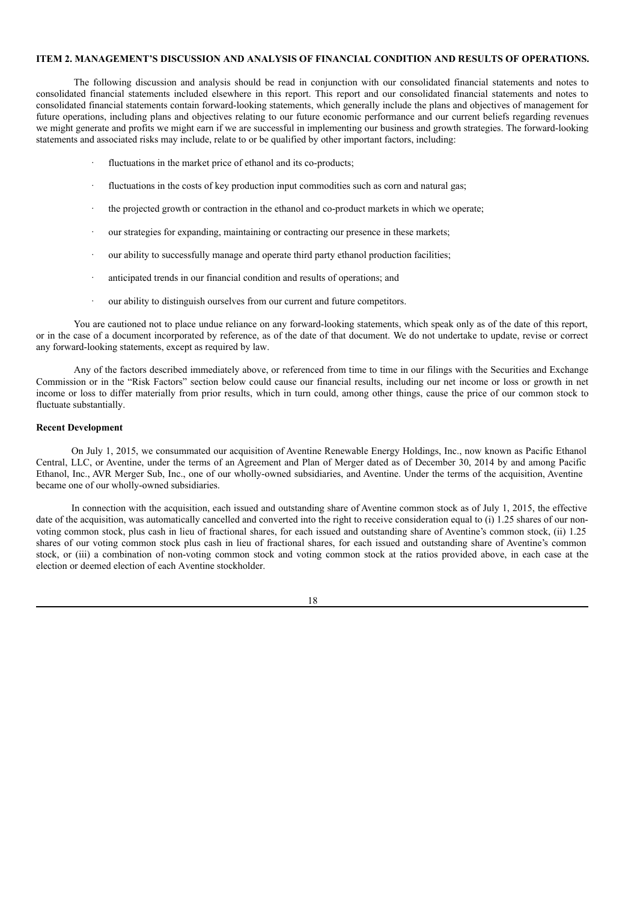## ITEM 2. MANAGEMENT'S DISCUSSION AND ANALYSIS OF FINANCIAL CONDITION AND RESULTS OF OPERATIONS.

The following discussion and analysis should be read in conjunction with our consolidated financial statements and notes to consolidated financial statements included elsewhere in this report. This report and our consolidated financial statements and notes to consolidated financial statements contain forward-looking statements, which generally include the plans and objectives of management for future operations, including plans and objectives relating to our future economic performance and our current beliefs regarding revenues we might generate and profits we might earn if we are successful in implementing our business and growth strategies. The forward-looking statements and associated risks may include, relate to or be qualified by other important factors, including:

- fluctuations in the market price of ethanol and its co-products;
- fluctuations in the costs of key production input commodities such as corn and natural gas;
- the projected growth or contraction in the ethanol and co-product markets in which we operate;
- our strategies for expanding, maintaining or contracting our presence in these markets;
- our ability to successfully manage and operate third party ethanol production facilities;
- anticipated trends in our financial condition and results of operations; and
- our ability to distinguish ourselves from our current and future competitors.

You are cautioned not to place undue reliance on any forward-looking statements, which speak only as of the date of this report, or in the case of a document incorporated by reference, as of the date of that document. We do not undertake to update, revise or correct any forward-looking statements, except as required by law.

Any of the factors described immediately above, or referenced from time to time in our filings with the Securities and Exchange Commission or in the "Risk Factors" section below could cause our financial results, including our net income or loss or growth in net income or loss to differ materially from prior results, which in turn could, among other things, cause the price of our common stock to fluctuate substantially.

**Recent Development**

On July 1, 2015, we consummated our acquisition of Aventine Renewable Energy Holdings, Inc., now known as Pacific Ethanol Central, LLC, or Aventine, under the terms of an Agreement and Plan of Merger dated as of December 30, 2014 by and among Pacific Ethanol, Inc., AVR Merger Sub, Inc., one of our wholly-owned subsidiaries, and Aventine. Under the terms of the acquisition, Aventine became one of our wholly-owned subsidiaries.

In connection with the acquisition, each issued and outstanding share of Aventine common stock as of July 1, 2015, the effective date of the acquisition, was automatically cancelled and converted into the right to receive consideration equal to (i) 1.25 shares of our non-voting common stock, plus cash in lieu of fractional shares, for each issued and outstanding share of Aventine's common stock, (ii) 1.25 shares of our voting common stock plus cash in lieu of fractional shares, for each issued and outstanding share of Aventine's common stock, or (iii) a combination of non-voting common stock and voting common stock at the ratios provided above, in each case at the election or deemed election of each Aventine stockholder.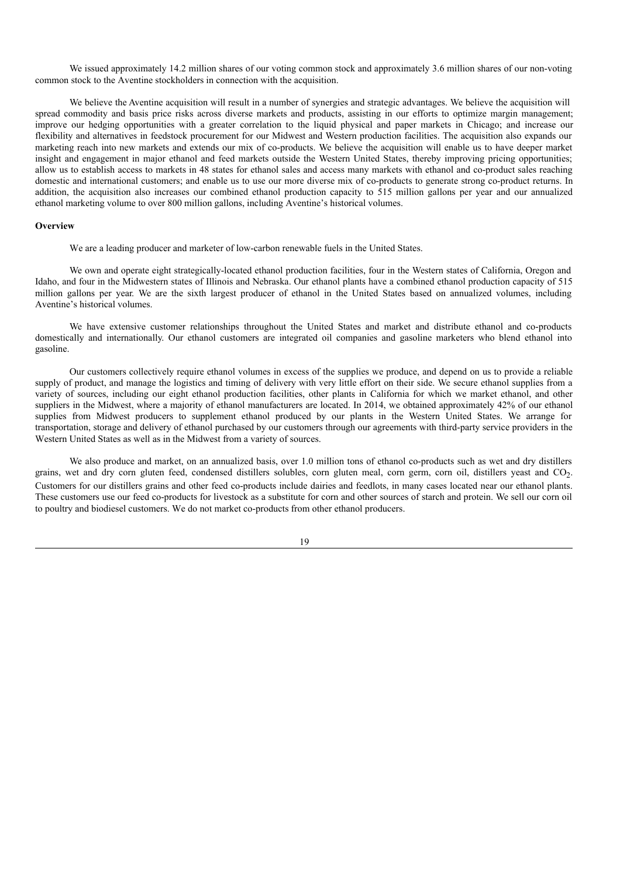We issued approximately 14.2 million shares of our voting common stock and approximately 3.6 million shares of our non-voting common stock to the Aventine stockholders in connection with the acquisition.

We believe the Aventine acquisition will result in a number of synergies and strategic advantages. We believe the acquisition will spread commodity and basis price risks across diverse markets and products, assisting in our efforts to optimize margin management; improve our hedging opportunities with a greater correlation to the liquid physical and paper markets in Chicago; and increase our flexibility and alternatives in feedstock procurement for our Midwest and Western production facilities. The acquisition also expands our marketing reach into new markets and extends our mix of co-products. We believe the acquisition will enable us to have deeper market insight and engagement in major ethanol and feed markets outside the Western United States, thereby improving pricing opportunities; allow us to establish access to markets in 48 states for ethanol sales and access many markets with ethanol and co-product sales reaching domestic and international customers; and enable us to use our more diverse mix of co-products to generate strong co-product returns. In addition, the acquisition also increases our combined ethanol production capacity to 515 million gallons per year and our annualized ethanol marketing volume to over 800 million gallons, including Aventine's historical volumes.

**Overview**

We are a leading producer and marketer of low-carbon renewable fuels in the United States.

We own and operate eight strategically-located ethanol production facilities, four in the Western states of California, Oregon and Idaho, and four in the Midwestern states of Illinois and Nebraska. Our ethanol plants have a combined ethanol production capacity of 515 million gallons per year. We are the sixth largest producer of ethanol in the United States based on annualized volumes, including Aventine's historical volumes.

We have extensive customer relationships throughout the United States and market and distribute ethanol and co-products domestically and internationally. Our ethanol customers are integrated oil companies and gasoline marketers who blend ethanol into gasoline.

Our customers collectively require ethanol volumes in excess of the supplies we produce, and depend on us to provide a reliable supply of product, and manage the logistics and timing of delivery with very little effort on their side. We secure ethanol supplies from a variety of sources, including our eight ethanol production facilities, other plants in California for which we market ethanol, and other suppliers in the Midwest, where a majority of ethanol manufacturers are located. In 2014, we obtained approximately 42% of our ethanol supplies from Midwest producers to supplement ethanol produced by our plants in the Western United States. We arrange for transportation, storage and delivery of ethanol purchased by our customers through our agreements with third-party service providers in the Western United States as well as in the Midwest from a variety of sources.

We also produce and market, on an annualized basis, over 1.0 million tons of ethanol co-products such as wet and dry distillers grains, wet and dry corn gluten feed, condensed distillers solubles, corn gluten meal, corn germ, corn oil, distillers yeast and $CO_2$. Customers for our distillers grains and other feed co-products include dairies and feedlots, in many cases located near our ethanol plants. These customers use our feed co-products for livestock as a substitute for corn and other sources of starch and protein. We sell our corn oil to poultry and biodiesel customers. We do not market co-products from other ethanol producers.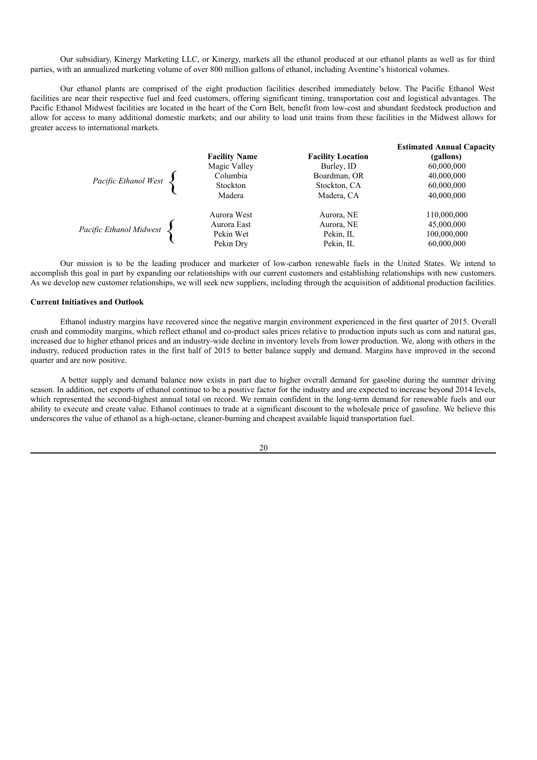Our subsidiary, Kinergy Marketing LLC, or Kinergy, markets all the ethanol produced at our ethanol plants as well as for third parties, with an annualized marketing volume of over 800 million gallons of ethanol, including Aventine's historical volumes.

Our ethanol plants are comprised of the eight production facilities described immediately below. The Pacific Ethanol West facilities are near their respective fuel and feed customers, offering significant timing, transportation cost and logistical advantages. The Pacific Ethanol Midwest facilities are located in the heart of the Corn Belt, benefit from low-cost and abundant feedstock production and allow for access to many additional domestic markets; and our ability to load unit trains from these facilities in the Midwest allows for greater access to international markets.

| | Facility Name | Facility Location | Estimated Annual Capacity (gallons) |
|---|---|---|---|
| *Pacific Ethanol West* | Magic Valley | Burley, ID | 60,000,000 |
| | Columbia | Boardman, OR | 40,000,000 |
| | Stockton | Stockton, CA | 60,000,000 |
| | Madera | Madera, CA | 40,000,000 |
| *Pacific Ethanol Midwest* | Aurora West | Aurora, NE | 110,000,000 |
| | Aurora East | Aurora, NE | 45,000,000 |
| | Pekin Wet | Pekin, IL | 100,000,000 |
| | Pekin Dry | Pekin, IL | 60,000,000 |

Our mission is to be the leading producer and marketer of low-carbon renewable fuels in the United States. We intend to accomplish this goal in part by expanding our relationships with our current customers and establishing relationships with new customers. As we develop new customer relationships, we will seek new suppliers, including through the acquisition of additional production facilities.

**Current Initiatives and Outlook**

Ethanol industry margins have recovered since the negative margin environment experienced in the first quarter of 2015. Overall crush and commodity margins, which reflect ethanol and co-product sales prices relative to production inputs such as corn and natural gas, increased due to higher ethanol prices and an industry-wide decline in inventory levels from lower production. We, along with others in the industry, reduced production rates in the first half of 2015 to better balance supply and demand. Margins have improved in the second quarter and are now positive.

A better supply and demand balance now exists in part due to higher overall demand for gasoline during the summer driving season. In addition, net exports of ethanol continue to be a positive factor for the industry and are expected to increase beyond 2014 levels, which represented the second-highest annual total on record. We remain confident in the long-term demand for renewable fuels and our ability to execute and create value. Ethanol continues to trade at a significant discount to the wholesale price of gasoline. We believe this underscores the value of ethanol as a high-octane, cleaner-burning and cheapest available liquid transportation fuel.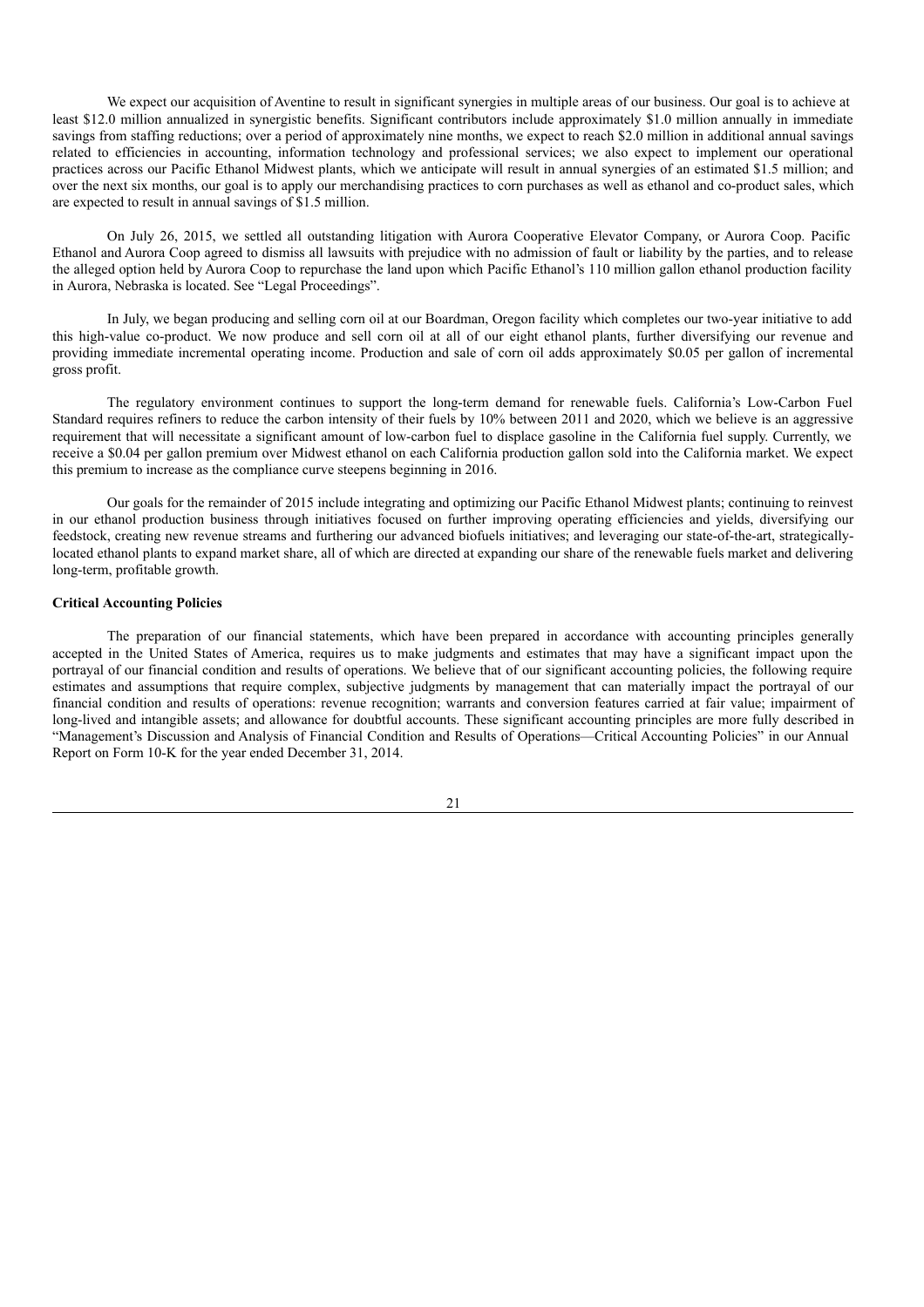We expect our acquisition of Aventine to result in significant synergies in multiple areas of our business. Our goal is to achieve at least $12.0 million annualized in synergistic benefits. Significant contributors include approximately $1.0 million annually in immediate savings from staffing reductions; over a period of approximately nine months, we expect to reach $2.0 million in additional annual savings related to efficiencies in accounting, information technology and professional services; we also expect to implement our operational practices across our Pacific Ethanol Midwest plants, which we anticipate will result in annual synergies of an estimated $1.5 million; and over the next six months, our goal is to apply our merchandising practices to corn purchases as well as ethanol and co-product sales, which are expected to result in annual savings of $1.5 million.

On July 26, 2015, we settled all outstanding litigation with Aurora Cooperative Elevator Company, or Aurora Coop. Pacific Ethanol and Aurora Coop agreed to dismiss all lawsuits with prejudice with no admission of fault or liability by the parties, and to release the alleged option held by Aurora Coop to repurchase the land upon which Pacific Ethanol's 110 million gallon ethanol production facility in Aurora, Nebraska is located. See "Legal Proceedings".

In July, we began producing and selling corn oil at our Boardman, Oregon facility which completes our two-year initiative to add this high-value co-product. We now produce and sell corn oil at all of our eight ethanol plants, further diversifying our revenue and providing immediate incremental operating income. Production and sale of corn oil adds approximately $0.05 per gallon of incremental gross profit.

The regulatory environment continues to support the long-term demand for renewable fuels. California's Low-Carbon Fuel Standard requires refiners to reduce the carbon intensity of their fuels by 10% between 2011 and 2020, which we believe is an aggressive requirement that will necessitate a significant amount of low-carbon fuel to displace gasoline in the California fuel supply. Currently, we receive a $0.04 per gallon premium over Midwest ethanol on each California production gallon sold into the California market. We expect this premium to increase as the compliance curve steepens beginning in 2016.

Our goals for the remainder of 2015 include integrating and optimizing our Pacific Ethanol Midwest plants; continuing to reinvest in our ethanol production business through initiatives focused on further improving operating efficiencies and yields, diversifying our feedstock, creating new revenue streams and furthering our advanced biofuels initiatives; and leveraging our state-of-the-art, strategically-located ethanol plants to expand market share, all of which are directed at expanding our share of the renewable fuels market and delivering long-term, profitable growth.

**Critical Accounting Policies**

The preparation of our financial statements, which have been prepared in accordance with accounting principles generally accepted in the United States of America, requires us to make judgments and estimates that may have a significant impact upon the portrayal of our financial condition and results of operations. We believe that of our significant accounting policies, the following require estimates and assumptions that require complex, subjective judgments by management that can materially impact the portrayal of our financial condition and results of operations: revenue recognition; warrants and conversion features carried at fair value; impairment of long-lived and intangible assets; and allowance for doubtful accounts. These significant accounting principles are more fully described in "Management's Discussion and Analysis of Financial Condition and Results of Operations—Critical Accounting Policies" in our Annual Report on Form 10-K for the year ended December 31, 2014.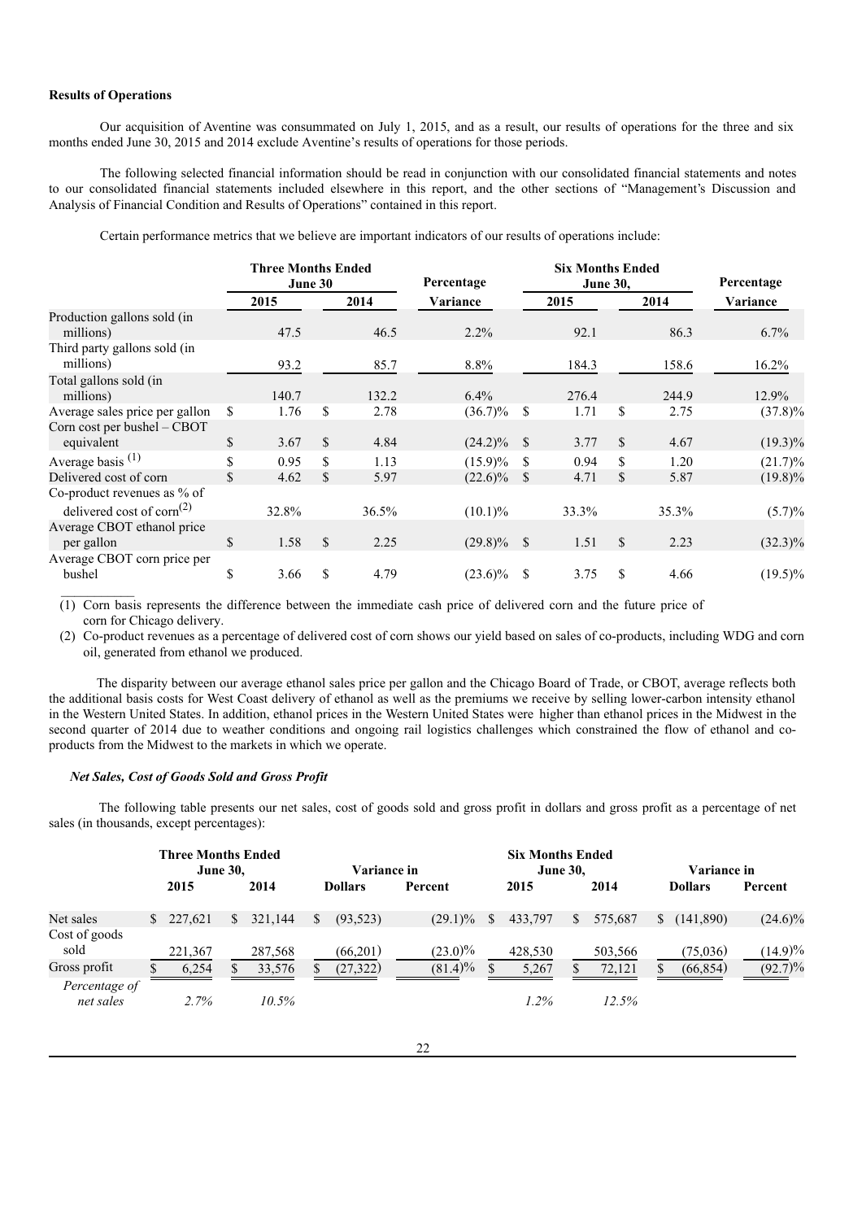**Results of Operations**

Our acquisition of Aventine was consummated on July 1, 2015, and as a result, our results of operations for the three and six months ended June 30, 2015 and 2014 exclude Aventine's results of operations for those periods.

The following selected financial information should be read in conjunction with our consolidated financial statements and notes to our consolidated financial statements included elsewhere in this report, and the other sections of "Management's Discussion and Analysis of Financial Condition and Results of Operations" contained in this report.

Certain performance metrics that we believe are important indicators of our results of operations include:

| | Three Months Ended June 30 | | Percentage | Six Months Ended June 30, | | Percentage |
|---|---|---|---|---|---|---|
| | 2015 | 2014 | Variance | 2015 | 2014 | Variance |
| Production gallons sold (in millions) | 47.5 | 46.5 | 2.2% | 92.1 | 86.3 | 6.7% |
| Third party gallons sold (in millions) | 93.2 | 85.7 | 8.8% | 184.3 | 158.6 | 16.2% |
| Total gallons sold (in millions) | 140.7 | 132.2 | 6.4% | 276.4 | 244.9 | 12.9% |
| Average sales price per gallon | $ 1.76 | $ 2.78 | (36.7)% | $ 1.71 | $ 2.75 | (37.8)% |
| Corn cost per bushel – CBOT equivalent | $ 3.67 | $ 4.84 | (24.2)% | $ 3.77 | $ 4.67 | (19.3)% |
| Average basis [(1)] | $ 0.95 | $ 1.13 | (15.9)% | $ 0.94 | $ 1.20 | (21.7)% |
| Delivered cost of corn | $ 4.62 | $ 5.97 | (22.6)% | $ 4.71 | $ 5.87 | (19.8)% |
| Co-product revenues as % of delivered cost of corn[(2)] | 32.8% | 36.5% | (10.1)% | 33.3% | 35.3% | (5.7)% |
| Average CBOT ethanol price per gallon | $ 1.58 | $ 2.25 | (29.8)% | $ 1.51 | $ 2.23 | (32.3)% |
| Average CBOT corn price per bushel | $ 3.66 | $ 4.79 | (23.6)% | $ 3.75 | $ 4.66 | (19.5)% |

(1) Corn basis represents the difference between the immediate cash price of delivered corn and the future price of corn for Chicago delivery.

(2) Co-product revenues as a percentage of delivered cost of corn shows our yield based on sales of co-products, including WDG and corn oil, generated from ethanol we produced.

The disparity between our average ethanol sales price per gallon and the Chicago Board of Trade, or CBOT, average reflects both the additional basis costs for West Coast delivery of ethanol as well as the premiums we receive by selling lower-carbon intensity ethanol in the Western United States. In addition, ethanol prices in the Western United States were higher than ethanol prices in the Midwest in the second quarter of 2014 due to weather conditions and ongoing rail logistics challenges which constrained the flow of ethanol and co-products from the Midwest to the markets in which we operate.

***Net Sales, Cost of Goods Sold and Gross Profit***

The following table presents our net sales, cost of goods sold and gross profit in dollars and gross profit as a percentage of net sales (in thousands, except percentages):

| | Three Months Ended June 30, | | Variance in | | Six Months Ended June 30, | | Variance in | |
|---|---|---|---|---|---|---|---|---|
| | 2015 | 2014 | Dollars | Percent | 2015 | 2014 | Dollars | Percent |
| Net sales | $ 227,621 | $ 321,144 | $ (93,523) | (29.1)% | $ 433,797 | $ 575,687 | $ (141,890) | (24.6)% |
| Cost of goods sold | 221,367 | 287,568 | (66,201) | (23.0)% | 428,530 | 503,566 | (75,036) | (14.9)% |
| Gross profit | $ 6,254 | $ 33,576 | $ (27,322) | (81.4)% | $ 5,267 | $ 72,121 | $ (66,854) | (92.7)% |
| *Percentage of net sales* | *2.7%* | *10.5%* | | | *1.2%* | *12.5%* | | |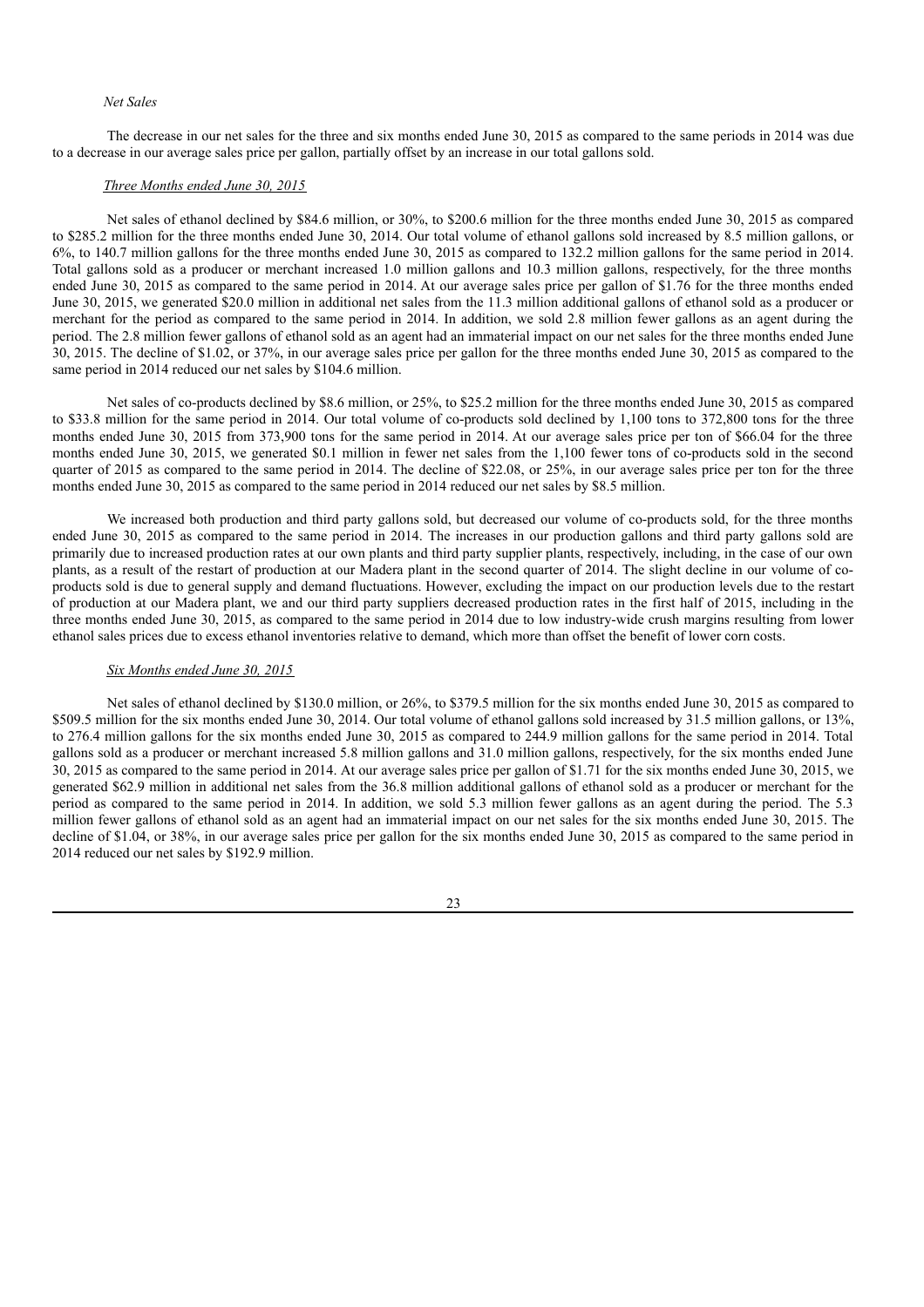*Net Sales*

The decrease in our net sales for the three and six months ended June 30, 2015 as compared to the same periods in 2014 was due to a decrease in our average sales price per gallon, partially offset by an increase in our total gallons sold.

*Three Months ended June 30, 2015*

Net sales of ethanol declined by $84.6 million, or 30%, to $200.6 million for the three months ended June 30, 2015 as compared to $285.2 million for the three months ended June 30, 2014. Our total volume of ethanol gallons sold increased by 8.5 million gallons, or 6%, to 140.7 million gallons for the three months ended June 30, 2015 as compared to 132.2 million gallons for the same period in 2014. Total gallons sold as a producer or merchant increased 1.0 million gallons and 10.3 million gallons, respectively, for the three months ended June 30, 2015 as compared to the same period in 2014. At our average sales price per gallon of $1.76 for the three months ended June 30, 2015, we generated $20.0 million in additional net sales from the 11.3 million additional gallons of ethanol sold as a producer or merchant for the period as compared to the same period in 2014. In addition, we sold 2.8 million fewer gallons as an agent during the period. The 2.8 million fewer gallons of ethanol sold as an agent had an immaterial impact on our net sales for the three months ended June 30, 2015. The decline of $1.02, or 37%, in our average sales price per gallon for the three months ended June 30, 2015 as compared to the same period in 2014 reduced our net sales by $104.6 million.

Net sales of co-products declined by $8.6 million, or 25%, to $25.2 million for the three months ended June 30, 2015 as compared to $33.8 million for the same period in 2014. Our total volume of co-products sold declined by 1,100 tons to 372,800 tons for the three months ended June 30, 2015 from 373,900 tons for the same period in 2014. At our average sales price per ton of $66.04 for the three months ended June 30, 2015, we generated $0.1 million in fewer net sales from the 1,100 fewer tons of co-products sold in the second quarter of 2015 as compared to the same period in 2014. The decline of $22.08, or 25%, in our average sales price per ton for the three months ended June 30, 2015 as compared to the same period in 2014 reduced our net sales by $8.5 million.

We increased both production and third party gallons sold, but decreased our volume of co-products sold, for the three months ended June 30, 2015 as compared to the same period in 2014. The increases in our production gallons and third party gallons sold are primarily due to increased production rates at our own plants and third party supplier plants, respectively, including, in the case of our own plants, as a result of the restart of production at our Madera plant in the second quarter of 2014. The slight decline in our volume of co-products sold is due to general supply and demand fluctuations. However, excluding the impact on our production levels due to the restart of production at our Madera plant, we and our third party suppliers decreased production rates in the first half of 2015, including in the three months ended June 30, 2015, as compared to the same period in 2014 due to low industry-wide crush margins resulting from lower ethanol sales prices due to excess ethanol inventories relative to demand, which more than offset the benefit of lower corn costs.

*Six Months ended June 30, 2015*

Net sales of ethanol declined by $130.0 million, or 26%, to $379.5 million for the six months ended June 30, 2015 as compared to $509.5 million for the six months ended June 30, 2014. Our total volume of ethanol gallons sold increased by 31.5 million gallons, or 13%, to 276.4 million gallons for the six months ended June 30, 2015 as compared to 244.9 million gallons for the same period in 2014. Total gallons sold as a producer or merchant increased 5.8 million gallons and 31.0 million gallons, respectively, for the six months ended June 30, 2015 as compared to the same period in 2014. At our average sales price per gallon of $1.71 for the six months ended June 30, 2015, we generated $62.9 million in additional net sales from the 36.8 million additional gallons of ethanol sold as a producer or merchant for the period as compared to the same period in 2014. In addition, we sold 5.3 million fewer gallons as an agent during the period. The 5.3 million fewer gallons of ethanol sold as an agent had an immaterial impact on our net sales for the six months ended June 30, 2015. The decline of $1.04, or 38%, in our average sales price per gallon for the six months ended June 30, 2015 as compared to the same period in 2014 reduced our net sales by $192.9 million.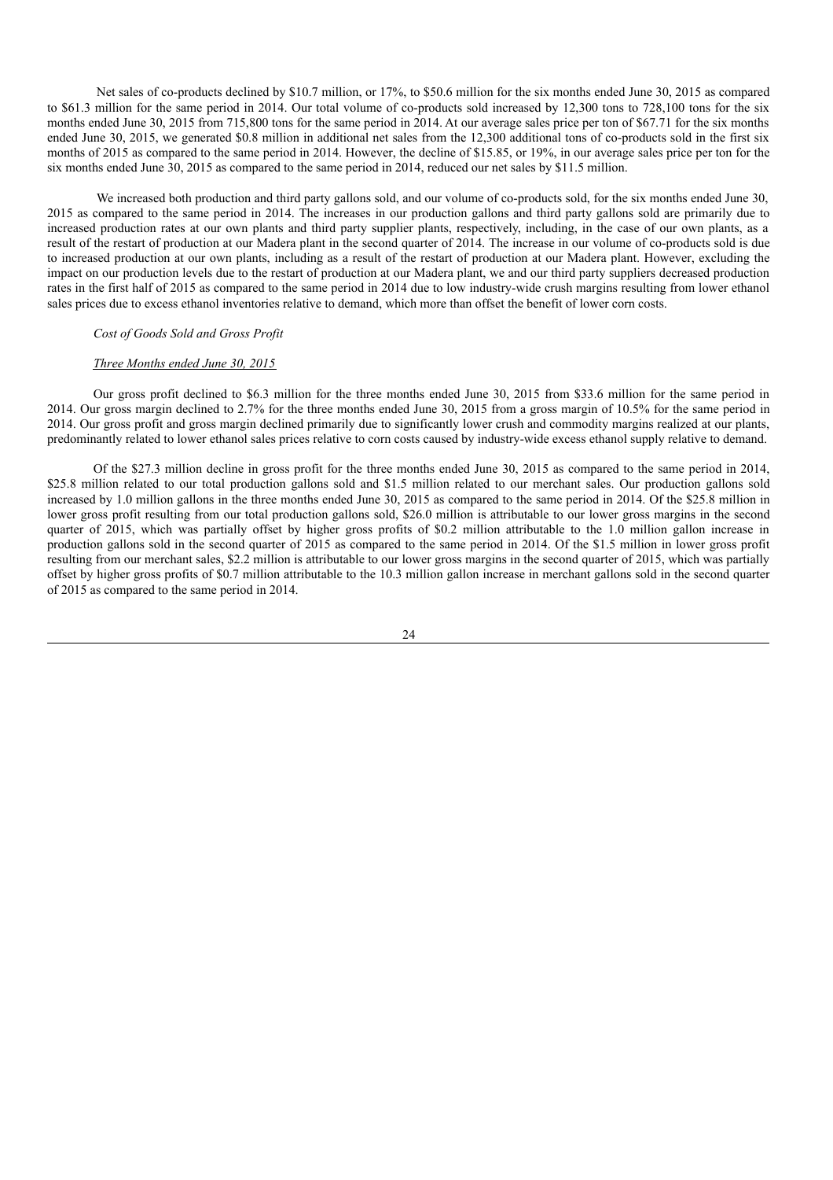Net sales of co-products declined by $10.7 million, or 17%, to $50.6 million for the six months ended June 30, 2015 as compared to $61.3 million for the same period in 2014. Our total volume of co-products sold increased by 12,300 tons to 728,100 tons for the six months ended June 30, 2015 from 715,800 tons for the same period in 2014. At our average sales price per ton of $67.71 for the six months ended June 30, 2015, we generated $0.8 million in additional net sales from the 12,300 additional tons of co-products sold in the first six months of 2015 as compared to the same period in 2014. However, the decline of $15.85, or 19%, in our average sales price per ton for the six months ended June 30, 2015 as compared to the same period in 2014, reduced our net sales by $11.5 million.

We increased both production and third party gallons sold, and our volume of co-products sold, for the six months ended June 30, 2015 as compared to the same period in 2014. The increases in our production gallons and third party gallons sold are primarily due to increased production rates at our own plants and third party supplier plants, respectively, including, in the case of our own plants, as a result of the restart of production at our Madera plant in the second quarter of 2014. The increase in our volume of co-products sold is due to increased production at our own plants, including as a result of the restart of production at our Madera plant. However, excluding the impact on our production levels due to the restart of production at our Madera plant, we and our third party suppliers decreased production rates in the first half of 2015 as compared to the same period in 2014 due to low industry-wide crush margins resulting from lower ethanol sales prices due to excess ethanol inventories relative to demand, which more than offset the benefit of lower corn costs.

*Cost of Goods Sold and Gross Profit*

*Three Months ended June 30, 2015*

Our gross profit declined to $6.3 million for the three months ended June 30, 2015 from $33.6 million for the same period in 2014. Our gross margin declined to 2.7% for the three months ended June 30, 2015 from a gross margin of 10.5% for the same period in 2014. Our gross profit and gross margin declined primarily due to significantly lower crush and commodity margins realized at our plants, predominantly related to lower ethanol sales prices relative to corn costs caused by industry-wide excess ethanol supply relative to demand.

Of the $27.3 million decline in gross profit for the three months ended June 30, 2015 as compared to the same period in 2014, $25.8 million related to our total production gallons sold and $1.5 million related to our merchant sales. Our production gallons sold increased by 1.0 million gallons in the three months ended June 30, 2015 as compared to the same period in 2014. Of the $25.8 million in lower gross profit resulting from our total production gallons sold, $26.0 million is attributable to our lower gross margins in the second quarter of 2015, which was partially offset by higher gross profits of $0.2 million attributable to the 1.0 million gallon increase in production gallons sold in the second quarter of 2015 as compared to the same period in 2014. Of the $1.5 million in lower gross profit resulting from our merchant sales, $2.2 million is attributable to our lower gross margins in the second quarter of 2015, which was partially offset by higher gross profits of $0.7 million attributable to the 10.3 million gallon increase in merchant gallons sold in the second quarter of 2015 as compared to the same period in 2014.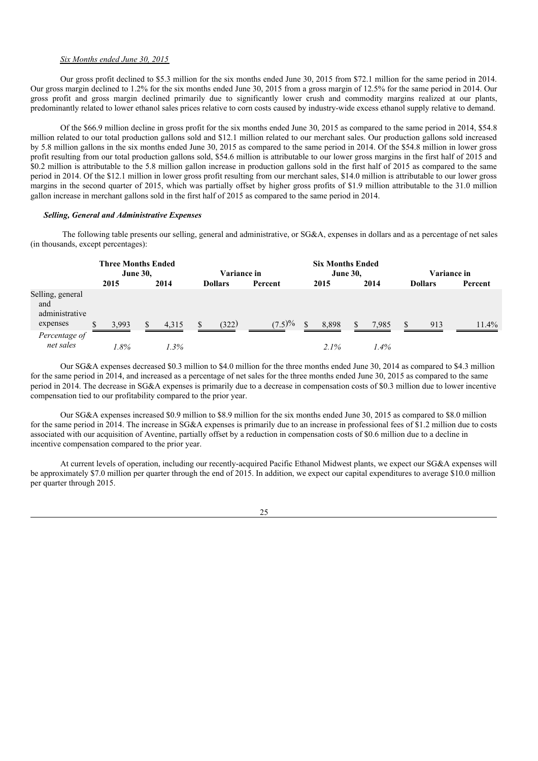*Six Months ended June 30, 2015*

Our gross profit declined to \$5.3 million for the six months ended June 30, 2015 from \$72.1 million for the same period in 2014. Our gross margin declined to 1.2% for the six months ended June 30, 2015 from a gross margin of 12.5% for the same period in 2014. Our gross profit and gross margin declined primarily due to significantly lower crush and commodity margins realized at our plants, predominantly related to lower ethanol sales prices relative to corn costs caused by industry-wide excess ethanol supply relative to demand.

Of the \$66.9 million decline in gross profit for the six months ended June 30, 2015 as compared to the same period in 2014, \$54.8 million related to our total production gallons sold and \$12.1 million related to our merchant sales. Our production gallons sold increased by 5.8 million gallons in the six months ended June 30, 2015 as compared to the same period in 2014. Of the \$54.8 million in lower gross profit resulting from our total production gallons sold, \$54.6 million is attributable to our lower gross margins in the first half of 2015 and \$0.2 million is attributable to the 5.8 million gallon increase in production gallons sold in the first half of 2015 as compared to the same period in 2014. Of the \$12.1 million in lower gross profit resulting from our merchant sales, \$14.0 million is attributable to our lower gross margins in the second quarter of 2015, which was partially offset by higher gross profits of \$1.9 million attributable to the 31.0 million gallon increase in merchant gallons sold in the first half of 2015 as compared to the same period in 2014.

### *Selling, General and Administrative Expenses*

The following table presents our selling, general and administrative, or SG&A, expenses in dollars and as a percentage of net sales (in thousands, except percentages):

| | Three Months Ended June 30, | | Variance in | | Six Months Ended June 30, | | Variance in | |
|---|---|---|---|---|---|---|---|---|
| | 2015 | 2014 | Dollars | Percent | 2015 | 2014 | Dollars | Percent |
| Selling, general and administrative expenses | \$ 3,993 | \$ 4,315 | \$ (322) | (7.5)% | \$ 8,898 | \$ 7,985 | \$ 913 | 11.4% |
| *Percentage of net sales* | *1.8%* | *1.3%* | | | *2.1%* | *1.4%* | | |

Our SG&A expenses decreased \$0.3 million to \$4.0 million for the three months ended June 30, 2014 as compared to \$4.3 million for the same period in 2014, and increased as a percentage of net sales for the three months ended June 30, 2015 as compared to the same period in 2014. The decrease in SG&A expenses is primarily due to a decrease in compensation costs of \$0.3 million due to lower incentive compensation tied to our profitability compared to the prior year.

Our SG&A expenses increased \$0.9 million to \$8.9 million for the six months ended June 30, 2015 as compared to \$8.0 million for the same period in 2014. The increase in SG&A expenses is primarily due to an increase in professional fees of \$1.2 million due to costs associated with our acquisition of Aventine, partially offset by a reduction in compensation costs of \$0.6 million due to a decline in incentive compensation compared to the prior year.

At current levels of operation, including our recently-acquired Pacific Ethanol Midwest plants, we expect our SG&A expenses will be approximately \$7.0 million per quarter through the end of 2015. In addition, we expect our capital expenditures to average \$10.0 million per quarter through 2015.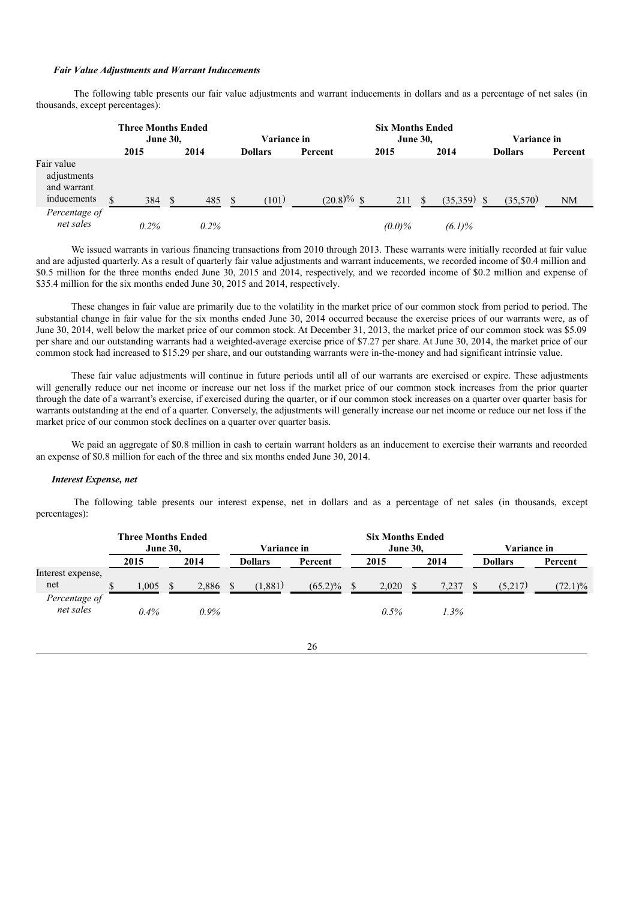### *Fair Value Adjustments and Warrant Inducements*

The following table presents our fair value adjustments and warrant inducements in dollars and as a percentage of net sales (in thousands, except percentages):

| | Three Months Ended June 30, | | Variance in | | Six Months Ended June 30, | | Variance in | |
|---|---|---|---|---|---|---|---|---|
| | 2015 | 2014 | Dollars | Percent | 2015 | 2014 | Dollars | Percent |
| Fair value adjustments and warrant inducements | $ 384 | $ 485 | $ (101) | (20.8)% | $ 211 | $ (35,359) | $ (35,570) | NM |
| *Percentage of net sales* | *0.2%* | *0.2%* | | | *(0.0)%* | *(6.1)%* | | |

We issued warrants in various financing transactions from 2010 through 2013. These warrants were initially recorded at fair value and are adjusted quarterly. As a result of quarterly fair value adjustments and warrant inducements, we recorded income of $0.4 million and $0.5 million for the three months ended June 30, 2015 and 2014, respectively, and we recorded income of $0.2 million and expense of $35.4 million for the six months ended June 30, 2015 and 2014, respectively.

These changes in fair value are primarily due to the volatility in the market price of our common stock from period to period. The substantial change in fair value for the six months ended June 30, 2014 occurred because the exercise prices of our warrants were, as of June 30, 2014, well below the market price of our common stock. At December 31, 2013, the market price of our common stock was $5.09 per share and our outstanding warrants had a weighted-average exercise price of $7.27 per share. At June 30, 2014, the market price of our common stock had increased to $15.29 per share, and our outstanding warrants were in-the-money and had significant intrinsic value.

These fair value adjustments will continue in future periods until all of our warrants are exercised or expire. These adjustments will generally reduce our net income or increase our net loss if the market price of our common stock increases from the prior quarter through the date of a warrant's exercise, if exercised during the quarter, or if our common stock increases on a quarter over quarter basis for warrants outstanding at the end of a quarter. Conversely, the adjustments will generally increase our net income or reduce our net loss if the market price of our common stock declines on a quarter over quarter basis.

We paid an aggregate of $0.8 million in cash to certain warrant holders as an inducement to exercise their warrants and recorded an expense of $0.8 million for each of the three and six months ended June 30, 2014.

### *Interest Expense, net*

The following table presents our interest expense, net in dollars and as a percentage of net sales (in thousands, except percentages):

| | Three Months Ended June 30, | | Variance in | | Six Months Ended June 30, | | Variance in | |
|---|---|---|---|---|---|---|---|---|
| | 2015 | 2014 | Dollars | Percent | 2015 | 2014 | Dollars | Percent |
| Interest expense, net | $ 1,005 | $ 2,886 | $ (1,881) | (65.2)% | $ 2,020 | $ 7,237 | $ (5,217) | (72.1)% |
| *Percentage of net sales* | *0.4%* | *0.9%* | | | *0.5%* | *1.3%* | | |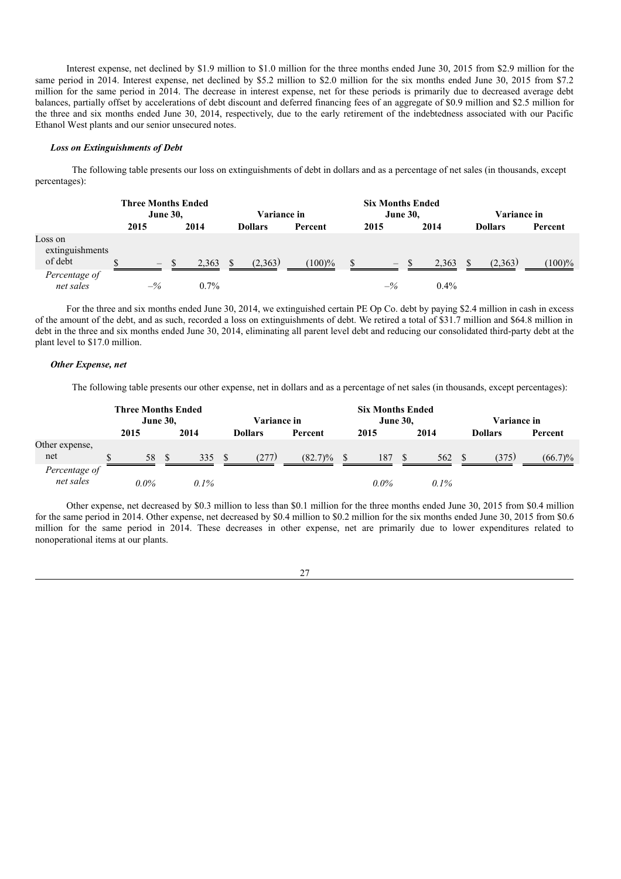Interest expense, net declined by $1.9 million to $1.0 million for the three months ended June 30, 2015 from $2.9 million for the same period in 2014. Interest expense, net declined by $5.2 million to $2.0 million for the six months ended June 30, 2015 from $7.2 million for the same period in 2014. The decrease in interest expense, net for these periods is primarily due to decreased average debt balances, partially offset by accelerations of debt discount and deferred financing fees of an aggregate of $0.9 million and $2.5 million for the three and six months ended June 30, 2014, respectively, due to the early retirement of the indebtedness associated with our Pacific Ethanol West plants and our senior unsecured notes.

***Loss on Extinguishments of Debt***

The following table presents our loss on extinguishments of debt in dollars and as a percentage of net sales (in thousands, except percentages):

| | Three Months Ended June 30, | | Variance in | | Six Months Ended June 30, | | Variance in | |
|---|---|---|---|---|---|---|---|---|
| | 2015 | 2014 | Dollars | Percent | 2015 | 2014 | Dollars | Percent |
| Loss on extinguishments of debt | $ – | $ 2,363 | $ (2,363) | (100)% | $ – | $ 2,363 | $ (2,363) | (100)% |
| *Percentage of net sales* | *–%* | 0.7% | | | *–%* | 0.4% | | |

For the three and six months ended June 30, 2014, we extinguished certain PE Op Co. debt by paying $2.4 million in cash in excess of the amount of the debt, and as such, recorded a loss on extinguishments of debt. We retired a total of $31.7 million and $64.8 million in debt in the three and six months ended June 30, 2014, eliminating all parent level debt and reducing our consolidated third-party debt at the plant level to $17.0 million.

***Other Expense, net***

The following table presents our other expense, net in dollars and as a percentage of net sales (in thousands, except percentages):

| | Three Months Ended June 30, | | Variance in | | Six Months Ended June 30, | | Variance in | |
|---|---|---|---|---|---|---|---|---|
| | 2015 | 2014 | Dollars | Percent | 2015 | 2014 | Dollars | Percent |
| Other expense, net | $ 58 | $ 335 | $ (277) | (82.7)% | $ 187 | $ 562 | $ (375) | (66.7)% |
| *Percentage of net sales* | *0.0%* | *0.1%* | | | *0.0%* | *0.1%* | | |

Other expense, net decreased by $0.3 million to less than $0.1 million for the three months ended June 30, 2015 from $0.4 million for the same period in 2014. Other expense, net decreased by $0.4 million to $0.2 million for the six months ended June 30, 2015 from $0.6 million for the same period in 2014. These decreases in other expense, net are primarily due to lower expenditures related to nonoperational items at our plants.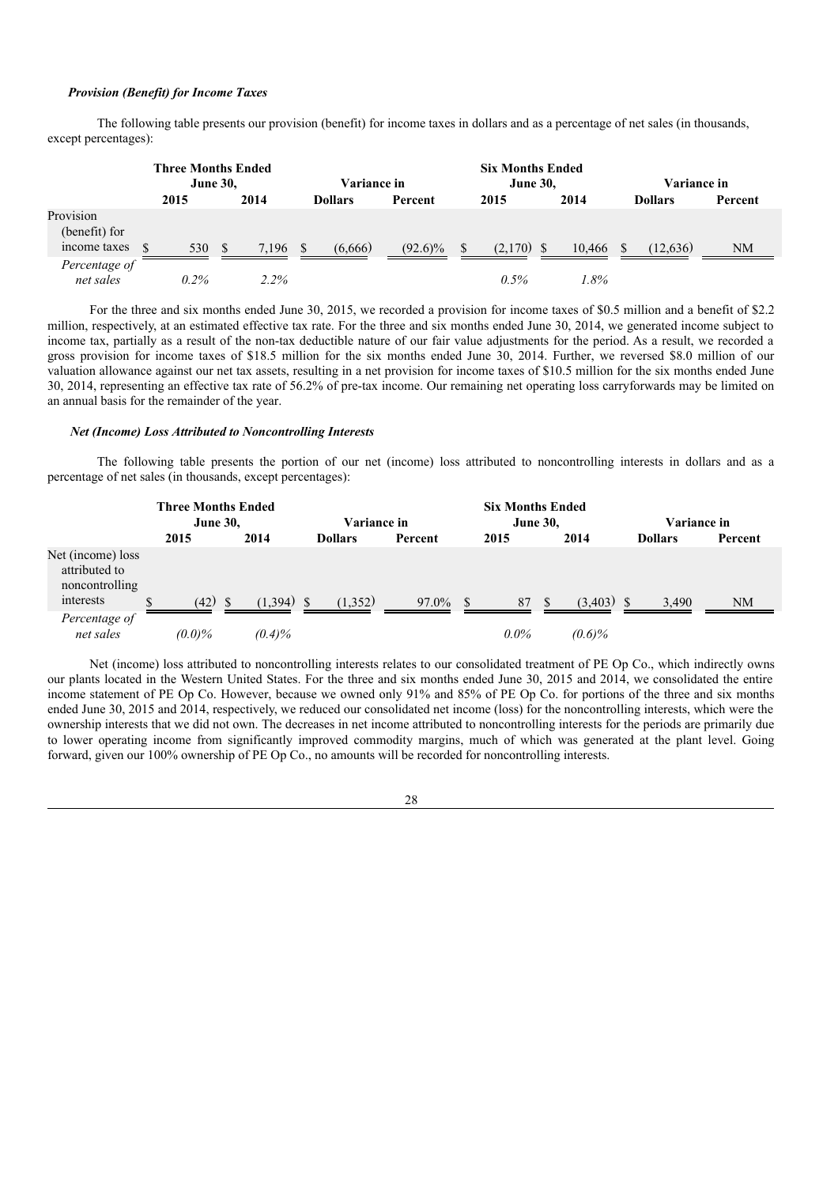### *Provision (Benefit) for Income Taxes*

The following table presents our provision (benefit) for income taxes in dollars and as a percentage of net sales (in thousands, except percentages):

| | Three Months Ended June 30, | | Variance in | | Six Months Ended June 30, | | Variance in | |
|---|---|---|---|---|---|---|---|---|
| | 2015 | 2014 | Dollars | Percent | 2015 | 2014 | Dollars | Percent |
| Provision (benefit) for income taxes | $ 530 | $ 7,196 | $ (6,666) | (92.6)% | $ (2,170) | $ 10,466 | $ (12,636) | NM |
| *Percentage of net sales* | *0.2%* | *2.2%* | | | *0.5%* | *1.8%* | | |

For the three and six months ended June 30, 2015, we recorded a provision for income taxes of $0.5 million and a benefit of $2.2 million, respectively, at an estimated effective tax rate. For the three and six months ended June 30, 2014, we generated income subject to income tax, partially as a result of the non-tax deductible nature of our fair value adjustments for the period. As a result, we recorded a gross provision for income taxes of $18.5 million for the six months ended June 30, 2014. Further, we reversed $8.0 million of our valuation allowance against our net tax assets, resulting in a net provision for income taxes of $10.5 million for the six months ended June 30, 2014, representing an effective tax rate of 56.2% of pre-tax income. Our remaining net operating loss carryforwards may be limited on an annual basis for the remainder of the year.

### *Net (Income) Loss Attributed to Noncontrolling Interests*

The following table presents the portion of our net (income) loss attributed to noncontrolling interests in dollars and as a percentage of net sales (in thousands, except percentages):

| | Three Months Ended June 30, | | Variance in | | Six Months Ended June 30, | | Variance in | |
|---|---|---|---|---|---|---|---|---|
| | 2015 | 2014 | Dollars | Percent | 2015 | 2014 | Dollars | Percent |
| Net (income) loss attributed to noncontrolling interests | $ (42) | $ (1,394) | $ (1,352) | 97.0% | $ 87 | $ (3,403) | $ 3,490 | NM |
| *Percentage of net sales* | *(0.0)%* | *(0.4)%* | | | *0.0%* | *(0.6)%* | | |

Net (income) loss attributed to noncontrolling interests relates to our consolidated treatment of PE Op Co., which indirectly owns our plants located in the Western United States. For the three and six months ended June 30, 2015 and 2014, we consolidated the entire income statement of PE Op Co. However, because we owned only 91% and 85% of PE Op Co. for portions of the three and six months ended June 30, 2015 and 2014, respectively, we reduced our consolidated net income (loss) for the noncontrolling interests, which were the ownership interests that we did not own. The decreases in net income attributed to noncontrolling interests for the periods are primarily due to lower operating income from significantly improved commodity margins, much of which was generated at the plant level. Going forward, given our 100% ownership of PE Op Co., no amounts will be recorded for noncontrolling interests.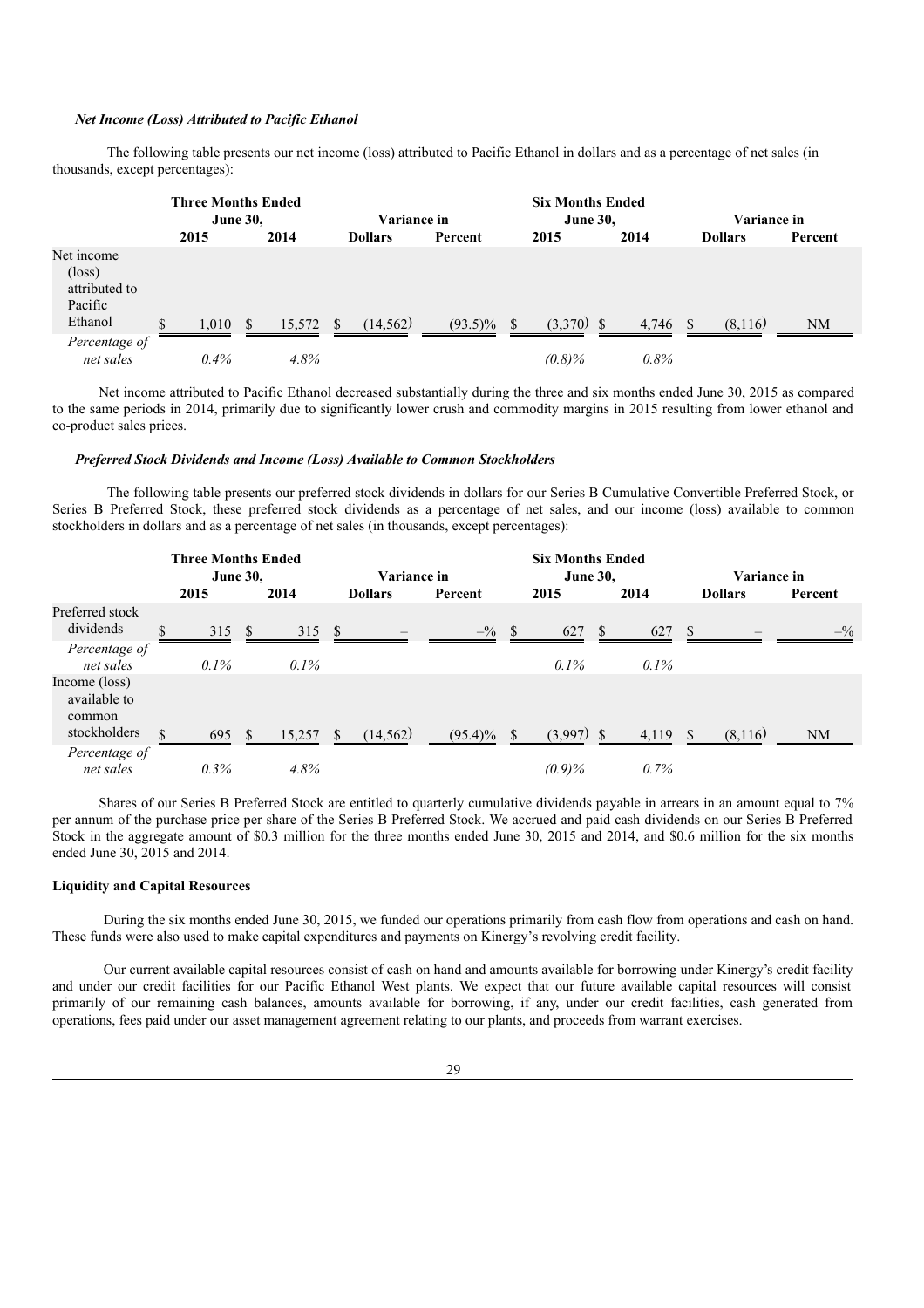### *Net Income (Loss) Attributed to Pacific Ethanol*

The following table presents our net income (loss) attributed to Pacific Ethanol in dollars and as a percentage of net sales (in thousands, except percentages):

| | Three Months Ended June 30, | | Variance in | | Six Months Ended June 30, | | Variance in | |
|---|---|---|---|---|---|---|---|---|
| | 2015 | 2014 | Dollars | Percent | 2015 | 2014 | Dollars | Percent |
| Net income (loss) attributed to Pacific Ethanol | $ 1,010 | $ 15,572 | $ (14,562) | (93.5)% | $ (3,370) | $ 4,746 | $ (8,116) | NM |
| *Percentage of net sales* | *0.4%* | *4.8%* | | | *(0.8)%* | *0.8%* | | |

Net income attributed to Pacific Ethanol decreased substantially during the three and six months ended June 30, 2015 as compared to the same periods in 2014, primarily due to significantly lower crush and commodity margins in 2015 resulting from lower ethanol and co-product sales prices.

### *Preferred Stock Dividends and Income (Loss) Available to Common Stockholders*

The following table presents our preferred stock dividends in dollars for our Series B Cumulative Convertible Preferred Stock, or Series B Preferred Stock, these preferred stock dividends as a percentage of net sales, and our income (loss) available to common stockholders in dollars and as a percentage of net sales (in thousands, except percentages):

| | Three Months Ended June 30, | | Variance in | | Six Months Ended June 30, | | Variance in | |
|---|---|---|---|---|---|---|---|---|
| | 2015 | 2014 | Dollars | Percent | 2015 | 2014 | Dollars | Percent |
| Preferred stock dividends | $ 315 | $ 315 | $ – | –% | $ 627 | $ 627 | $ – | –% |
| *Percentage of net sales* | *0.1%* | *0.1%* | | | *0.1%* | *0.1%* | | |
| Income (loss) available to common stockholders | $ 695 | $ 15,257 | $ (14,562) | (95.4)% | $ (3,997) | $ 4,119 | $ (8,116) | NM |
| *Percentage of net sales* | *0.3%* | *4.8%* | | | *(0.9)%* | *0.7%* | | |

Shares of our Series B Preferred Stock are entitled to quarterly cumulative dividends payable in arrears in an amount equal to 7% per annum of the purchase price per share of the Series B Preferred Stock. We accrued and paid cash dividends on our Series B Preferred Stock in the aggregate amount of $0.3 million for the three months ended June 30, 2015 and 2014, and $0.6 million for the six months ended June 30, 2015 and 2014.

**Liquidity and Capital Resources**

During the six months ended June 30, 2015, we funded our operations primarily from cash flow from operations and cash on hand. These funds were also used to make capital expenditures and payments on Kinergy's revolving credit facility.

Our current available capital resources consist of cash on hand and amounts available for borrowing under Kinergy's credit facility and under our credit facilities for our Pacific Ethanol West plants. We expect that our future available capital resources will consist primarily of our remaining cash balances, amounts available for borrowing, if any, under our credit facilities, cash generated from operations, fees paid under our asset management agreement relating to our plants, and proceeds from warrant exercises.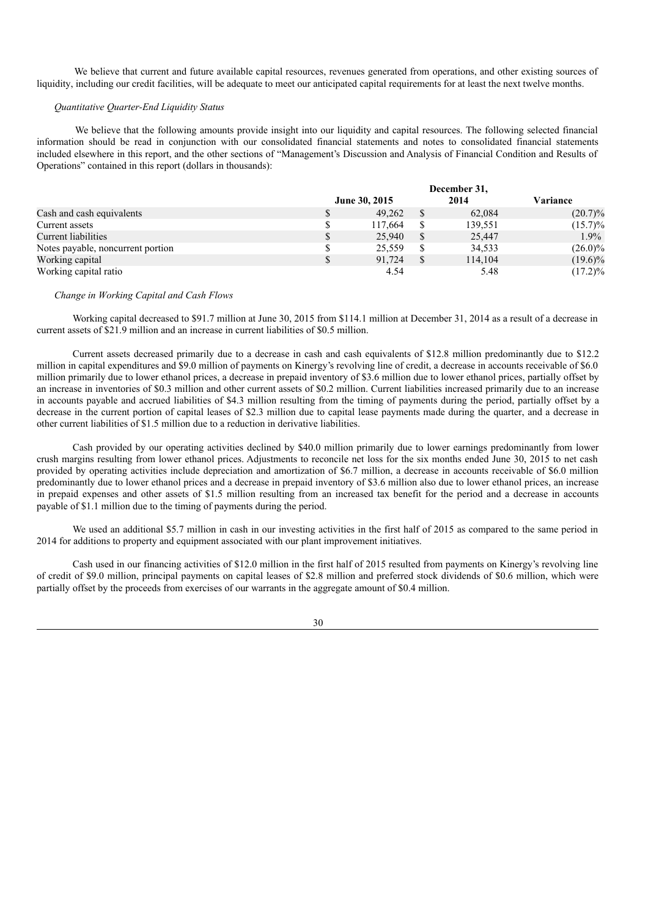We believe that current and future available capital resources, revenues generated from operations, and other existing sources of liquidity, including our credit facilities, will be adequate to meet our anticipated capital requirements for at least the next twelve months.

*Quantitative Quarter-End Liquidity Status*

We believe that the following amounts provide insight into our liquidity and capital resources. The following selected financial information should be read in conjunction with our consolidated financial statements and notes to consolidated financial statements included elsewhere in this report, and the other sections of "Management's Discussion and Analysis of Financial Condition and Results of Operations" contained in this report (dollars in thousands):

| | June 30, 2015 | December 31, 2014 | Variance |
|---|---|---|---|
| Cash and cash equivalents | $ 49,262 | $ 62,084 | (20.7)% |
| Current assets | $ 117,664 | $ 139,551 | (15.7)% |
| Current liabilities | $ 25,940 | $ 25,447 | 1.9% |
| Notes payable, noncurrent portion | $ 25,559 | $ 34,533 | (26.0)% |
| Working capital | $ 91,724 | $ 114,104 | (19.6)% |
| Working capital ratio | 4.54 | 5.48 | (17.2)% |

*Change in Working Capital and Cash Flows*

Working capital decreased to $91.7 million at June 30, 2015 from $114.1 million at December 31, 2014 as a result of a decrease in current assets of $21.9 million and an increase in current liabilities of $0.5 million.

Current assets decreased primarily due to a decrease in cash and cash equivalents of $12.8 million predominantly due to $12.2 million in capital expenditures and $9.0 million of payments on Kinergy's revolving line of credit, a decrease in accounts receivable of $6.0 million primarily due to lower ethanol prices, a decrease in prepaid inventory of $3.6 million due to lower ethanol prices, partially offset by an increase in inventories of $0.3 million and other current assets of $0.2 million. Current liabilities increased primarily due to an increase in accounts payable and accrued liabilities of $4.3 million resulting from the timing of payments during the period, partially offset by a decrease in the current portion of capital leases of $2.3 million due to capital lease payments made during the quarter, and a decrease in other current liabilities of $1.5 million due to a reduction in derivative liabilities.

Cash provided by our operating activities declined by $40.0 million primarily due to lower earnings predominantly from lower crush margins resulting from lower ethanol prices. Adjustments to reconcile net loss for the six months ended June 30, 2015 to net cash provided by operating activities include depreciation and amortization of $6.7 million, a decrease in accounts receivable of $6.0 million predominantly due to lower ethanol prices and a decrease in prepaid inventory of $3.6 million also due to lower ethanol prices, an increase in prepaid expenses and other assets of $1.5 million resulting from an increased tax benefit for the period and a decrease in accounts payable of $1.1 million due to the timing of payments during the period.

We used an additional $5.7 million in cash in our investing activities in the first half of 2015 as compared to the same period in 2014 for additions to property and equipment associated with our plant improvement initiatives.

Cash used in our financing activities of $12.0 million in the first half of 2015 resulted from payments on Kinergy's revolving line of credit of $9.0 million, principal payments on capital leases of $2.8 million and preferred stock dividends of $0.6 million, which were partially offset by the proceeds from exercises of our warrants in the aggregate amount of $0.4 million.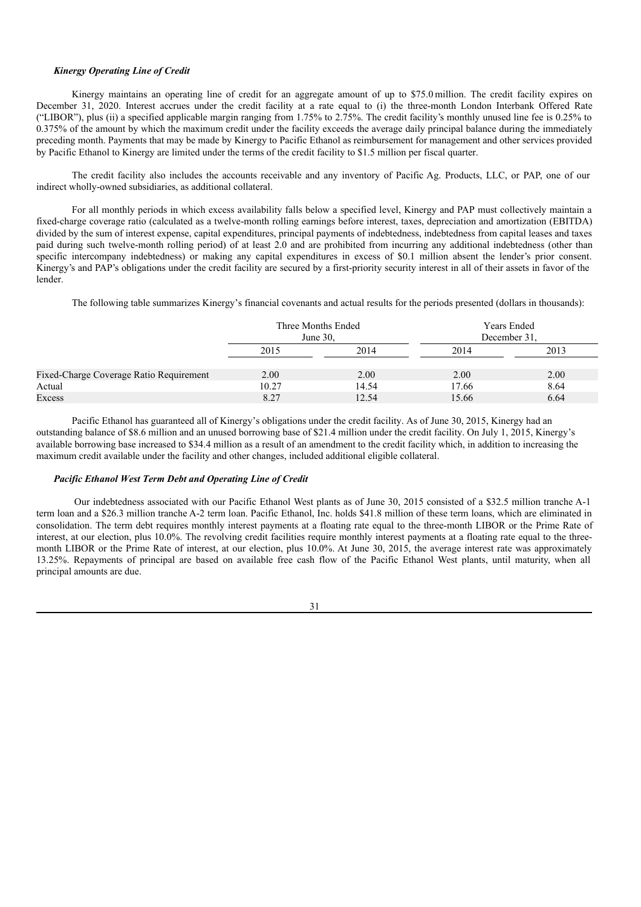***Kinergy Operating Line of Credit***

Kinergy maintains an operating line of credit for an aggregate amount of up to $75.0 million. The credit facility expires on December 31, 2020. Interest accrues under the credit facility at a rate equal to (i) the three-month London Interbank Offered Rate ("LIBOR"), plus (ii) a specified applicable margin ranging from 1.75% to 2.75%. The credit facility's monthly unused line fee is 0.25% to 0.375% of the amount by which the maximum credit under the facility exceeds the average daily principal balance during the immediately preceding month. Payments that may be made by Kinergy to Pacific Ethanol as reimbursement for management and other services provided by Pacific Ethanol to Kinergy are limited under the terms of the credit facility to $1.5 million per fiscal quarter.

The credit facility also includes the accounts receivable and any inventory of Pacific Ag. Products, LLC, or PAP, one of our indirect wholly-owned subsidiaries, as additional collateral.

For all monthly periods in which excess availability falls below a specified level, Kinergy and PAP must collectively maintain a fixed-charge coverage ratio (calculated as a twelve-month rolling earnings before interest, taxes, depreciation and amortization (EBITDA) divided by the sum of interest expense, capital expenditures, principal payments of indebtedness, indebtedness from capital leases and taxes paid during such twelve-month rolling period) of at least 2.0 and are prohibited from incurring any additional indebtedness (other than specific intercompany indebtedness) or making any capital expenditures in excess of $0.1 million absent the lender's prior consent. Kinergy's and PAP's obligations under the credit facility are secured by a first-priority security interest in all of their assets in favor of the lender.

The following table summarizes Kinergy's financial covenants and actual results for the periods presented (dollars in thousands):

| | Three Months Ended June 30, | | Years Ended December 31, | |
|---|---|---|---|---|
| | 2015 | 2014 | 2014 | 2013 |
| Fixed-Charge Coverage Ratio Requirement | 2.00 | 2.00 | 2.00 | 2.00 |
| Actual | 10.27 | 14.54 | 17.66 | 8.64 |
| Excess | 8.27 | 12.54 | 15.66 | 6.64 |

Pacific Ethanol has guaranteed all of Kinergy's obligations under the credit facility. As of June 30, 2015, Kinergy had an outstanding balance of $8.6 million and an unused borrowing base of $21.4 million under the credit facility. On July 1, 2015, Kinergy's available borrowing base increased to $34.4 million as a result of an amendment to the credit facility which, in addition to increasing the maximum credit available under the facility and other changes, included additional eligible collateral.

***Pacific Ethanol West Term Debt and Operating Line of Credit***

Our indebtedness associated with our Pacific Ethanol West plants as of June 30, 2015 consisted of a $32.5 million tranche A-1 term loan and a $26.3 million tranche A-2 term loan. Pacific Ethanol, Inc. holds $41.8 million of these term loans, which are eliminated in consolidation. The term debt requires monthly interest payments at a floating rate equal to the three-month LIBOR or the Prime Rate of interest, at our election, plus 10.0%. The revolving credit facilities require monthly interest payments at a floating rate equal to the three-month LIBOR or the Prime Rate of interest, at our election, plus 10.0%. At June 30, 2015, the average interest rate was approximately 13.25%. Repayments of principal are based on available free cash flow of the Pacific Ethanol West plants, until maturity, when all principal amounts are due.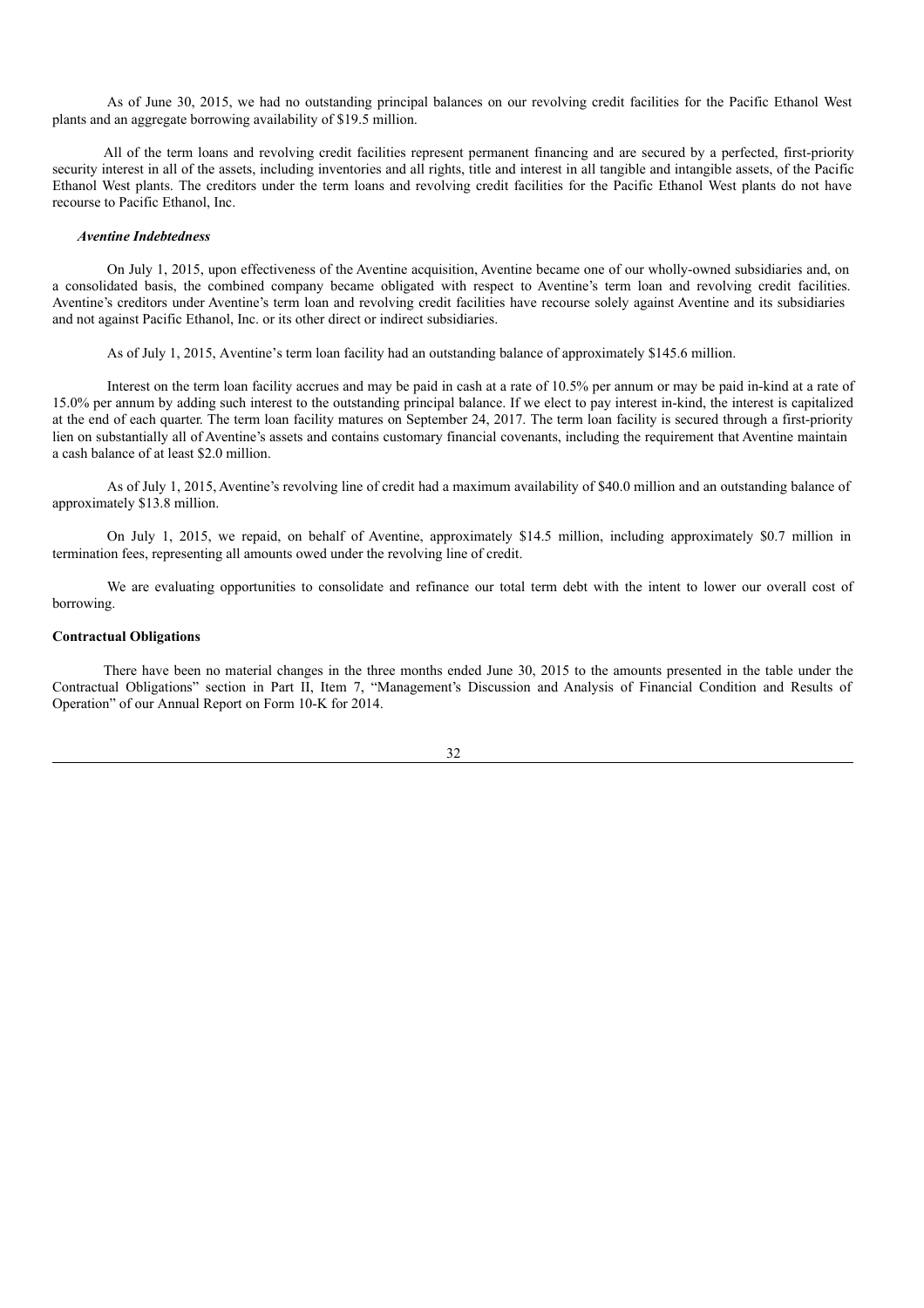As of June 30, 2015, we had no outstanding principal balances on our revolving credit facilities for the Pacific Ethanol West plants and an aggregate borrowing availability of $19.5 million.

All of the term loans and revolving credit facilities represent permanent financing and are secured by a perfected, first-priority security interest in all of the assets, including inventories and all rights, title and interest in all tangible and intangible assets, of the Pacific Ethanol West plants. The creditors under the term loans and revolving credit facilities for the Pacific Ethanol West plants do not have recourse to Pacific Ethanol, Inc.

***Aventine Indebtedness***

On July 1, 2015, upon effectiveness of the Aventine acquisition, Aventine became one of our wholly-owned subsidiaries and, on a consolidated basis, the combined company became obligated with respect to Aventine's term loan and revolving credit facilities. Aventine's creditors under Aventine's term loan and revolving credit facilities have recourse solely against Aventine and its subsidiaries and not against Pacific Ethanol, Inc. or its other direct or indirect subsidiaries.

As of July 1, 2015, Aventine's term loan facility had an outstanding balance of approximately $145.6 million.

Interest on the term loan facility accrues and may be paid in cash at a rate of 10.5% per annum or may be paid in-kind at a rate of 15.0% per annum by adding such interest to the outstanding principal balance. If we elect to pay interest in-kind, the interest is capitalized at the end of each quarter. The term loan facility matures on September 24, 2017. The term loan facility is secured through a first-priority lien on substantially all of Aventine's assets and contains customary financial covenants, including the requirement that Aventine maintain a cash balance of at least $2.0 million.

As of July 1, 2015, Aventine's revolving line of credit had a maximum availability of $40.0 million and an outstanding balance of approximately $13.8 million.

On July 1, 2015, we repaid, on behalf of Aventine, approximately $14.5 million, including approximately $0.7 million in termination fees, representing all amounts owed under the revolving line of credit.

We are evaluating opportunities to consolidate and refinance our total term debt with the intent to lower our overall cost of borrowing.

**Contractual Obligations**

There have been no material changes in the three months ended June 30, 2015 to the amounts presented in the table under the Contractual Obligations" section in Part II, Item 7, "Management's Discussion and Analysis of Financial Condition and Results of Operation" of our Annual Report on Form 10-K for 2014.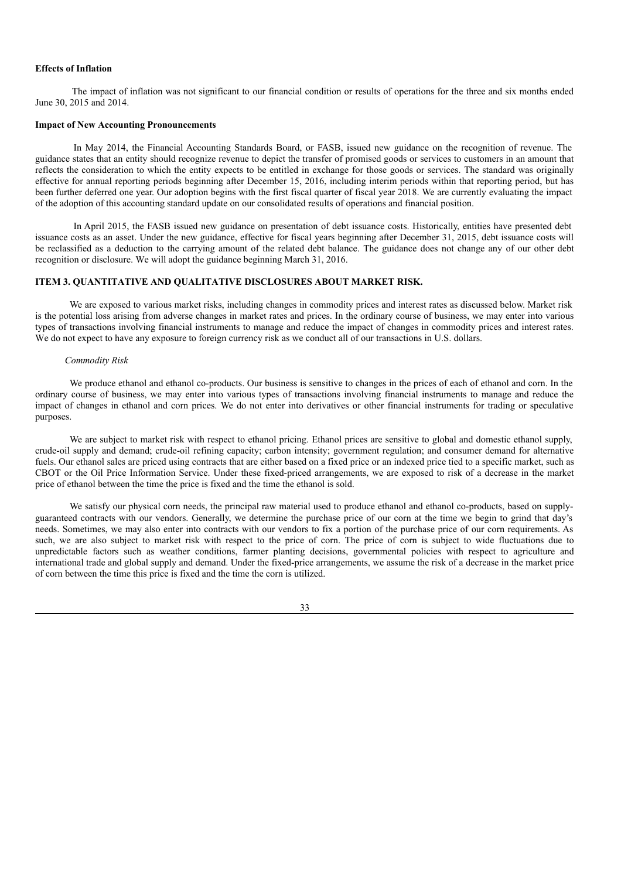**Effects of Inflation**

The impact of inflation was not significant to our financial condition or results of operations for the three and six months ended June 30, 2015 and 2014.

**Impact of New Accounting Pronouncements**

In May 2014, the Financial Accounting Standards Board, or FASB, issued new guidance on the recognition of revenue. The guidance states that an entity should recognize revenue to depict the transfer of promised goods or services to customers in an amount that reflects the consideration to which the entity expects to be entitled in exchange for those goods or services. The standard was originally effective for annual reporting periods beginning after December 15, 2016, including interim periods within that reporting period, but has been further deferred one year. Our adoption begins with the first fiscal quarter of fiscal year 2018. We are currently evaluating the impact of the adoption of this accounting standard update on our consolidated results of operations and financial position.

In April 2015, the FASB issued new guidance on presentation of debt issuance costs. Historically, entities have presented debt issuance costs as an asset. Under the new guidance, effective for fiscal years beginning after December 31, 2015, debt issuance costs will be reclassified as a deduction to the carrying amount of the related debt balance. The guidance does not change any of our other debt recognition or disclosure. We will adopt the guidance beginning March 31, 2016.

## ITEM 3. QUANTITATIVE AND QUALITATIVE DISCLOSURES ABOUT MARKET RISK.

We are exposed to various market risks, including changes in commodity prices and interest rates as discussed below. Market risk is the potential loss arising from adverse changes in market rates and prices. In the ordinary course of business, we may enter into various types of transactions involving financial instruments to manage and reduce the impact of changes in commodity prices and interest rates. We do not expect to have any exposure to foreign currency risk as we conduct all of our transactions in U.S. dollars.

*Commodity Risk*

We produce ethanol and ethanol co-products. Our business is sensitive to changes in the prices of each of ethanol and corn. In the ordinary course of business, we may enter into various types of transactions involving financial instruments to manage and reduce the impact of changes in ethanol and corn prices. We do not enter into derivatives or other financial instruments for trading or speculative purposes.

We are subject to market risk with respect to ethanol pricing. Ethanol prices are sensitive to global and domestic ethanol supply, crude-oil supply and demand; crude-oil refining capacity; carbon intensity; government regulation; and consumer demand for alternative fuels. Our ethanol sales are priced using contracts that are either based on a fixed price or an indexed price tied to a specific market, such as CBOT or the Oil Price Information Service. Under these fixed-priced arrangements, we are exposed to risk of a decrease in the market price of ethanol between the time the price is fixed and the time the ethanol is sold.

We satisfy our physical corn needs, the principal raw material used to produce ethanol and ethanol co-products, based on supply-guaranteed contracts with our vendors. Generally, we determine the purchase price of our corn at the time we begin to grind that day's needs. Sometimes, we may also enter into contracts with our vendors to fix a portion of the purchase price of our corn requirements. As such, we are also subject to market risk with respect to the price of corn. The price of corn is subject to wide fluctuations due to unpredictable factors such as weather conditions, farmer planting decisions, governmental policies with respect to agriculture and international trade and global supply and demand. Under the fixed-price arrangements, we assume the risk of a decrease in the market price of corn between the time this price is fixed and the time the corn is utilized.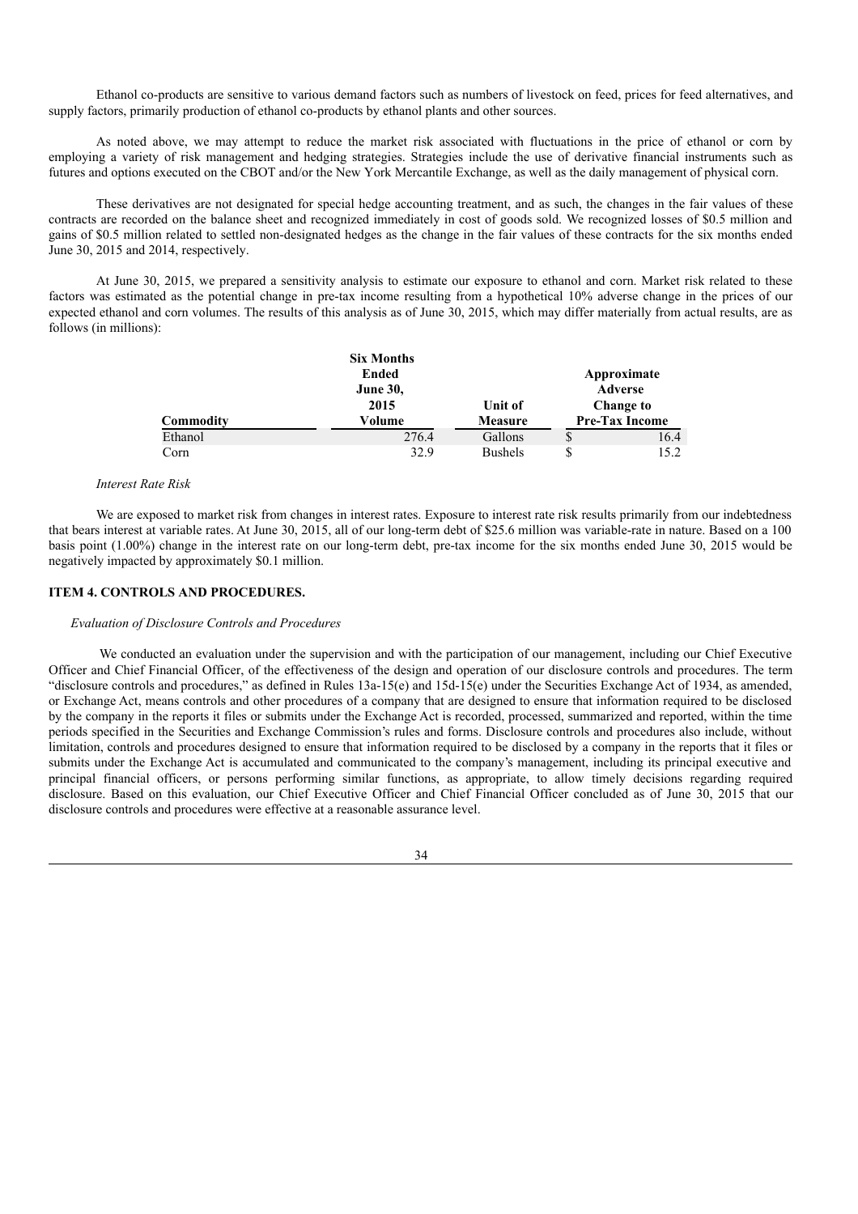Ethanol co-products are sensitive to various demand factors such as numbers of livestock on feed, prices for feed alternatives, and supply factors, primarily production of ethanol co-products by ethanol plants and other sources.

As noted above, we may attempt to reduce the market risk associated with fluctuations in the price of ethanol or corn by employing a variety of risk management and hedging strategies. Strategies include the use of derivative financial instruments such as futures and options executed on the CBOT and/or the New York Mercantile Exchange, as well as the daily management of physical corn.

These derivatives are not designated for special hedge accounting treatment, and as such, the changes in the fair values of these contracts are recorded on the balance sheet and recognized immediately in cost of goods sold. We recognized losses of $0.5 million and gains of $0.5 million related to settled non-designated hedges as the change in the fair values of these contracts for the six months ended June 30, 2015 and 2014, respectively.

At June 30, 2015, we prepared a sensitivity analysis to estimate our exposure to ethanol and corn. Market risk related to these factors was estimated as the potential change in pre-tax income resulting from a hypothetical 10% adverse change in the prices of our expected ethanol and corn volumes. The results of this analysis as of June 30, 2015, which may differ materially from actual results, are as follows (in millions):

| Commodity | Six Months Ended June 30, 2015 Volume | Unit of Measure | Approximate Adverse Change to Pre-Tax Income |
|---|---|---|---|
| Ethanol | 276.4 | Gallons | $ 16.4 |
| Corn | 32.9 | Bushels | $ 15.2 |

*Interest Rate Risk*

We are exposed to market risk from changes in interest rates. Exposure to interest rate risk results primarily from our indebtedness that bears interest at variable rates. At June 30, 2015, all of our long-term debt of $25.6 million was variable-rate in nature. Based on a 100 basis point (1.00%) change in the interest rate on our long-term debt, pre-tax income for the six months ended June 30, 2015 would be negatively impacted by approximately $0.1 million.

## ITEM 4. CONTROLS AND PROCEDURES.

*Evaluation of Disclosure Controls and Procedures*

We conducted an evaluation under the supervision and with the participation of our management, including our Chief Executive Officer and Chief Financial Officer, of the effectiveness of the design and operation of our disclosure controls and procedures. The term "disclosure controls and procedures," as defined in Rules 13a-15(e) and 15d-15(e) under the Securities Exchange Act of 1934, as amended, or Exchange Act, means controls and other procedures of a company that are designed to ensure that information required to be disclosed by the company in the reports it files or submits under the Exchange Act is recorded, processed, summarized and reported, within the time periods specified in the Securities and Exchange Commission's rules and forms. Disclosure controls and procedures also include, without limitation, controls and procedures designed to ensure that information required to be disclosed by a company in the reports that it files or submits under the Exchange Act is accumulated and communicated to the company's management, including its principal executive and principal financial officers, or persons performing similar functions, as appropriate, to allow timely decisions regarding required disclosure. Based on this evaluation, our Chief Executive Officer and Chief Financial Officer concluded as of June 30, 2015 that our disclosure controls and procedures were effective at a reasonable assurance level.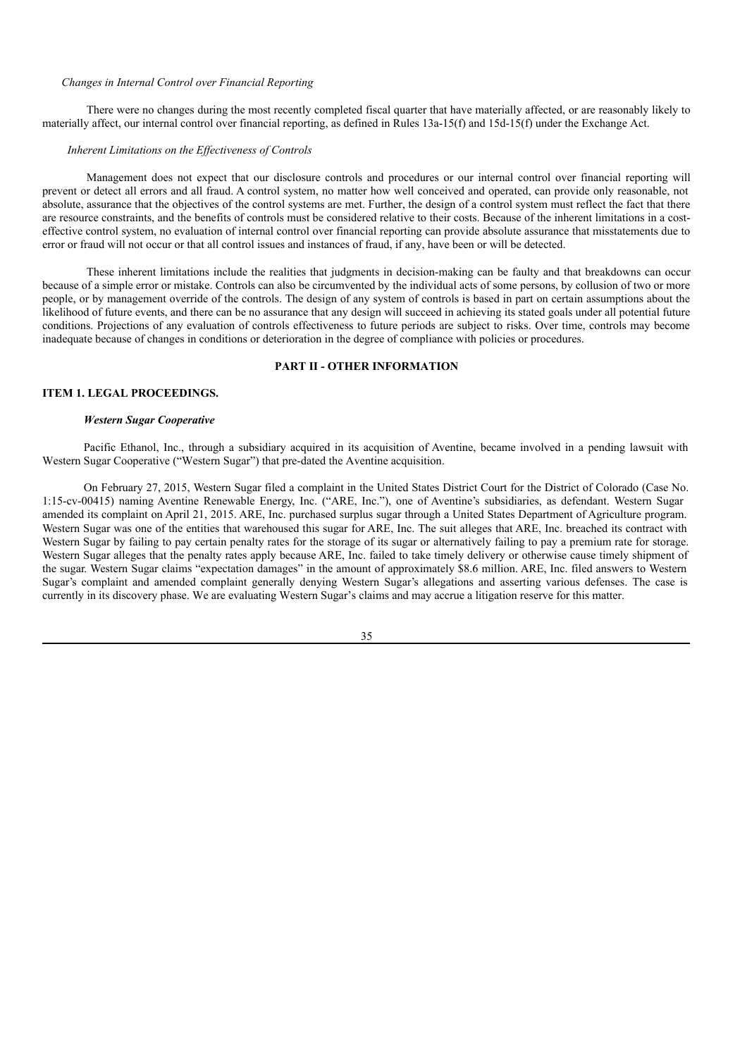*Changes in Internal Control over Financial Reporting*

There were no changes during the most recently completed fiscal quarter that have materially affected, or are reasonably likely to materially affect, our internal control over financial reporting, as defined in Rules 13a-15(f) and 15d-15(f) under the Exchange Act.

*Inherent Limitations on the Effectiveness of Controls*

Management does not expect that our disclosure controls and procedures or our internal control over financial reporting will prevent or detect all errors and all fraud. A control system, no matter how well conceived and operated, can provide only reasonable, not absolute, assurance that the objectives of the control systems are met. Further, the design of a control system must reflect the fact that there are resource constraints, and the benefits of controls must be considered relative to their costs. Because of the inherent limitations in a cost-effective control system, no evaluation of internal control over financial reporting can provide absolute assurance that misstatements due to error or fraud will not occur or that all control issues and instances of fraud, if any, have been or will be detected.

These inherent limitations include the realities that judgments in decision-making can be faulty and that breakdowns can occur because of a simple error or mistake. Controls can also be circumvented by the individual acts of some persons, by collusion of two or more people, or by management override of the controls. The design of any system of controls is based in part on certain assumptions about the likelihood of future events, and there can be no assurance that any design will succeed in achieving its stated goals under all potential future conditions. Projections of any evaluation of controls effectiveness to future periods are subject to risks. Over time, controls may become inadequate because of changes in conditions or deterioration in the degree of compliance with policies or procedures.

## PART II - OTHER INFORMATION

### ITEM 1. LEGAL PROCEEDINGS.

***Western Sugar Cooperative***

Pacific Ethanol, Inc., through a subsidiary acquired in its acquisition of Aventine, became involved in a pending lawsuit with Western Sugar Cooperative ("Western Sugar") that pre-dated the Aventine acquisition.

On February 27, 2015, Western Sugar filed a complaint in the United States District Court for the District of Colorado (Case No. 1:15-cv-00415) naming Aventine Renewable Energy, Inc. ("ARE, Inc."), one of Aventine's subsidiaries, as defendant. Western Sugar amended its complaint on April 21, 2015. ARE, Inc. purchased surplus sugar through a United States Department of Agriculture program. Western Sugar was one of the entities that warehoused this sugar for ARE, Inc. The suit alleges that ARE, Inc. breached its contract with Western Sugar by failing to pay certain penalty rates for the storage of its sugar or alternatively failing to pay a premium rate for storage. Western Sugar alleges that the penalty rates apply because ARE, Inc. failed to take timely delivery or otherwise cause timely shipment of the sugar. Western Sugar claims "expectation damages" in the amount of approximately $8.6 million. ARE, Inc. filed answers to Western Sugar's complaint and amended complaint generally denying Western Sugar's allegations and asserting various defenses. The case is currently in its discovery phase. We are evaluating Western Sugar's claims and may accrue a litigation reserve for this matter.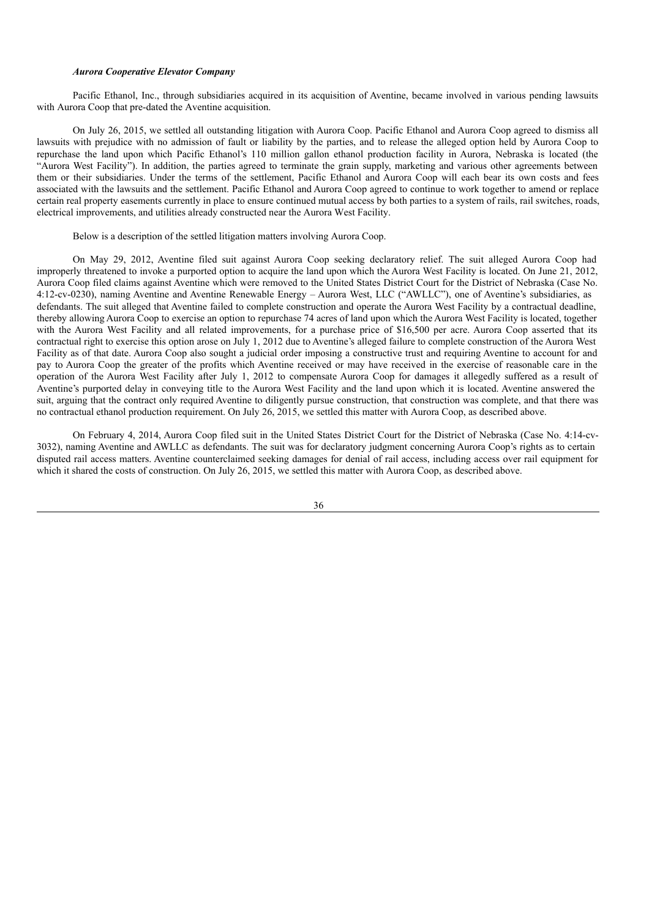*Aurora Cooperative Elevator Company*

Pacific Ethanol, Inc., through subsidiaries acquired in its acquisition of Aventine, became involved in various pending lawsuits with Aurora Coop that pre-dated the Aventine acquisition.

On July 26, 2015, we settled all outstanding litigation with Aurora Coop. Pacific Ethanol and Aurora Coop agreed to dismiss all lawsuits with prejudice with no admission of fault or liability by the parties, and to release the alleged option held by Aurora Coop to repurchase the land upon which Pacific Ethanol's 110 million gallon ethanol production facility in Aurora, Nebraska is located (the "Aurora West Facility"). In addition, the parties agreed to terminate the grain supply, marketing and various other agreements between them or their subsidiaries. Under the terms of the settlement, Pacific Ethanol and Aurora Coop will each bear its own costs and fees associated with the lawsuits and the settlement. Pacific Ethanol and Aurora Coop agreed to continue to work together to amend or replace certain real property easements currently in place to ensure continued mutual access by both parties to a system of rails, rail switches, roads, electrical improvements, and utilities already constructed near the Aurora West Facility.

Below is a description of the settled litigation matters involving Aurora Coop.

On May 29, 2012, Aventine filed suit against Aurora Coop seeking declaratory relief. The suit alleged Aurora Coop had improperly threatened to invoke a purported option to acquire the land upon which the Aurora West Facility is located. On June 21, 2012, Aurora Coop filed claims against Aventine which were removed to the United States District Court for the District of Nebraska (Case No. 4:12-cv-0230), naming Aventine and Aventine Renewable Energy – Aurora West, LLC ("AWLLC"), one of Aventine's subsidiaries, as defendants. The suit alleged that Aventine failed to complete construction and operate the Aurora West Facility by a contractual deadline, thereby allowing Aurora Coop to exercise an option to repurchase 74 acres of land upon which the Aurora West Facility is located, together with the Aurora West Facility and all related improvements, for a purchase price of $16,500 per acre. Aurora Coop asserted that its contractual right to exercise this option arose on July 1, 2012 due to Aventine's alleged failure to complete construction of the Aurora West Facility as of that date. Aurora Coop also sought a judicial order imposing a constructive trust and requiring Aventine to account for and pay to Aurora Coop the greater of the profits which Aventine received or may have received in the exercise of reasonable care in the operation of the Aurora West Facility after July 1, 2012 to compensate Aurora Coop for damages it allegedly suffered as a result of Aventine's purported delay in conveying title to the Aurora West Facility and the land upon which it is located. Aventine answered the suit, arguing that the contract only required Aventine to diligently pursue construction, that construction was complete, and that there was no contractual ethanol production requirement. On July 26, 2015, we settled this matter with Aurora Coop, as described above.

On February 4, 2014, Aurora Coop filed suit in the United States District Court for the District of Nebraska (Case No. 4:14-cv-3032), naming Aventine and AWLLC as defendants. The suit was for declaratory judgment concerning Aurora Coop's rights as to certain disputed rail access matters. Aventine counterclaimed seeking damages for denial of rail access, including access over rail equipment for which it shared the costs of construction. On July 26, 2015, we settled this matter with Aurora Coop, as described above.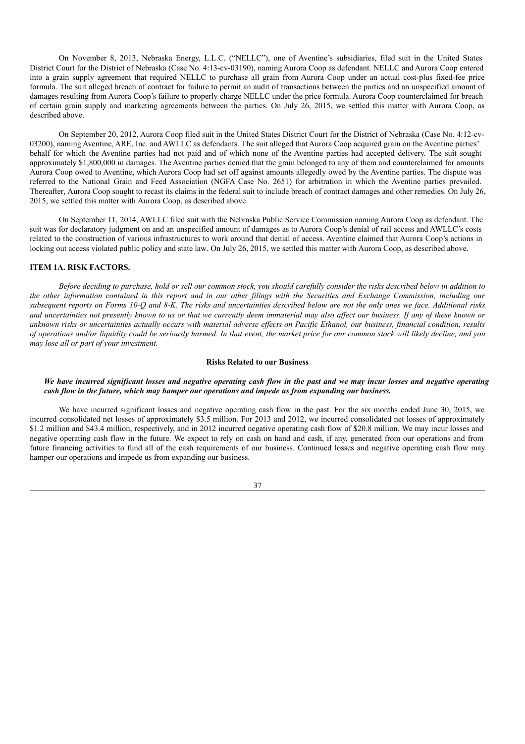On November 8, 2013, Nebraska Energy, L.L.C. ("NELLC"), one of Aventine's subsidiaries, filed suit in the United States District Court for the District of Nebraska (Case No. 4:13-cv-03190), naming Aurora Coop as defendant. NELLC and Aurora Coop entered into a grain supply agreement that required NELLC to purchase all grain from Aurora Coop under an actual cost-plus fixed-fee price formula. The suit alleged breach of contract for failure to permit an audit of transactions between the parties and an unspecified amount of damages resulting from Aurora Coop's failure to properly charge NELLC under the price formula. Aurora Coop counterclaimed for breach of certain grain supply and marketing agreements between the parties. On July 26, 2015, we settled this matter with Aurora Coop, as described above.

On September 20, 2012, Aurora Coop filed suit in the United States District Court for the District of Nebraska (Case No. 4:12-cv-03200), naming Aventine, ARE, Inc. and AWLLC as defendants. The suit alleged that Aurora Coop acquired grain on the Aventine parties' behalf for which the Aventine parties had not paid and of which none of the Aventine parties had accepted delivery. The suit sought approximately $1,800,000 in damages. The Aventine parties denied that the grain belonged to any of them and counterclaimed for amounts Aurora Coop owed to Aventine, which Aurora Coop had set off against amounts allegedly owed by the Aventine parties. The dispute was referred to the National Grain and Feed Association (NGFA Case No. 2651) for arbitration in which the Aventine parties prevailed. Thereafter, Aurora Coop sought to recast its claims in the federal suit to include breach of contract damages and other remedies. On July 26, 2015, we settled this matter with Aurora Coop, as described above.

On September 11, 2014, AWLLC filed suit with the Nebraska Public Service Commission naming Aurora Coop as defendant. The suit was for declaratory judgment on and an unspecified amount of damages as to Aurora Coop's denial of rail access and AWLLC's costs related to the construction of various infrastructures to work around that denial of access. Aventine claimed that Aurora Coop's actions in locking out access violated public policy and state law. On July 26, 2015, we settled this matter with Aurora Coop, as described above.

## ITEM 1A. RISK FACTORS.

*Before deciding to purchase, hold or sell our common stock, you should carefully consider the risks described below in addition to the other information contained in this report and in our other filings with the Securities and Exchange Commission, including our subsequent reports on Forms 10-Q and 8-K. The risks and uncertainties described below are not the only ones we face. Additional risks and uncertainties not presently known to us or that we currently deem immaterial may also affect our business. If any of these known or unknown risks or uncertainties actually occurs with material adverse effects on Pacific Ethanol, our business, financial condition, results of operations and/or liquidity could be seriously harmed. In that event, the market price for our common stock will likely decline, and you may lose all or part of your investment.*

### Risks Related to our Business

***We have incurred significant losses and negative operating cash flow in the past and we may incur losses and negative operating cash flow in the future, which may hamper our operations and impede us from expanding our business.***

We have incurred significant losses and negative operating cash flow in the past. For the six months ended June 30, 2015, we incurred consolidated net losses of approximately $3.5 million. For 2013 and 2012, we incurred consolidated net losses of approximately $1.2 million and $43.4 million, respectively, and in 2012 incurred negative operating cash flow of $20.8 million. We may incur losses and negative operating cash flow in the future. We expect to rely on cash on hand and cash, if any, generated from our operations and from future financing activities to fund all of the cash requirements of our business. Continued losses and negative operating cash flow may hamper our operations and impede us from expanding our business.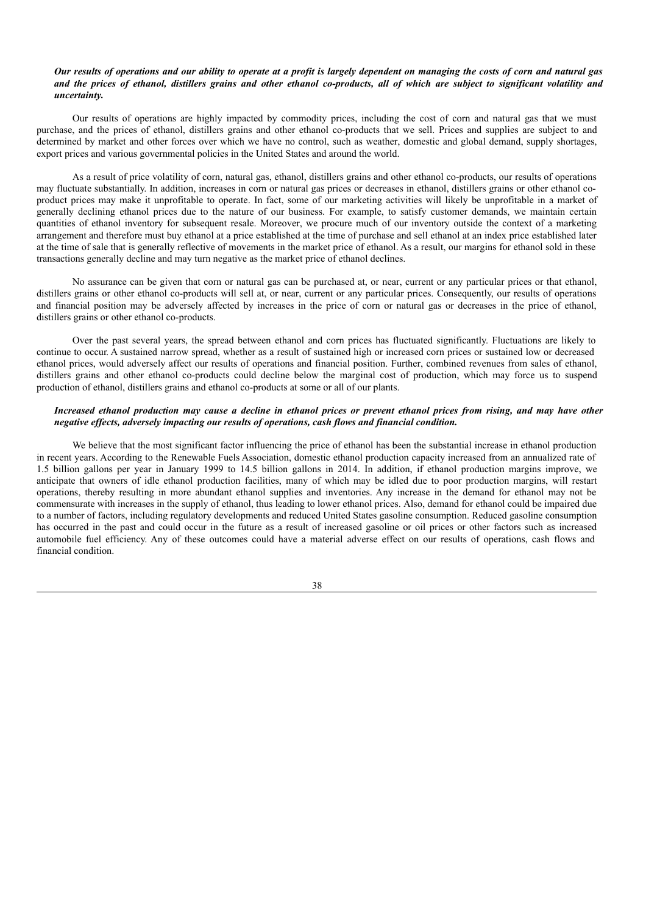***Our results of operations and our ability to operate at a profit is largely dependent on managing the costs of corn and natural gas and the prices of ethanol, distillers grains and other ethanol co-products, all of which are subject to significant volatility and uncertainty.***

Our results of operations are highly impacted by commodity prices, including the cost of corn and natural gas that we must purchase, and the prices of ethanol, distillers grains and other ethanol co-products that we sell. Prices and supplies are subject to and determined by market and other forces over which we have no control, such as weather, domestic and global demand, supply shortages, export prices and various governmental policies in the United States and around the world.

As a result of price volatility of corn, natural gas, ethanol, distillers grains and other ethanol co-products, our results of operations may fluctuate substantially. In addition, increases in corn or natural gas prices or decreases in ethanol, distillers grains or other ethanol co-product prices may make it unprofitable to operate. In fact, some of our marketing activities will likely be unprofitable in a market of generally declining ethanol prices due to the nature of our business. For example, to satisfy customer demands, we maintain certain quantities of ethanol inventory for subsequent resale. Moreover, we procure much of our inventory outside the context of a marketing arrangement and therefore must buy ethanol at a price established at the time of purchase and sell ethanol at an index price established later at the time of sale that is generally reflective of movements in the market price of ethanol. As a result, our margins for ethanol sold in these transactions generally decline and may turn negative as the market price of ethanol declines.

No assurance can be given that corn or natural gas can be purchased at, or near, current or any particular prices or that ethanol, distillers grains or other ethanol co-products will sell at, or near, current or any particular prices. Consequently, our results of operations and financial position may be adversely affected by increases in the price of corn or natural gas or decreases in the price of ethanol, distillers grains or other ethanol co-products.

Over the past several years, the spread between ethanol and corn prices has fluctuated significantly. Fluctuations are likely to continue to occur. A sustained narrow spread, whether as a result of sustained high or increased corn prices or sustained low or decreased ethanol prices, would adversely affect our results of operations and financial position. Further, combined revenues from sales of ethanol, distillers grains and other ethanol co-products could decline below the marginal cost of production, which may force us to suspend production of ethanol, distillers grains and ethanol co-products at some or all of our plants.

***Increased ethanol production may cause a decline in ethanol prices or prevent ethanol prices from rising, and may have other negative effects, adversely impacting our results of operations, cash flows and financial condition.***

We believe that the most significant factor influencing the price of ethanol has been the substantial increase in ethanol production in recent years. According to the Renewable Fuels Association, domestic ethanol production capacity increased from an annualized rate of 1.5 billion gallons per year in January 1999 to 14.5 billion gallons in 2014. In addition, if ethanol production margins improve, we anticipate that owners of idle ethanol production facilities, many of which may be idled due to poor production margins, will restart operations, thereby resulting in more abundant ethanol supplies and inventories. Any increase in the demand for ethanol may not be commensurate with increases in the supply of ethanol, thus leading to lower ethanol prices. Also, demand for ethanol could be impaired due to a number of factors, including regulatory developments and reduced United States gasoline consumption. Reduced gasoline consumption has occurred in the past and could occur in the future as a result of increased gasoline or oil prices or other factors such as increased automobile fuel efficiency. Any of these outcomes could have a material adverse effect on our results of operations, cash flows and financial condition.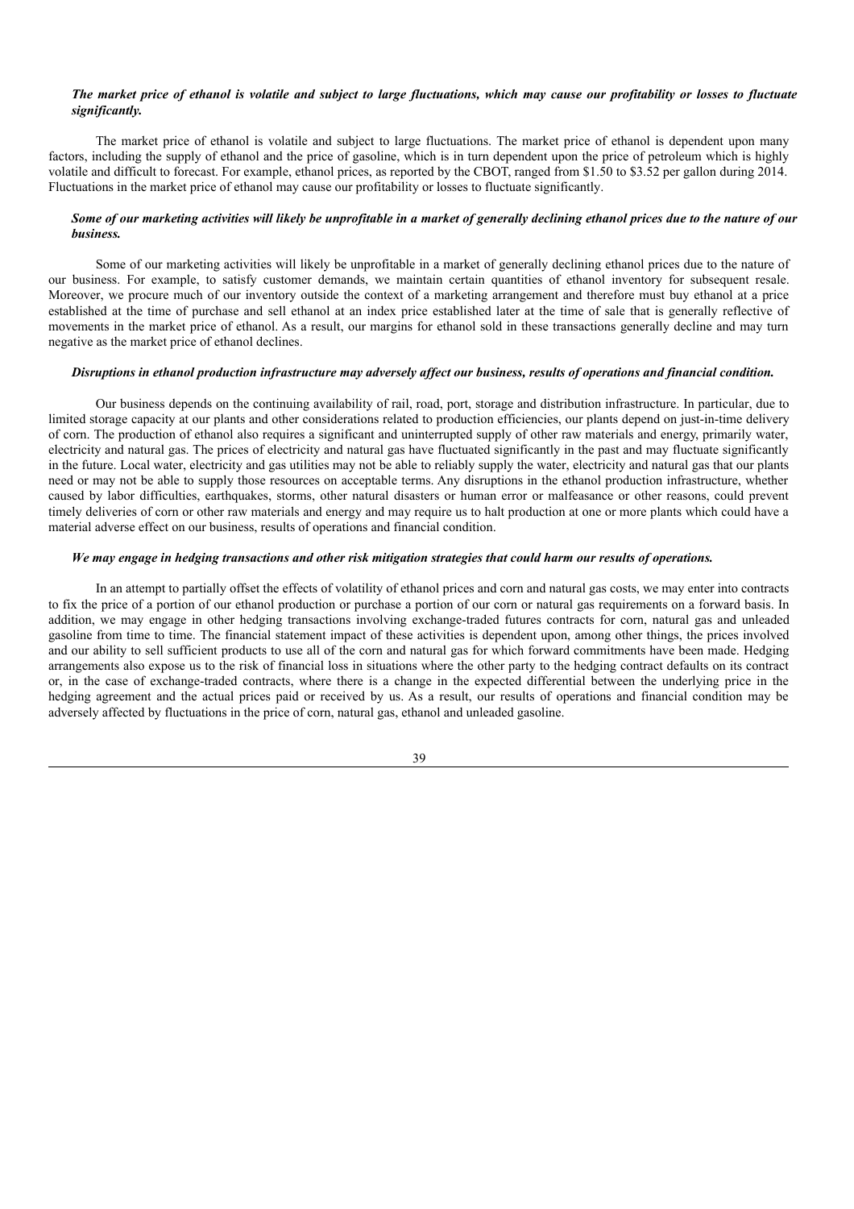***The market price of ethanol is volatile and subject to large fluctuations, which may cause our profitability or losses to fluctuate significantly.***

The market price of ethanol is volatile and subject to large fluctuations. The market price of ethanol is dependent upon many factors, including the supply of ethanol and the price of gasoline, which is in turn dependent upon the price of petroleum which is highly volatile and difficult to forecast. For example, ethanol prices, as reported by the CBOT, ranged from $1.50 to $3.52 per gallon during 2014. Fluctuations in the market price of ethanol may cause our profitability or losses to fluctuate significantly.

***Some of our marketing activities will likely be unprofitable in a market of generally declining ethanol prices due to the nature of our business.***

Some of our marketing activities will likely be unprofitable in a market of generally declining ethanol prices due to the nature of our business. For example, to satisfy customer demands, we maintain certain quantities of ethanol inventory for subsequent resale. Moreover, we procure much of our inventory outside the context of a marketing arrangement and therefore must buy ethanol at a price established at the time of purchase and sell ethanol at an index price established later at the time of sale that is generally reflective of movements in the market price of ethanol. As a result, our margins for ethanol sold in these transactions generally decline and may turn negative as the market price of ethanol declines.

***Disruptions in ethanol production infrastructure may adversely affect our business, results of operations and financial condition.***

Our business depends on the continuing availability of rail, road, port, storage and distribution infrastructure. In particular, due to limited storage capacity at our plants and other considerations related to production efficiencies, our plants depend on just-in-time delivery of corn. The production of ethanol also requires a significant and uninterrupted supply of other raw materials and energy, primarily water, electricity and natural gas. The prices of electricity and natural gas have fluctuated significantly in the past and may fluctuate significantly in the future. Local water, electricity and gas utilities may not be able to reliably supply the water, electricity and natural gas that our plants need or may not be able to supply those resources on acceptable terms. Any disruptions in the ethanol production infrastructure, whether caused by labor difficulties, earthquakes, storms, other natural disasters or human error or malfeasance or other reasons, could prevent timely deliveries of corn or other raw materials and energy and may require us to halt production at one or more plants which could have a material adverse effect on our business, results of operations and financial condition.

***We may engage in hedging transactions and other risk mitigation strategies that could harm our results of operations.***

In an attempt to partially offset the effects of volatility of ethanol prices and corn and natural gas costs, we may enter into contracts to fix the price of a portion of our ethanol production or purchase a portion of our corn or natural gas requirements on a forward basis. In addition, we may engage in other hedging transactions involving exchange-traded futures contracts for corn, natural gas and unleaded gasoline from time to time. The financial statement impact of these activities is dependent upon, among other things, the prices involved and our ability to sell sufficient products to use all of the corn and natural gas for which forward commitments have been made. Hedging arrangements also expose us to the risk of financial loss in situations where the other party to the hedging contract defaults on its contract or, in the case of exchange-traded contracts, where there is a change in the expected differential between the underlying price in the hedging agreement and the actual prices paid or received by us. As a result, our results of operations and financial condition may be adversely affected by fluctuations in the price of corn, natural gas, ethanol and unleaded gasoline.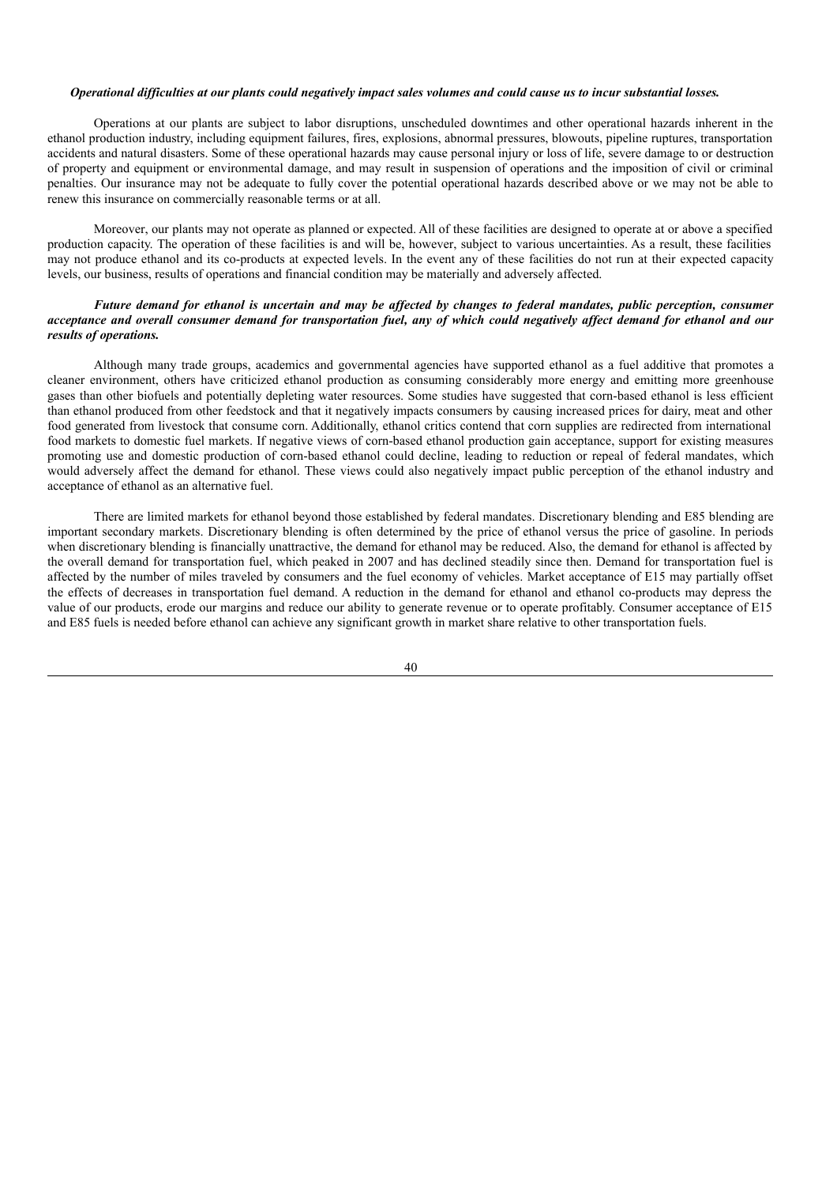***Operational difficulties at our plants could negatively impact sales volumes and could cause us to incur substantial losses.***

Operations at our plants are subject to labor disruptions, unscheduled downtimes and other operational hazards inherent in the ethanol production industry, including equipment failures, fires, explosions, abnormal pressures, blowouts, pipeline ruptures, transportation accidents and natural disasters. Some of these operational hazards may cause personal injury or loss of life, severe damage to or destruction of property and equipment or environmental damage, and may result in suspension of operations and the imposition of civil or criminal penalties. Our insurance may not be adequate to fully cover the potential operational hazards described above or we may not be able to renew this insurance on commercially reasonable terms or at all.

Moreover, our plants may not operate as planned or expected. All of these facilities are designed to operate at or above a specified production capacity. The operation of these facilities is and will be, however, subject to various uncertainties. As a result, these facilities may not produce ethanol and its co-products at expected levels. In the event any of these facilities do not run at their expected capacity levels, our business, results of operations and financial condition may be materially and adversely affected.

***Future demand for ethanol is uncertain and may be affected by changes to federal mandates, public perception, consumer acceptance and overall consumer demand for transportation fuel, any of which could negatively affect demand for ethanol and our results of operations.***

Although many trade groups, academics and governmental agencies have supported ethanol as a fuel additive that promotes a cleaner environment, others have criticized ethanol production as consuming considerably more energy and emitting more greenhouse gases than other biofuels and potentially depleting water resources. Some studies have suggested that corn-based ethanol is less efficient than ethanol produced from other feedstock and that it negatively impacts consumers by causing increased prices for dairy, meat and other food generated from livestock that consume corn. Additionally, ethanol critics contend that corn supplies are redirected from international food markets to domestic fuel markets. If negative views of corn-based ethanol production gain acceptance, support for existing measures promoting use and domestic production of corn-based ethanol could decline, leading to reduction or repeal of federal mandates, which would adversely affect the demand for ethanol. These views could also negatively impact public perception of the ethanol industry and acceptance of ethanol as an alternative fuel.

There are limited markets for ethanol beyond those established by federal mandates. Discretionary blending and E85 blending are important secondary markets. Discretionary blending is often determined by the price of ethanol versus the price of gasoline. In periods when discretionary blending is financially unattractive, the demand for ethanol may be reduced. Also, the demand for ethanol is affected by the overall demand for transportation fuel, which peaked in 2007 and has declined steadily since then. Demand for transportation fuel is affected by the number of miles traveled by consumers and the fuel economy of vehicles. Market acceptance of E15 may partially offset the effects of decreases in transportation fuel demand. A reduction in the demand for ethanol and ethanol co-products may depress the value of our products, erode our margins and reduce our ability to generate revenue or to operate profitably. Consumer acceptance of E15 and E85 fuels is needed before ethanol can achieve any significant growth in market share relative to other transportation fuels.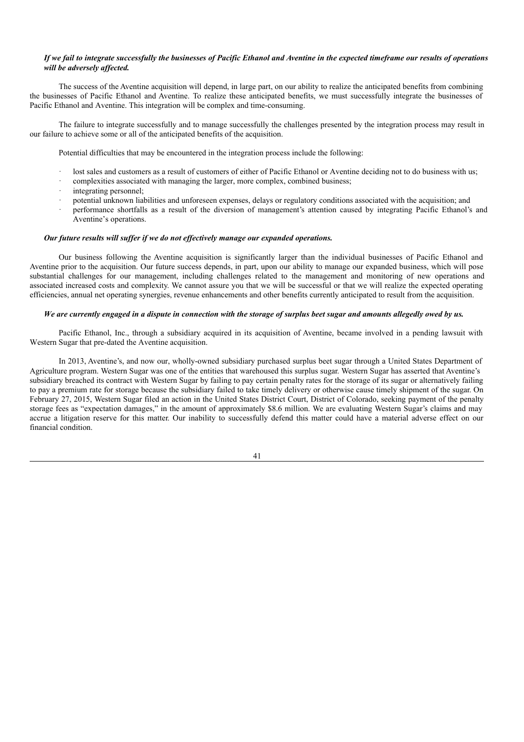***If we fail to integrate successfully the businesses of Pacific Ethanol and Aventine in the expected timeframe our results of operations will be adversely affected.***

The success of the Aventine acquisition will depend, in large part, on our ability to realize the anticipated benefits from combining the businesses of Pacific Ethanol and Aventine. To realize these anticipated benefits, we must successfully integrate the businesses of Pacific Ethanol and Aventine. This integration will be complex and time-consuming.

The failure to integrate successfully and to manage successfully the challenges presented by the integration process may result in our failure to achieve some or all of the anticipated benefits of the acquisition.

Potential difficulties that may be encountered in the integration process include the following:

- lost sales and customers as a result of customers of either of Pacific Ethanol or Aventine deciding not to do business with us;
- complexities associated with managing the larger, more complex, combined business;
- integrating personnel;
- potential unknown liabilities and unforeseen expenses, delays or regulatory conditions associated with the acquisition; and
- performance shortfalls as a result of the diversion of management's attention caused by integrating Pacific Ethanol's and Aventine's operations.

***Our future results will suffer if we do not effectively manage our expanded operations.***

Our business following the Aventine acquisition is significantly larger than the individual businesses of Pacific Ethanol and Aventine prior to the acquisition. Our future success depends, in part, upon our ability to manage our expanded business, which will pose substantial challenges for our management, including challenges related to the management and monitoring of new operations and associated increased costs and complexity. We cannot assure you that we will be successful or that we will realize the expected operating efficiencies, annual net operating synergies, revenue enhancements and other benefits currently anticipated to result from the acquisition.

***We are currently engaged in a dispute in connection with the storage of surplus beet sugar and amounts allegedly owed by us.***

Pacific Ethanol, Inc., through a subsidiary acquired in its acquisition of Aventine, became involved in a pending lawsuit with Western Sugar that pre-dated the Aventine acquisition.

In 2013, Aventine's, and now our, wholly-owned subsidiary purchased surplus beet sugar through a United States Department of Agriculture program. Western Sugar was one of the entities that warehoused this surplus sugar. Western Sugar has asserted that Aventine's subsidiary breached its contract with Western Sugar by failing to pay certain penalty rates for the storage of its sugar or alternatively failing to pay a premium rate for storage because the subsidiary failed to take timely delivery or otherwise cause timely shipment of the sugar. On February 27, 2015, Western Sugar filed an action in the United States District Court, District of Colorado, seeking payment of the penalty storage fees as "expectation damages," in the amount of approximately $8.6 million. We are evaluating Western Sugar's claims and may accrue a litigation reserve for this matter. Our inability to successfully defend this matter could have a material adverse effect on our financial condition.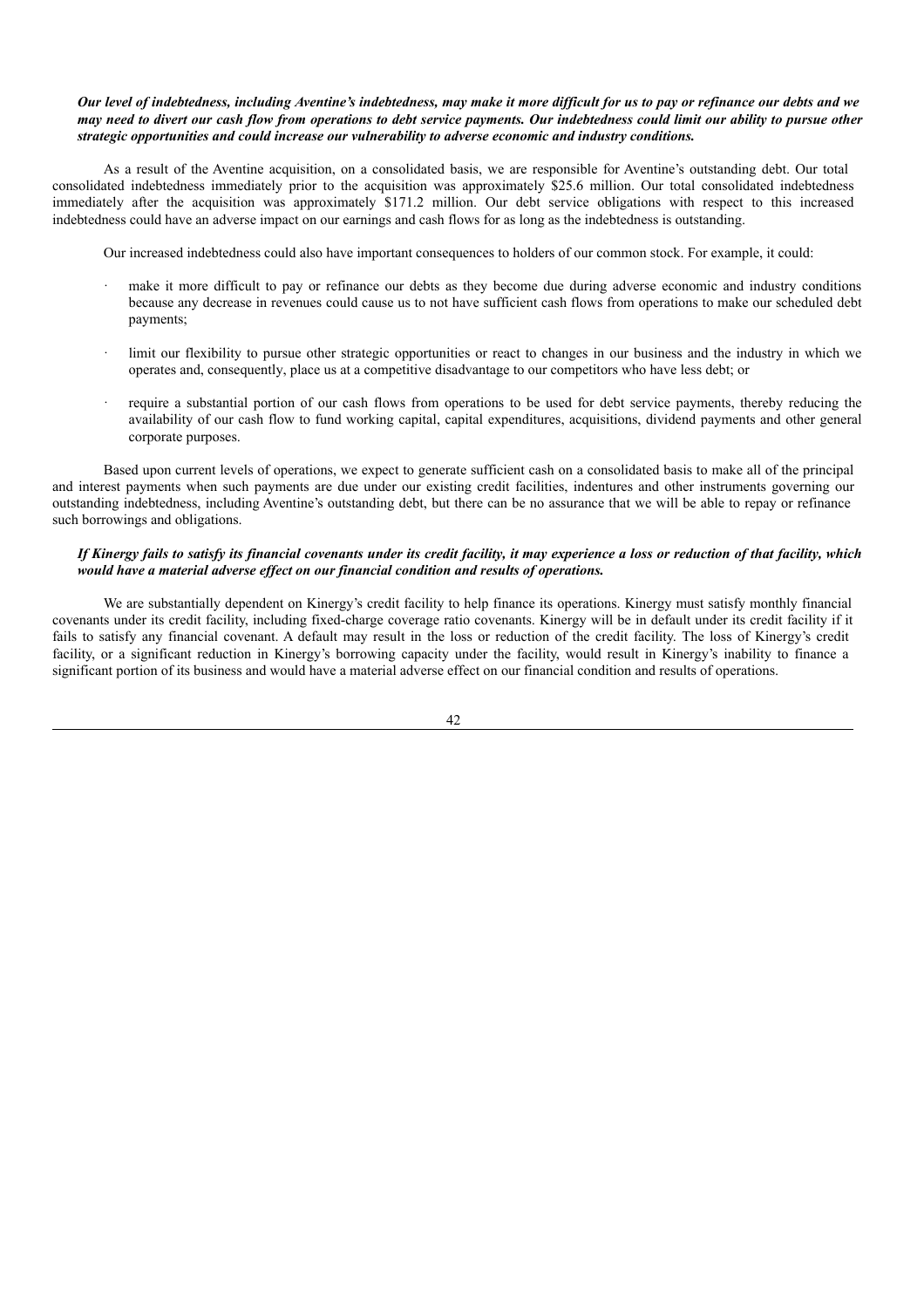***Our level of indebtedness, including Aventine's indebtedness, may make it more difficult for us to pay or refinance our debts and we may need to divert our cash flow from operations to debt service payments. Our indebtedness could limit our ability to pursue other strategic opportunities and could increase our vulnerability to adverse economic and industry conditions.***

As a result of the Aventine acquisition, on a consolidated basis, we are responsible for Aventine's outstanding debt. Our total consolidated indebtedness immediately prior to the acquisition was approximately $25.6 million. Our total consolidated indebtedness immediately after the acquisition was approximately $171.2 million. Our debt service obligations with respect to this increased indebtedness could have an adverse impact on our earnings and cash flows for as long as the indebtedness is outstanding.

Our increased indebtedness could also have important consequences to holders of our common stock. For example, it could:

- make it more difficult to pay or refinance our debts as they become due during adverse economic and industry conditions because any decrease in revenues could cause us to not have sufficient cash flows from operations to make our scheduled debt payments;
- limit our flexibility to pursue other strategic opportunities or react to changes in our business and the industry in which we operates and, consequently, place us at a competitive disadvantage to our competitors who have less debt; or
- require a substantial portion of our cash flows from operations to be used for debt service payments, thereby reducing the availability of our cash flow to fund working capital, capital expenditures, acquisitions, dividend payments and other general corporate purposes.

Based upon current levels of operations, we expect to generate sufficient cash on a consolidated basis to make all of the principal and interest payments when such payments are due under our existing credit facilities, indentures and other instruments governing our outstanding indebtedness, including Aventine's outstanding debt, but there can be no assurance that we will be able to repay or refinance such borrowings and obligations.

***If Kinergy fails to satisfy its financial covenants under its credit facility, it may experience a loss or reduction of that facility, which would have a material adverse effect on our financial condition and results of operations.***

We are substantially dependent on Kinergy's credit facility to help finance its operations. Kinergy must satisfy monthly financial covenants under its credit facility, including fixed-charge coverage ratio covenants. Kinergy will be in default under its credit facility if it fails to satisfy any financial covenant. A default may result in the loss or reduction of the credit facility. The loss of Kinergy's credit facility, or a significant reduction in Kinergy's borrowing capacity under the facility, would result in Kinergy's inability to finance a significant portion of its business and would have a material adverse effect on our financial condition and results of operations.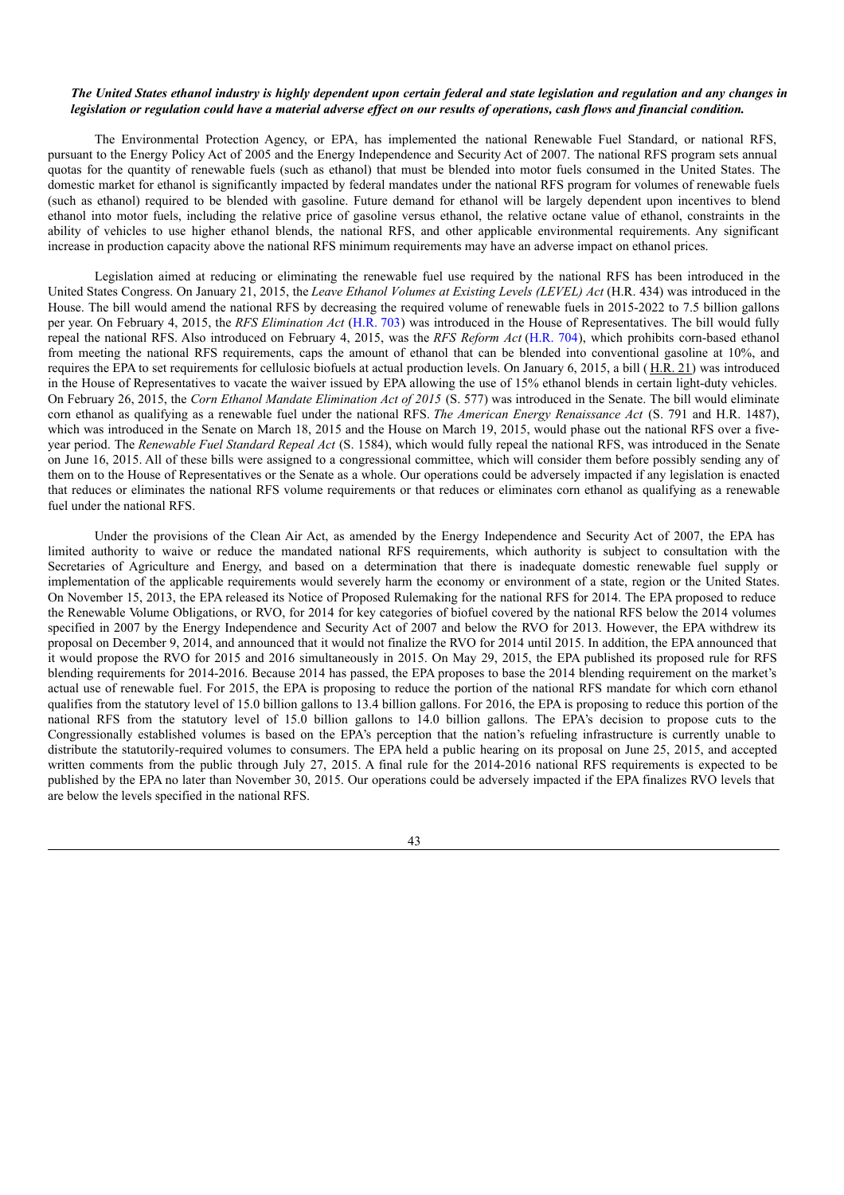***The United States ethanol industry is highly dependent upon certain federal and state legislation and regulation and any changes in legislation or regulation could have a material adverse effect on our results of operations, cash flows and financial condition.***

The Environmental Protection Agency, or EPA, has implemented the national Renewable Fuel Standard, or national RFS, pursuant to the Energy Policy Act of 2005 and the Energy Independence and Security Act of 2007. The national RFS program sets annual quotas for the quantity of renewable fuels (such as ethanol) that must be blended into motor fuels consumed in the United States. The domestic market for ethanol is significantly impacted by federal mandates under the national RFS program for volumes of renewable fuels (such as ethanol) required to be blended with gasoline. Future demand for ethanol will be largely dependent upon incentives to blend ethanol into motor fuels, including the relative price of gasoline versus ethanol, the relative octane value of ethanol, constraints in the ability of vehicles to use higher ethanol blends, the national RFS, and other applicable environmental requirements. Any significant increase in production capacity above the national RFS minimum requirements may have an adverse impact on ethanol prices.

Legislation aimed at reducing or eliminating the renewable fuel use required by the national RFS has been introduced in the United States Congress. On January 21, 2015, the *Leave Ethanol Volumes at Existing Levels (LEVEL) Act* (H.R. 434) was introduced in the House. The bill would amend the national RFS by decreasing the required volume of renewable fuels in 2015-2022 to 7.5 billion gallons per year. On February 4, 2015, the *RFS Elimination Act* (H.R. 703) was introduced in the House of Representatives. The bill would fully repeal the national RFS. Also introduced on February 4, 2015, was the *RFS Reform Act* (H.R. 704), which prohibits corn-based ethanol from meeting the national RFS requirements, caps the amount of ethanol that can be blended into conventional gasoline at 10%, and requires the EPA to set requirements for cellulosic biofuels at actual production levels. On January 6, 2015, a bill ( H.R. 21) was introduced in the House of Representatives to vacate the waiver issued by EPA allowing the use of 15% ethanol blends in certain light-duty vehicles. On February 26, 2015, the *Corn Ethanol Mandate Elimination Act of 2015* (S. 577) was introduced in the Senate. The bill would eliminate corn ethanol as qualifying as a renewable fuel under the national RFS. *The American Energy Renaissance Act* (S. 791 and H.R. 1487), which was introduced in the Senate on March 18, 2015 and the House on March 19, 2015, would phase out the national RFS over a five-year period. The *Renewable Fuel Standard Repeal Act* (S. 1584), which would fully repeal the national RFS, was introduced in the Senate on June 16, 2015. All of these bills were assigned to a congressional committee, which will consider them before possibly sending any of them on to the House of Representatives or the Senate as a whole. Our operations could be adversely impacted if any legislation is enacted that reduces or eliminates the national RFS volume requirements or that reduces or eliminates corn ethanol as qualifying as a renewable fuel under the national RFS.

Under the provisions of the Clean Air Act, as amended by the Energy Independence and Security Act of 2007, the EPA has limited authority to waive or reduce the mandated national RFS requirements, which authority is subject to consultation with the Secretaries of Agriculture and Energy, and based on a determination that there is inadequate domestic renewable fuel supply or implementation of the applicable requirements would severely harm the economy or environment of a state, region or the United States. On November 15, 2013, the EPA released its Notice of Proposed Rulemaking for the national RFS for 2014. The EPA proposed to reduce the Renewable Volume Obligations, or RVO, for 2014 for key categories of biofuel covered by the national RFS below the 2014 volumes specified in 2007 by the Energy Independence and Security Act of 2007 and below the RVO for 2013. However, the EPA withdrew its proposal on December 9, 2014, and announced that it would not finalize the RVO for 2014 until 2015. In addition, the EPA announced that it would propose the RVO for 2015 and 2016 simultaneously in 2015. On May 29, 2015, the EPA published its proposed rule for RFS blending requirements for 2014-2016. Because 2014 has passed, the EPA proposes to base the 2014 blending requirement on the market's actual use of renewable fuel. For 2015, the EPA is proposing to reduce the portion of the national RFS mandate for which corn ethanol qualifies from the statutory level of 15.0 billion gallons to 13.4 billion gallons. For 2016, the EPA is proposing to reduce this portion of the national RFS from the statutory level of 15.0 billion gallons to 14.0 billion gallons. The EPA's decision to propose cuts to the Congressionally established volumes is based on the EPA's perception that the nation's refueling infrastructure is currently unable to distribute the statutorily-required volumes to consumers. The EPA held a public hearing on its proposal on June 25, 2015, and accepted written comments from the public through July 27, 2015. A final rule for the 2014-2016 national RFS requirements is expected to be published by the EPA no later than November 30, 2015. Our operations could be adversely impacted if the EPA finalizes RVO levels that are below the levels specified in the national RFS.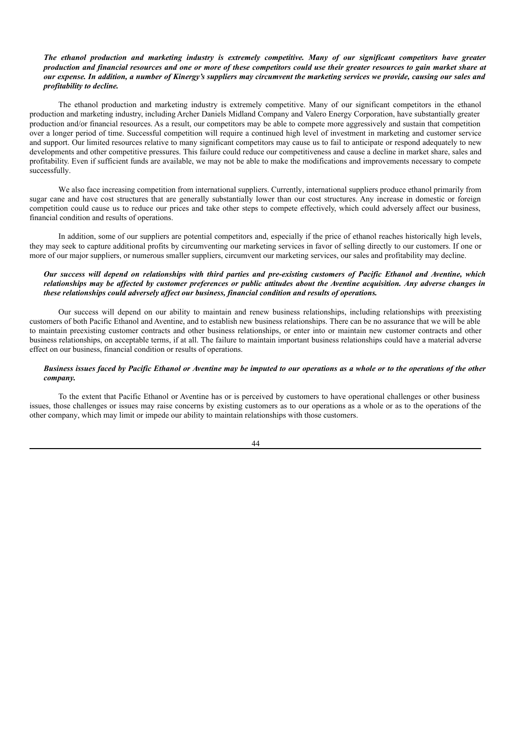***The ethanol production and marketing industry is extremely competitive. Many of our significant competitors have greater production and financial resources and one or more of these competitors could use their greater resources to gain market share at our expense. In addition, a number of Kinergy's suppliers may circumvent the marketing services we provide, causing our sales and profitability to decline.***

The ethanol production and marketing industry is extremely competitive. Many of our significant competitors in the ethanol production and marketing industry, including Archer Daniels Midland Company and Valero Energy Corporation, have substantially greater production and/or financial resources. As a result, our competitors may be able to compete more aggressively and sustain that competition over a longer period of time. Successful competition will require a continued high level of investment in marketing and customer service and support. Our limited resources relative to many significant competitors may cause us to fail to anticipate or respond adequately to new developments and other competitive pressures. This failure could reduce our competitiveness and cause a decline in market share, sales and profitability. Even if sufficient funds are available, we may not be able to make the modifications and improvements necessary to compete successfully.

We also face increasing competition from international suppliers. Currently, international suppliers produce ethanol primarily from sugar cane and have cost structures that are generally substantially lower than our cost structures. Any increase in domestic or foreign competition could cause us to reduce our prices and take other steps to compete effectively, which could adversely affect our business, financial condition and results of operations.

In addition, some of our suppliers are potential competitors and, especially if the price of ethanol reaches historically high levels, they may seek to capture additional profits by circumventing our marketing services in favor of selling directly to our customers. If one or more of our major suppliers, or numerous smaller suppliers, circumvent our marketing services, our sales and profitability may decline.

***Our success will depend on relationships with third parties and pre-existing customers of Pacific Ethanol and Aventine, which relationships may be affected by customer preferences or public attitudes about the Aventine acquisition. Any adverse changes in these relationships could adversely affect our business, financial condition and results of operations.***

Our success will depend on our ability to maintain and renew business relationships, including relationships with preexisting customers of both Pacific Ethanol and Aventine, and to establish new business relationships. There can be no assurance that we will be able to maintain preexisting customer contracts and other business relationships, or enter into or maintain new customer contracts and other business relationships, on acceptable terms, if at all. The failure to maintain important business relationships could have a material adverse effect on our business, financial condition or results of operations.

***Business issues faced by Pacific Ethanol or Aventine may be imputed to our operations as a whole or to the operations of the other company.***

To the extent that Pacific Ethanol or Aventine has or is perceived by customers to have operational challenges or other business issues, those challenges or issues may raise concerns by existing customers as to our operations as a whole or as to the operations of the other company, which may limit or impede our ability to maintain relationships with those customers.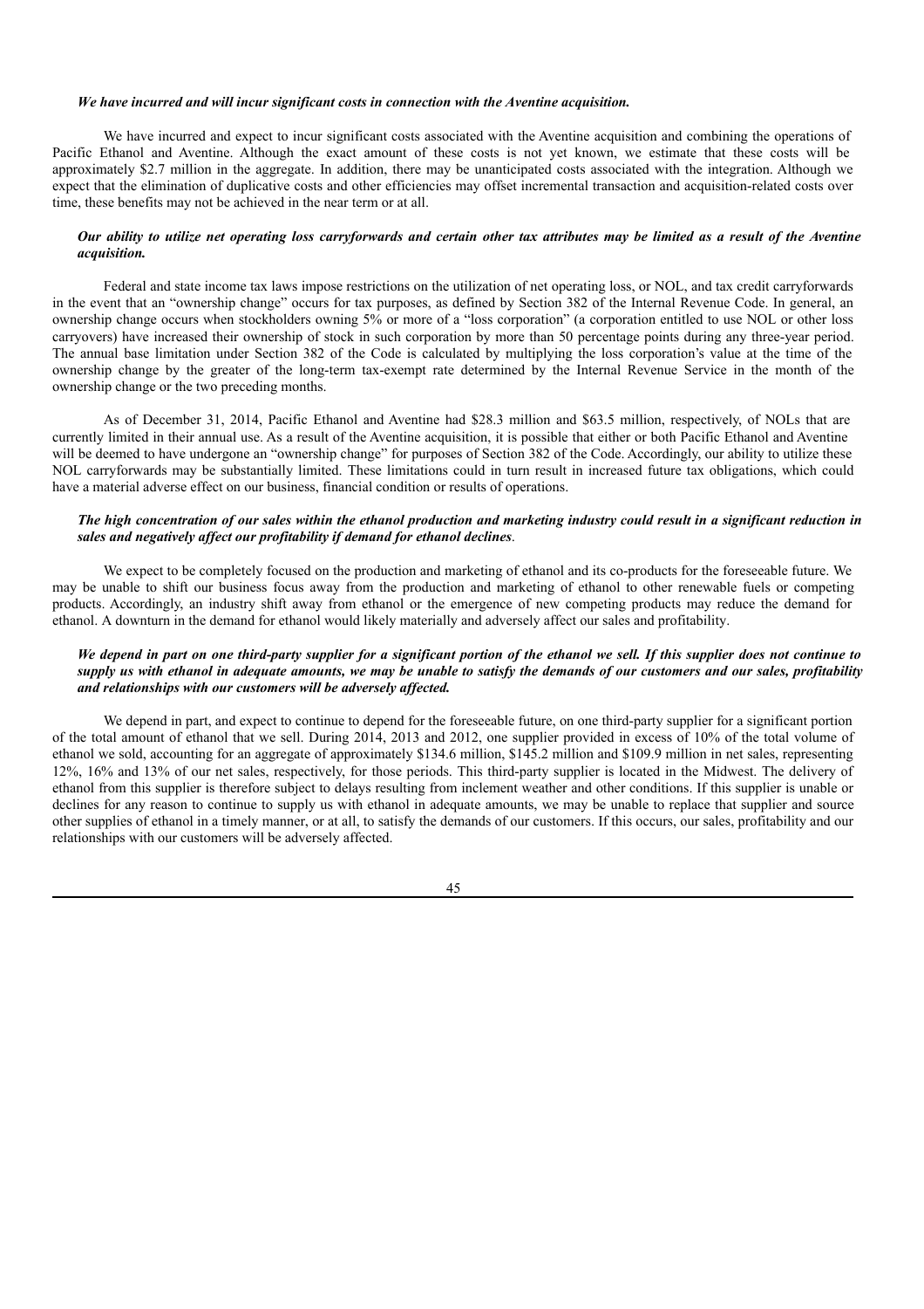***We have incurred and will incur significant costs in connection with the Aventine acquisition.***

We have incurred and expect to incur significant costs associated with the Aventine acquisition and combining the operations of Pacific Ethanol and Aventine. Although the exact amount of these costs is not yet known, we estimate that these costs will be approximately $2.7 million in the aggregate. In addition, there may be unanticipated costs associated with the integration. Although we expect that the elimination of duplicative costs and other efficiencies may offset incremental transaction and acquisition-related costs over time, these benefits may not be achieved in the near term or at all.

***Our ability to utilize net operating loss carryforwards and certain other tax attributes may be limited as a result of the Aventine acquisition.***

Federal and state income tax laws impose restrictions on the utilization of net operating loss, or NOL, and tax credit carryforwards in the event that an "ownership change" occurs for tax purposes, as defined by Section 382 of the Internal Revenue Code. In general, an ownership change occurs when stockholders owning 5% or more of a "loss corporation" (a corporation entitled to use NOL or other loss carryovers) have increased their ownership of stock in such corporation by more than 50 percentage points during any three-year period. The annual base limitation under Section 382 of the Code is calculated by multiplying the loss corporation's value at the time of the ownership change by the greater of the long-term tax-exempt rate determined by the Internal Revenue Service in the month of the ownership change or the two preceding months.

As of December 31, 2014, Pacific Ethanol and Aventine had $28.3 million and $63.5 million, respectively, of NOLs that are currently limited in their annual use. As a result of the Aventine acquisition, it is possible that either or both Pacific Ethanol and Aventine will be deemed to have undergone an "ownership change" for purposes of Section 382 of the Code. Accordingly, our ability to utilize these NOL carryforwards may be substantially limited. These limitations could in turn result in increased future tax obligations, which could have a material adverse effect on our business, financial condition or results of operations.

***The high concentration of our sales within the ethanol production and marketing industry could result in a significant reduction in sales and negatively affect our profitability if demand for ethanol declines.***

We expect to be completely focused on the production and marketing of ethanol and its co-products for the foreseeable future. We may be unable to shift our business focus away from the production and marketing of ethanol to other renewable fuels or competing products. Accordingly, an industry shift away from ethanol or the emergence of new competing products may reduce the demand for ethanol. A downturn in the demand for ethanol would likely materially and adversely affect our sales and profitability.

***We depend in part on one third-party supplier for a significant portion of the ethanol we sell. If this supplier does not continue to supply us with ethanol in adequate amounts, we may be unable to satisfy the demands of our customers and our sales, profitability and relationships with our customers will be adversely affected.***

We depend in part, and expect to continue to depend for the foreseeable future, on one third-party supplier for a significant portion of the total amount of ethanol that we sell. During 2014, 2013 and 2012, one supplier provided in excess of 10% of the total volume of ethanol we sold, accounting for an aggregate of approximately $134.6 million, $145.2 million and $109.9 million in net sales, representing 12%, 16% and 13% of our net sales, respectively, for those periods. This third-party supplier is located in the Midwest. The delivery of ethanol from this supplier is therefore subject to delays resulting from inclement weather and other conditions. If this supplier is unable or declines for any reason to continue to supply us with ethanol in adequate amounts, we may be unable to replace that supplier and source other supplies of ethanol in a timely manner, or at all, to satisfy the demands of our customers. If this occurs, our sales, profitability and our relationships with our customers will be adversely affected.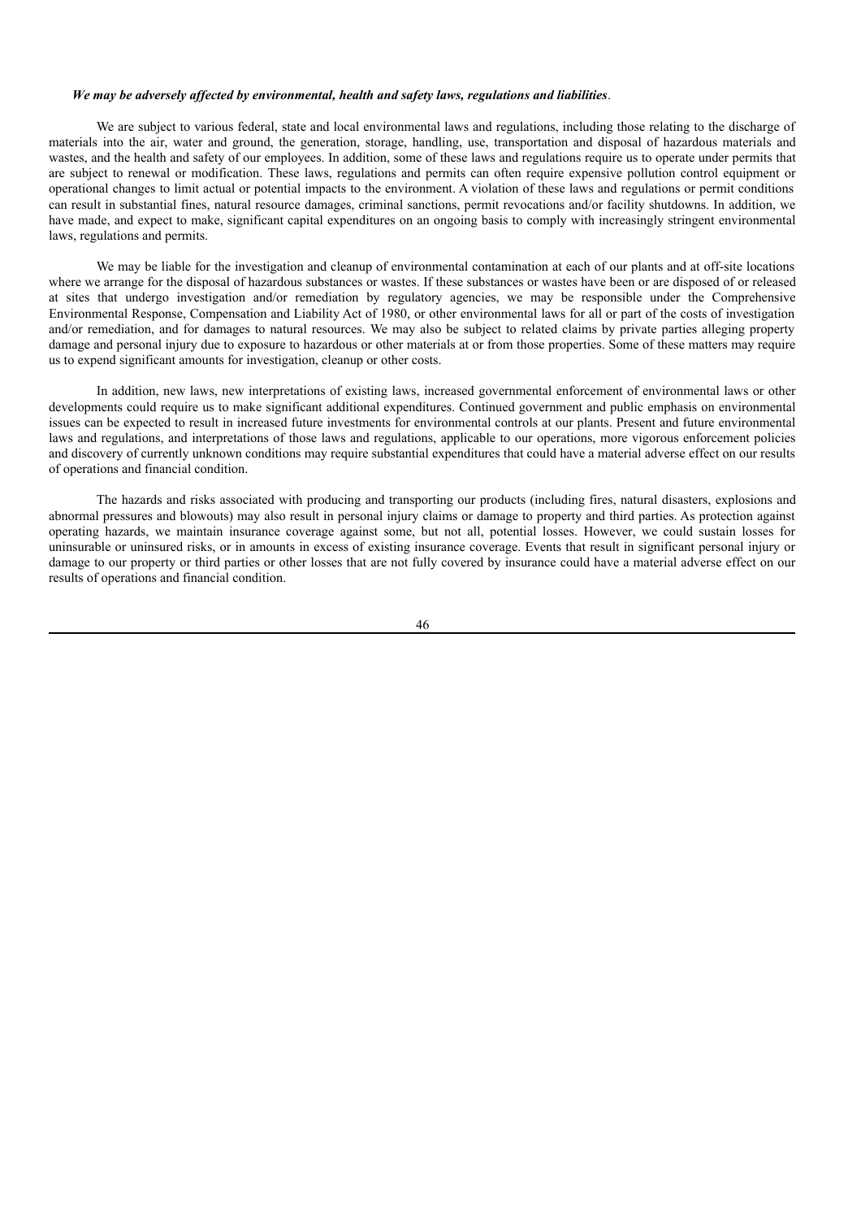***We may be adversely affected by environmental, health and safety laws, regulations and liabilities***.

We are subject to various federal, state and local environmental laws and regulations, including those relating to the discharge of materials into the air, water and ground, the generation, storage, handling, use, transportation and disposal of hazardous materials and wastes, and the health and safety of our employees. In addition, some of these laws and regulations require us to operate under permits that are subject to renewal or modification. These laws, regulations and permits can often require expensive pollution control equipment or operational changes to limit actual or potential impacts to the environment. A violation of these laws and regulations or permit conditions can result in substantial fines, natural resource damages, criminal sanctions, permit revocations and/or facility shutdowns. In addition, we have made, and expect to make, significant capital expenditures on an ongoing basis to comply with increasingly stringent environmental laws, regulations and permits.

We may be liable for the investigation and cleanup of environmental contamination at each of our plants and at off-site locations where we arrange for the disposal of hazardous substances or wastes. If these substances or wastes have been or are disposed of or released at sites that undergo investigation and/or remediation by regulatory agencies, we may be responsible under the Comprehensive Environmental Response, Compensation and Liability Act of 1980, or other environmental laws for all or part of the costs of investigation and/or remediation, and for damages to natural resources. We may also be subject to related claims by private parties alleging property damage and personal injury due to exposure to hazardous or other materials at or from those properties. Some of these matters may require us to expend significant amounts for investigation, cleanup or other costs.

In addition, new laws, new interpretations of existing laws, increased governmental enforcement of environmental laws or other developments could require us to make significant additional expenditures. Continued government and public emphasis on environmental issues can be expected to result in increased future investments for environmental controls at our plants. Present and future environmental laws and regulations, and interpretations of those laws and regulations, applicable to our operations, more vigorous enforcement policies and discovery of currently unknown conditions may require substantial expenditures that could have a material adverse effect on our results of operations and financial condition.

The hazards and risks associated with producing and transporting our products (including fires, natural disasters, explosions and abnormal pressures and blowouts) may also result in personal injury claims or damage to property and third parties. As protection against operating hazards, we maintain insurance coverage against some, but not all, potential losses. However, we could sustain losses for uninsurable or uninsured risks, or in amounts in excess of existing insurance coverage. Events that result in significant personal injury or damage to our property or third parties or other losses that are not fully covered by insurance could have a material adverse effect on our results of operations and financial condition.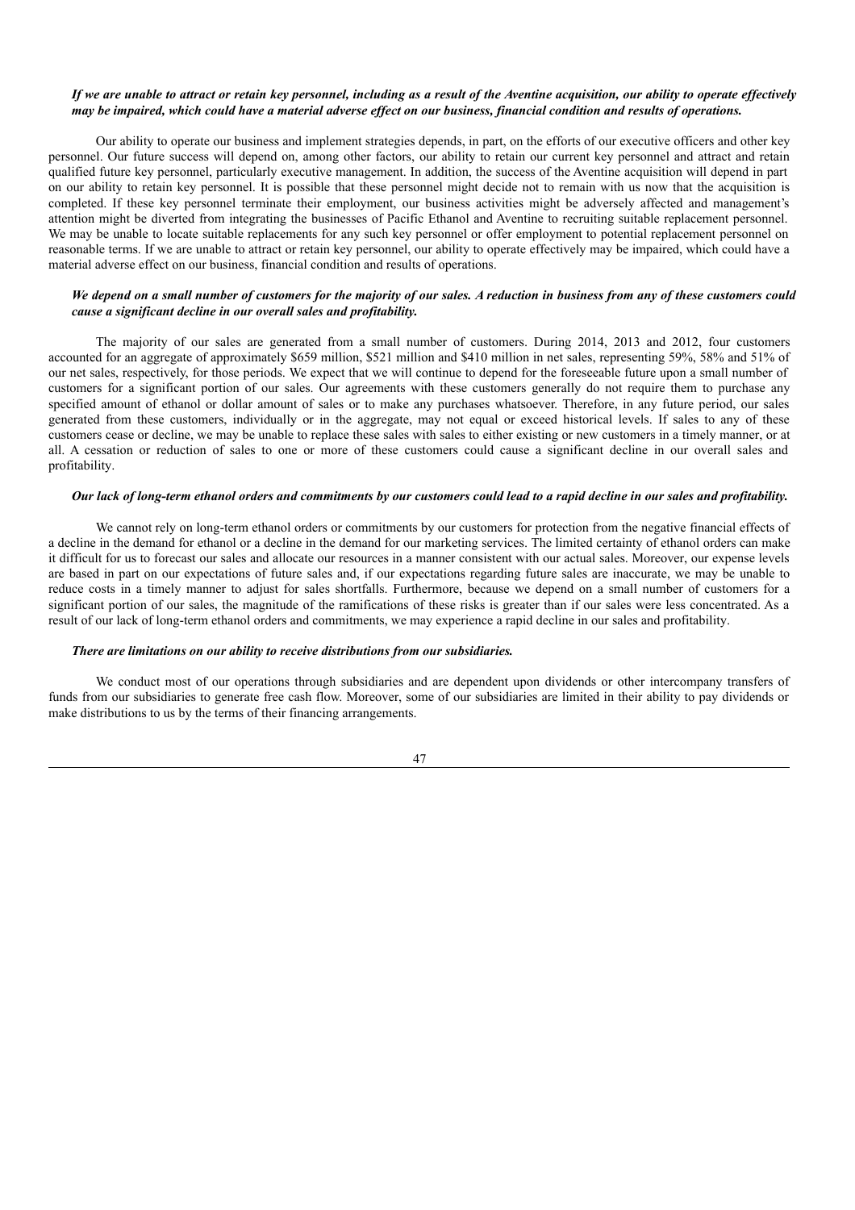***If we are unable to attract or retain key personnel, including as a result of the Aventine acquisition, our ability to operate effectively may be impaired, which could have a material adverse effect on our business, financial condition and results of operations.***

Our ability to operate our business and implement strategies depends, in part, on the efforts of our executive officers and other key personnel. Our future success will depend on, among other factors, our ability to retain our current key personnel and attract and retain qualified future key personnel, particularly executive management. In addition, the success of the Aventine acquisition will depend in part on our ability to retain key personnel. It is possible that these personnel might decide not to remain with us now that the acquisition is completed. If these key personnel terminate their employment, our business activities might be adversely affected and management's attention might be diverted from integrating the businesses of Pacific Ethanol and Aventine to recruiting suitable replacement personnel. We may be unable to locate suitable replacements for any such key personnel or offer employment to potential replacement personnel on reasonable terms. If we are unable to attract or retain key personnel, our ability to operate effectively may be impaired, which could have a material adverse effect on our business, financial condition and results of operations.

***We depend on a small number of customers for the majority of our sales. A reduction in business from any of these customers could cause a significant decline in our overall sales and profitability.***

The majority of our sales are generated from a small number of customers. During 2014, 2013 and 2012, four customers accounted for an aggregate of approximately $659 million, $521 million and $410 million in net sales, representing 59%, 58% and 51% of our net sales, respectively, for those periods. We expect that we will continue to depend for the foreseeable future upon a small number of customers for a significant portion of our sales. Our agreements with these customers generally do not require them to purchase any specified amount of ethanol or dollar amount of sales or to make any purchases whatsoever. Therefore, in any future period, our sales generated from these customers, individually or in the aggregate, may not equal or exceed historical levels. If sales to any of these customers cease or decline, we may be unable to replace these sales with sales to either existing or new customers in a timely manner, or at all. A cessation or reduction of sales to one or more of these customers could cause a significant decline in our overall sales and profitability.

***Our lack of long-term ethanol orders and commitments by our customers could lead to a rapid decline in our sales and profitability.***

We cannot rely on long-term ethanol orders or commitments by our customers for protection from the negative financial effects of a decline in the demand for ethanol or a decline in the demand for our marketing services. The limited certainty of ethanol orders can make it difficult for us to forecast our sales and allocate our resources in a manner consistent with our actual sales. Moreover, our expense levels are based in part on our expectations of future sales and, if our expectations regarding future sales are inaccurate, we may be unable to reduce costs in a timely manner to adjust for sales shortfalls. Furthermore, because we depend on a small number of customers for a significant portion of our sales, the magnitude of the ramifications of these risks is greater than if our sales were less concentrated. As a result of our lack of long-term ethanol orders and commitments, we may experience a rapid decline in our sales and profitability.

***There are limitations on our ability to receive distributions from our subsidiaries.***

We conduct most of our operations through subsidiaries and are dependent upon dividends or other intercompany transfers of funds from our subsidiaries to generate free cash flow. Moreover, some of our subsidiaries are limited in their ability to pay dividends or make distributions to us by the terms of their financing arrangements.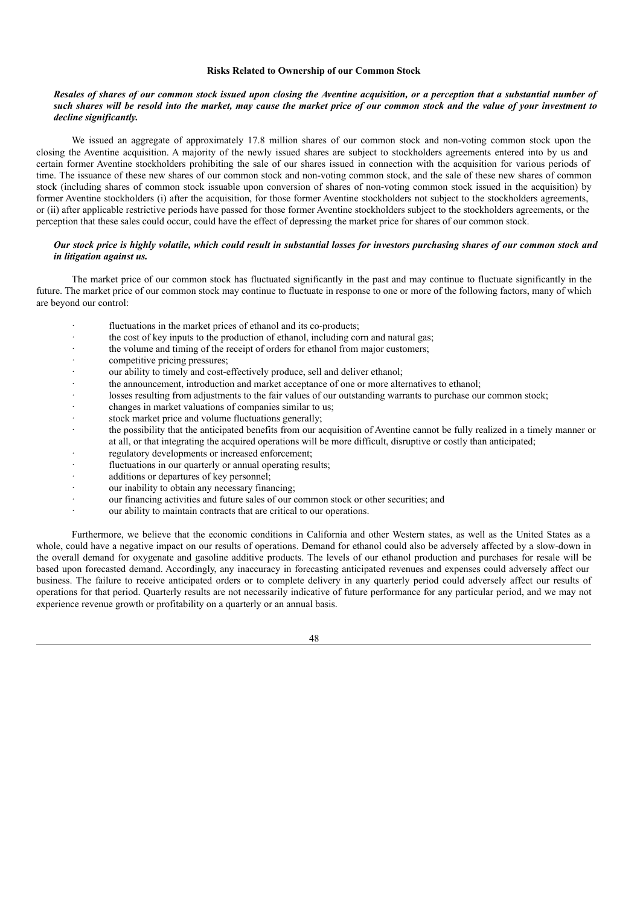## Risks Related to Ownership of our Common Stock

***Resales of shares of our common stock issued upon closing the Aventine acquisition, or a perception that a substantial number of such shares will be resold into the market, may cause the market price of our common stock and the value of your investment to decline significantly.***

We issued an aggregate of approximately 17.8 million shares of our common stock and non-voting common stock upon the closing the Aventine acquisition. A majority of the newly issued shares are subject to stockholders agreements entered into by us and certain former Aventine stockholders prohibiting the sale of our shares issued in connection with the acquisition for various periods of time. The issuance of these new shares of our common stock and non-voting common stock, and the sale of these new shares of common stock (including shares of common stock issuable upon conversion of shares of non-voting common stock issued in the acquisition) by former Aventine stockholders (i) after the acquisition, for those former Aventine stockholders not subject to the stockholders agreements, or (ii) after applicable restrictive periods have passed for those former Aventine stockholders subject to the stockholders agreements, or the perception that these sales could occur, could have the effect of depressing the market price for shares of our common stock.

***Our stock price is highly volatile, which could result in substantial losses for investors purchasing shares of our common stock and in litigation against us.***

The market price of our common stock has fluctuated significantly in the past and may continue to fluctuate significantly in the future. The market price of our common stock may continue to fluctuate in response to one or more of the following factors, many of which are beyond our control:

- fluctuations in the market prices of ethanol and its co-products;
- the cost of key inputs to the production of ethanol, including corn and natural gas;
- the volume and timing of the receipt of orders for ethanol from major customers;
- competitive pricing pressures;
- our ability to timely and cost-effectively produce, sell and deliver ethanol;
- the announcement, introduction and market acceptance of one or more alternatives to ethanol;
- losses resulting from adjustments to the fair values of our outstanding warrants to purchase our common stock;
- changes in market valuations of companies similar to us;
- stock market price and volume fluctuations generally;
- the possibility that the anticipated benefits from our acquisition of Aventine cannot be fully realized in a timely manner or at all, or that integrating the acquired operations will be more difficult, disruptive or costly than anticipated;
- regulatory developments or increased enforcement;
- fluctuations in our quarterly or annual operating results;
- additions or departures of key personnel;
- our inability to obtain any necessary financing;
- our financing activities and future sales of our common stock or other securities; and
- our ability to maintain contracts that are critical to our operations.

Furthermore, we believe that the economic conditions in California and other Western states, as well as the United States as a whole, could have a negative impact on our results of operations. Demand for ethanol could also be adversely affected by a slow-down in the overall demand for oxygenate and gasoline additive products. The levels of our ethanol production and purchases for resale will be based upon forecasted demand. Accordingly, any inaccuracy in forecasting anticipated revenues and expenses could adversely affect our business. The failure to receive anticipated orders or to complete delivery in any quarterly period could adversely affect our results of operations for that period. Quarterly results are not necessarily indicative of future performance for any particular period, and we may not experience revenue growth or profitability on a quarterly or an annual basis.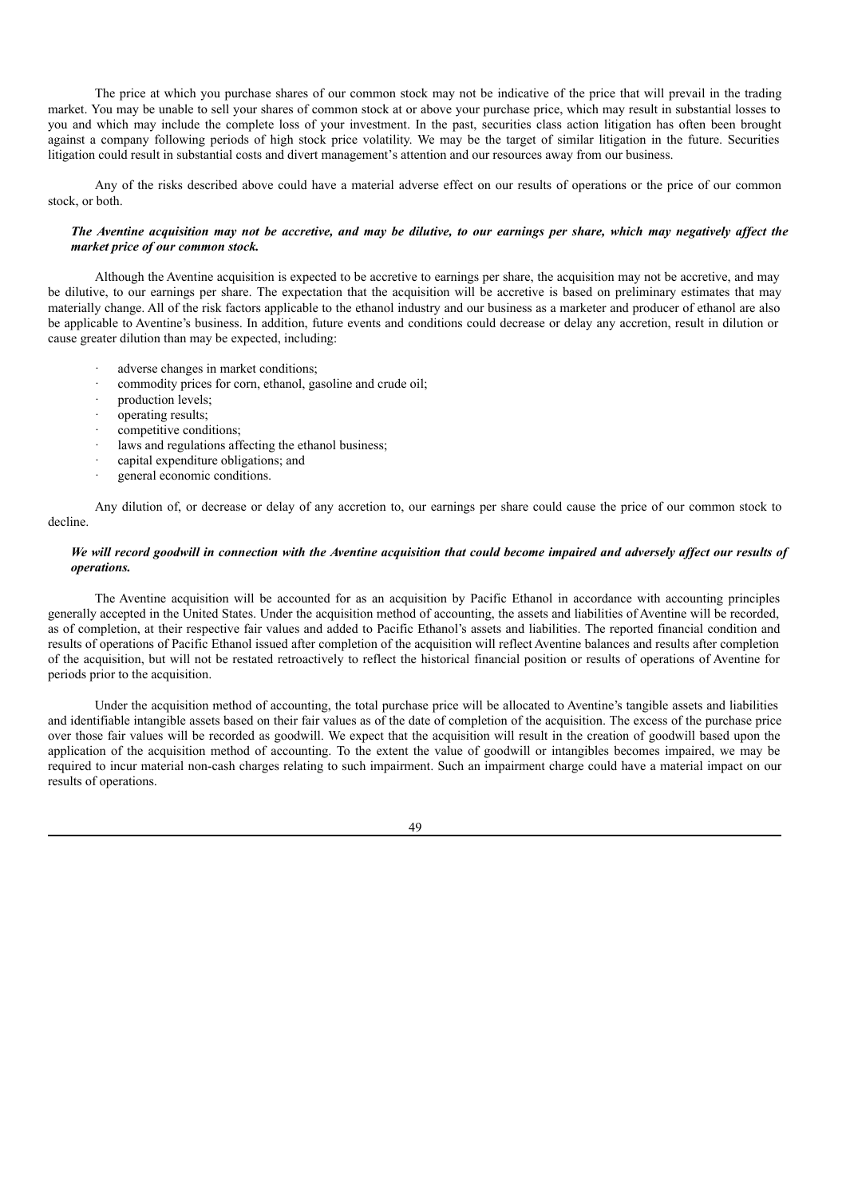The price at which you purchase shares of our common stock may not be indicative of the price that will prevail in the trading market. You may be unable to sell your shares of common stock at or above your purchase price, which may result in substantial losses to you and which may include the complete loss of your investment. In the past, securities class action litigation has often been brought against a company following periods of high stock price volatility. We may be the target of similar litigation in the future. Securities litigation could result in substantial costs and divert management's attention and our resources away from our business.

Any of the risks described above could have a material adverse effect on our results of operations or the price of our common stock, or both.

***The Aventine acquisition may not be accretive, and may be dilutive, to our earnings per share, which may negatively affect the market price of our common stock.***

Although the Aventine acquisition is expected to be accretive to earnings per share, the acquisition may not be accretive, and may be dilutive, to our earnings per share. The expectation that the acquisition will be accretive is based on preliminary estimates that may materially change. All of the risk factors applicable to the ethanol industry and our business as a marketer and producer of ethanol are also be applicable to Aventine's business. In addition, future events and conditions could decrease or delay any accretion, result in dilution or cause greater dilution than may be expected, including:

- adverse changes in market conditions;
- commodity prices for corn, ethanol, gasoline and crude oil;
- production levels;
- operating results;
- competitive conditions;
- laws and regulations affecting the ethanol business;
- capital expenditure obligations; and
- general economic conditions.

Any dilution of, or decrease or delay of any accretion to, our earnings per share could cause the price of our common stock to decline.

***We will record goodwill in connection with the Aventine acquisition that could become impaired and adversely affect our results of operations.***

The Aventine acquisition will be accounted for as an acquisition by Pacific Ethanol in accordance with accounting principles generally accepted in the United States. Under the acquisition method of accounting, the assets and liabilities of Aventine will be recorded, as of completion, at their respective fair values and added to Pacific Ethanol's assets and liabilities. The reported financial condition and results of operations of Pacific Ethanol issued after completion of the acquisition will reflect Aventine balances and results after completion of the acquisition, but will not be restated retroactively to reflect the historical financial position or results of operations of Aventine for periods prior to the acquisition.

Under the acquisition method of accounting, the total purchase price will be allocated to Aventine's tangible assets and liabilities and identifiable intangible assets based on their fair values as of the date of completion of the acquisition. The excess of the purchase price over those fair values will be recorded as goodwill. We expect that the acquisition will result in the creation of goodwill based upon the application of the acquisition method of accounting. To the extent the value of goodwill or intangibles becomes impaired, we may be required to incur material non-cash charges relating to such impairment. Such an impairment charge could have a material impact on our results of operations.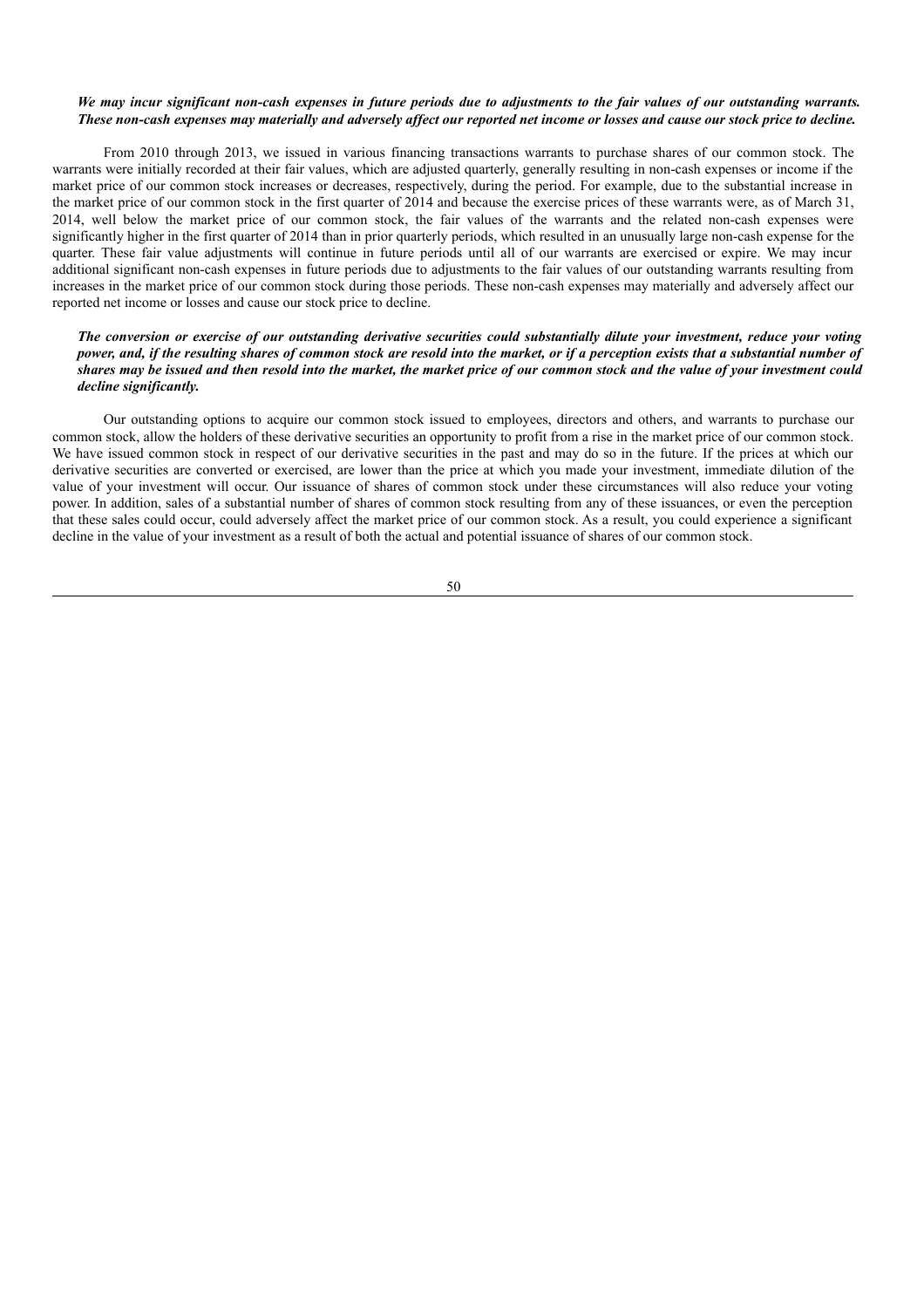***We may incur significant non-cash expenses in future periods due to adjustments to the fair values of our outstanding warrants. These non-cash expenses may materially and adversely affect our reported net income or losses and cause our stock price to decline.***

From 2010 through 2013, we issued in various financing transactions warrants to purchase shares of our common stock. The warrants were initially recorded at their fair values, which are adjusted quarterly, generally resulting in non-cash expenses or income if the market price of our common stock increases or decreases, respectively, during the period. For example, due to the substantial increase in the market price of our common stock in the first quarter of 2014 and because the exercise prices of these warrants were, as of March 31, 2014, well below the market price of our common stock, the fair values of the warrants and the related non-cash expenses were significantly higher in the first quarter of 2014 than in prior quarterly periods, which resulted in an unusually large non-cash expense for the quarter. These fair value adjustments will continue in future periods until all of our warrants are exercised or expire. We may incur additional significant non-cash expenses in future periods due to adjustments to the fair values of our outstanding warrants resulting from increases in the market price of our common stock during those periods. These non-cash expenses may materially and adversely affect our reported net income or losses and cause our stock price to decline.

***The conversion or exercise of our outstanding derivative securities could substantially dilute your investment, reduce your voting power, and, if the resulting shares of common stock are resold into the market, or if a perception exists that a substantial number of shares may be issued and then resold into the market, the market price of our common stock and the value of your investment could decline significantly.***

Our outstanding options to acquire our common stock issued to employees, directors and others, and warrants to purchase our common stock, allow the holders of these derivative securities an opportunity to profit from a rise in the market price of our common stock. We have issued common stock in respect of our derivative securities in the past and may do so in the future. If the prices at which our derivative securities are converted or exercised, are lower than the price at which you made your investment, immediate dilution of the value of your investment will occur. Our issuance of shares of common stock under these circumstances will also reduce your voting power. In addition, sales of a substantial number of shares of common stock resulting from any of these issuances, or even the perception that these sales could occur, could adversely affect the market price of our common stock. As a result, you could experience a significant decline in the value of your investment as a result of both the actual and potential issuance of shares of our common stock.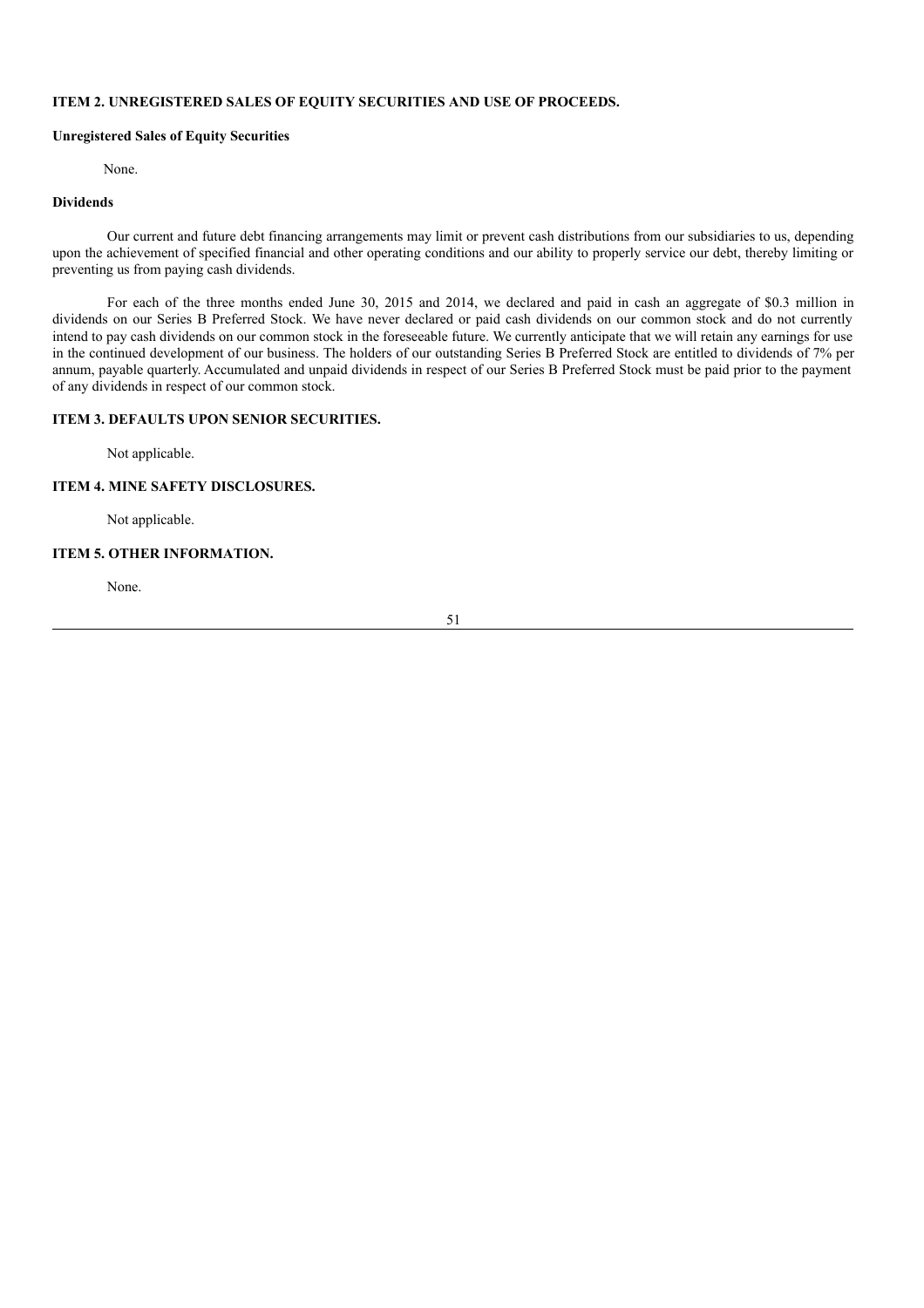## ITEM 2. UNREGISTERED SALES OF EQUITY SECURITIES AND USE OF PROCEEDS.

### Unregistered Sales of Equity Securities

None.

### Dividends

Our current and future debt financing arrangements may limit or prevent cash distributions from our subsidiaries to us, depending upon the achievement of specified financial and other operating conditions and our ability to properly service our debt, thereby limiting or preventing us from paying cash dividends.

For each of the three months ended June 30, 2015 and 2014, we declared and paid in cash an aggregate of $0.3 million in dividends on our Series B Preferred Stock. We have never declared or paid cash dividends on our common stock and do not currently intend to pay cash dividends on our common stock in the foreseeable future. We currently anticipate that we will retain any earnings for use in the continued development of our business. The holders of our outstanding Series B Preferred Stock are entitled to dividends of 7% per annum, payable quarterly. Accumulated and unpaid dividends in respect of our Series B Preferred Stock must be paid prior to the payment of any dividends in respect of our common stock.

## ITEM 3. DEFAULTS UPON SENIOR SECURITIES.

Not applicable.

## ITEM 4. MINE SAFETY DISCLOSURES.

Not applicable.

## ITEM 5. OTHER INFORMATION.

None.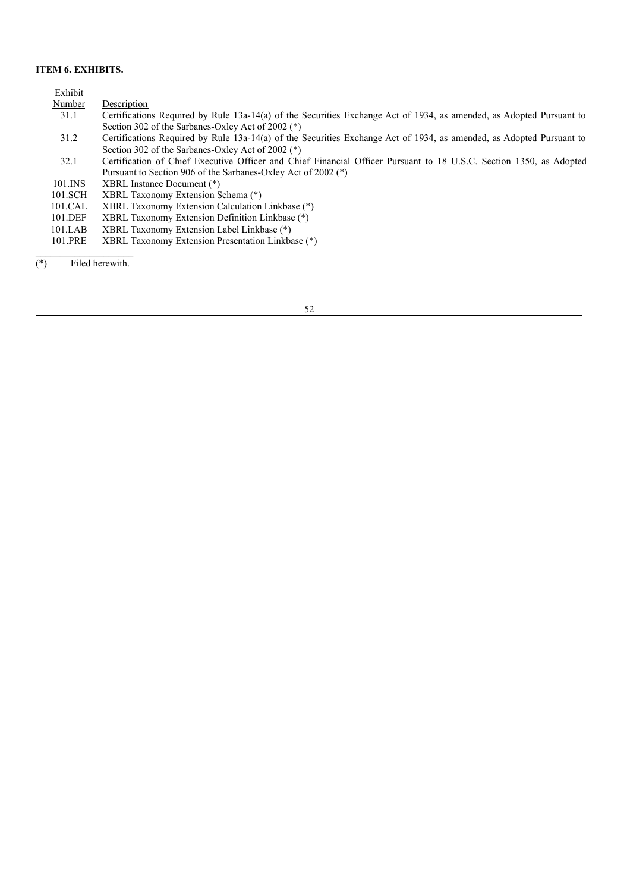**ITEM 6. EXHIBITS.**

| Exhibit Number | Description |
|---|---|
| 31.1 | Certifications Required by Rule 13a-14(a) of the Securities Exchange Act of 1934, as amended, as Adopted Pursuant to Section 302 of the Sarbanes-Oxley Act of 2002 (*) |
| 31.2 | Certifications Required by Rule 13a-14(a) of the Securities Exchange Act of 1934, as amended, as Adopted Pursuant to Section 302 of the Sarbanes-Oxley Act of 2002 (*) |
| 32.1 | Certification of Chief Executive Officer and Chief Financial Officer Pursuant to 18 U.S.C. Section 1350, as Adopted Pursuant to Section 906 of the Sarbanes-Oxley Act of 2002 (*) |
| 101.INS | XBRL Instance Document (*) |
| 101.SCH | XBRL Taxonomy Extension Schema (*) |
| 101.CAL | XBRL Taxonomy Extension Calculation Linkbase (*) |
| 101.DEF | XBRL Taxonomy Extension Definition Linkbase (*) |
| 101.LAB | XBRL Taxonomy Extension Label Linkbase (*) |
| 101.PRE | XBRL Taxonomy Extension Presentation Linkbase (*) |

(*) Filed herewith.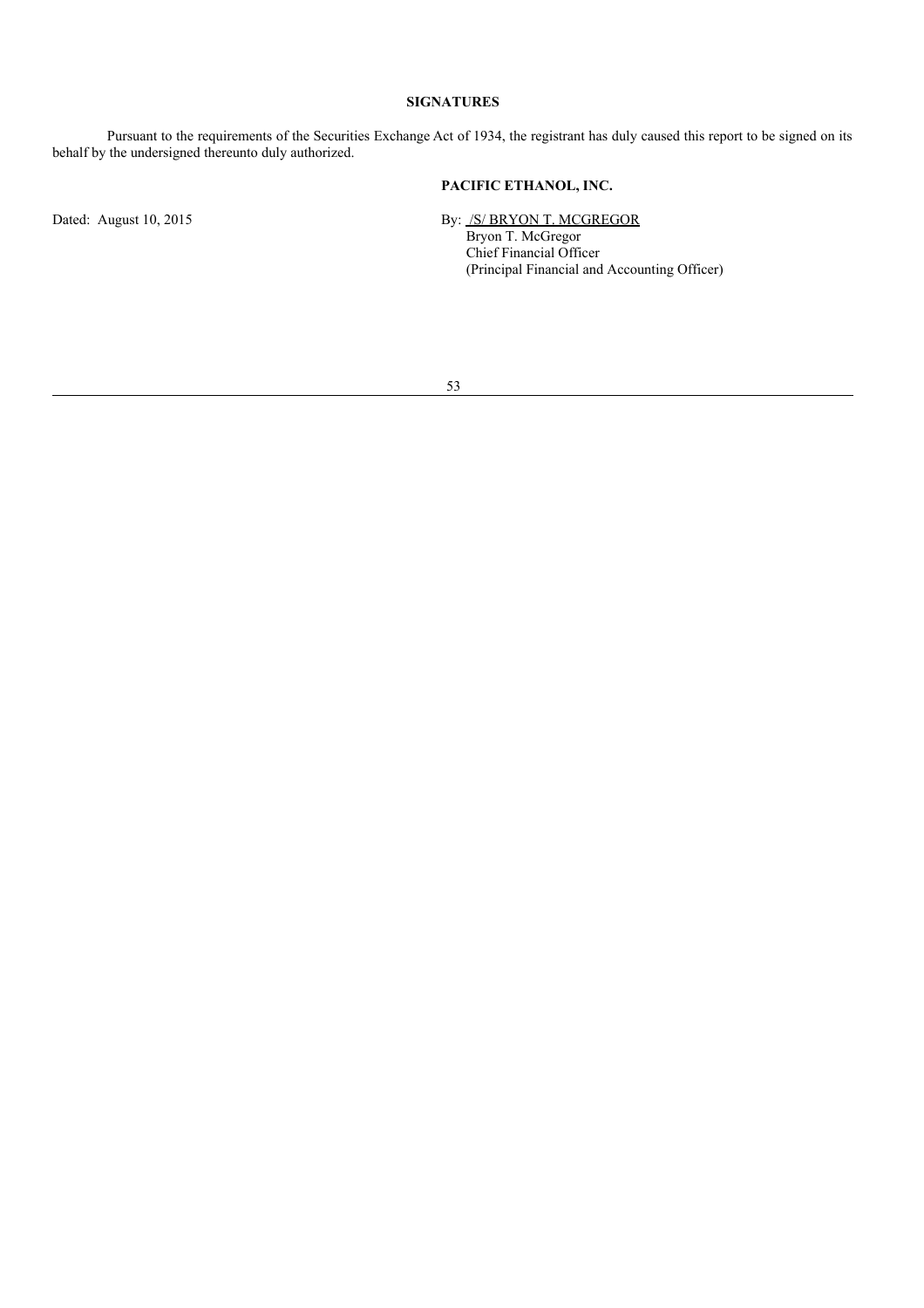## SIGNATURES

Pursuant to the requirements of the Securities Exchange Act of 1934, the registrant has duly caused this report to be signed on its behalf by the undersigned thereunto duly authorized.

**PACIFIC ETHANOL, INC.**

Dated: August 10, 2015

By: /S/ BRYON T. MCGREGOR
Bryon T. McGregor
Chief Financial Officer
(Principal Financial and Accounting Officer)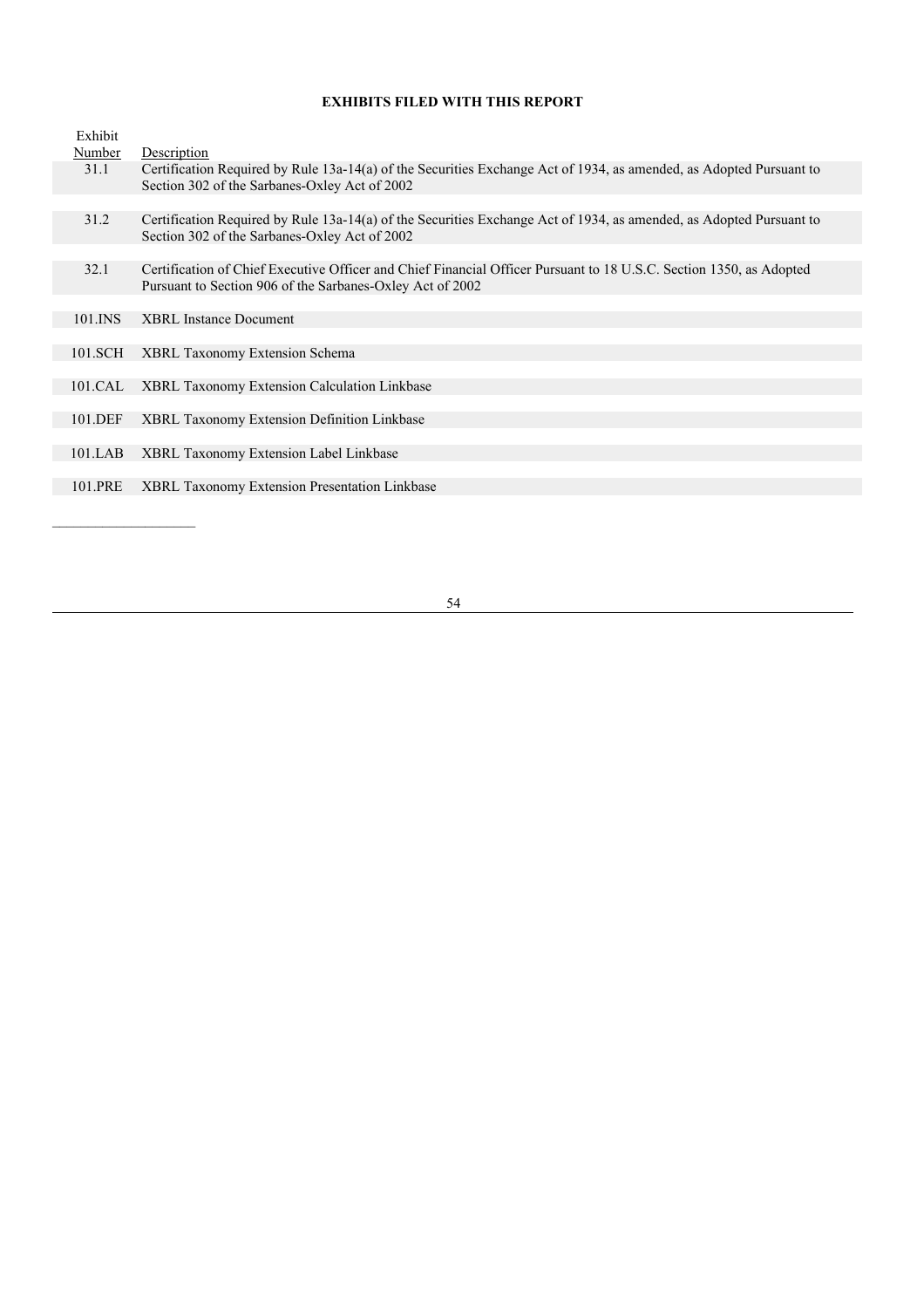## EXHIBITS FILED WITH THIS REPORT

| Exhibit Number | Description |
|---|---|
| 31.1 | Certification Required by Rule 13a-14(a) of the Securities Exchange Act of 1934, as amended, as Adopted Pursuant to Section 302 of the Sarbanes-Oxley Act of 2002 |
| 31.2 | Certification Required by Rule 13a-14(a) of the Securities Exchange Act of 1934, as amended, as Adopted Pursuant to Section 302 of the Sarbanes-Oxley Act of 2002 |
| 32.1 | Certification of Chief Executive Officer and Chief Financial Officer Pursuant to 18 U.S.C. Section 1350, as Adopted Pursuant to Section 906 of the Sarbanes-Oxley Act of 2002 |
| 101.INS | XBRL Instance Document |
| 101.SCH | XBRL Taxonomy Extension Schema |
| 101.CAL | XBRL Taxonomy Extension Calculation Linkbase |
| 101.DEF | XBRL Taxonomy Extension Definition Linkbase |
| 101.LAB | XBRL Taxonomy Extension Label Linkbase |
| 101.PRE | XBRL Taxonomy Extension Presentation Linkbase |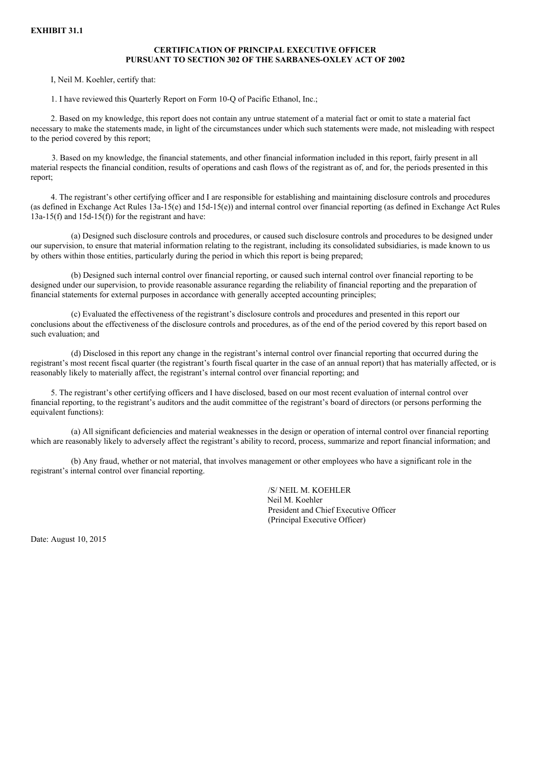**EXHIBIT 31.1**

**CERTIFICATION OF PRINCIPAL EXECUTIVE OFFICER PURSUANT TO SECTION 302 OF THE SARBANES-OXLEY ACT OF 2002**

I, Neil M. Koehler, certify that:

1. I have reviewed this Quarterly Report on Form 10-Q of Pacific Ethanol, Inc.;

2. Based on my knowledge, this report does not contain any untrue statement of a material fact or omit to state a material fact necessary to make the statements made, in light of the circumstances under which such statements were made, not misleading with respect to the period covered by this report;

3. Based on my knowledge, the financial statements, and other financial information included in this report, fairly present in all material respects the financial condition, results of operations and cash flows of the registrant as of, and for, the periods presented in this report;

4. The registrant's other certifying officer and I are responsible for establishing and maintaining disclosure controls and procedures (as defined in Exchange Act Rules 13a-15(e) and 15d-15(e)) and internal control over financial reporting (as defined in Exchange Act Rules 13a-15(f) and 15d-15(f)) for the registrant and have:

(a) Designed such disclosure controls and procedures, or caused such disclosure controls and procedures to be designed under our supervision, to ensure that material information relating to the registrant, including its consolidated subsidiaries, is made known to us by others within those entities, particularly during the period in which this report is being prepared;

(b) Designed such internal control over financial reporting, or caused such internal control over financial reporting to be designed under our supervision, to provide reasonable assurance regarding the reliability of financial reporting and the preparation of financial statements for external purposes in accordance with generally accepted accounting principles;

(c) Evaluated the effectiveness of the registrant's disclosure controls and procedures and presented in this report our conclusions about the effectiveness of the disclosure controls and procedures, as of the end of the period covered by this report based on such evaluation; and

(d) Disclosed in this report any change in the registrant's internal control over financial reporting that occurred during the registrant's most recent fiscal quarter (the registrant's fourth fiscal quarter in the case of an annual report) that has materially affected, or is reasonably likely to materially affect, the registrant's internal control over financial reporting; and

5. The registrant's other certifying officers and I have disclosed, based on our most recent evaluation of internal control over financial reporting, to the registrant's auditors and the audit committee of the registrant's board of directors (or persons performing the equivalent functions):

(a) All significant deficiencies and material weaknesses in the design or operation of internal control over financial reporting which are reasonably likely to adversely affect the registrant's ability to record, process, summarize and report financial information; and

(b) Any fraud, whether or not material, that involves management or other employees who have a significant role in the registrant's internal control over financial reporting.

/S/ NEIL M. KOEHLER
Neil M. Koehler
President and Chief Executive Officer
(Principal Executive Officer)

Date: August 10, 2015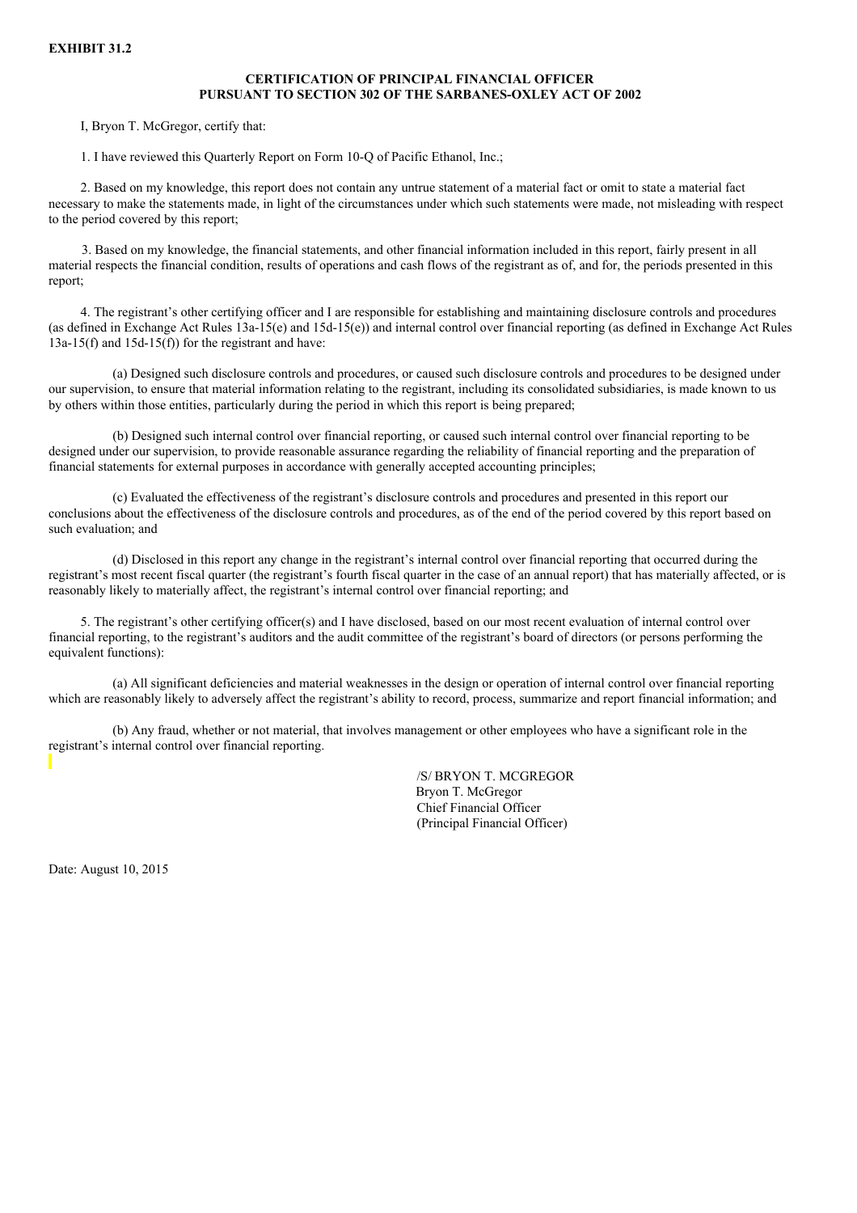**EXHIBIT 31.2**

**CERTIFICATION OF PRINCIPAL FINANCIAL OFFICER PURSUANT TO SECTION 302 OF THE SARBANES-OXLEY ACT OF 2002**

I, Bryon T. McGregor, certify that:

1. I have reviewed this Quarterly Report on Form 10-Q of Pacific Ethanol, Inc.;

2. Based on my knowledge, this report does not contain any untrue statement of a material fact or omit to state a material fact necessary to make the statements made, in light of the circumstances under which such statements were made, not misleading with respect to the period covered by this report;

3. Based on my knowledge, the financial statements, and other financial information included in this report, fairly present in all material respects the financial condition, results of operations and cash flows of the registrant as of, and for, the periods presented in this report;

4. The registrant's other certifying officer and I are responsible for establishing and maintaining disclosure controls and procedures (as defined in Exchange Act Rules 13a-15(e) and 15d-15(e)) and internal control over financial reporting (as defined in Exchange Act Rules 13a-15(f) and 15d-15(f)) for the registrant and have:

(a) Designed such disclosure controls and procedures, or caused such disclosure controls and procedures to be designed under our supervision, to ensure that material information relating to the registrant, including its consolidated subsidiaries, is made known to us by others within those entities, particularly during the period in which this report is being prepared;

(b) Designed such internal control over financial reporting, or caused such internal control over financial reporting to be designed under our supervision, to provide reasonable assurance regarding the reliability of financial reporting and the preparation of financial statements for external purposes in accordance with generally accepted accounting principles;

(c) Evaluated the effectiveness of the registrant's disclosure controls and procedures and presented in this report our conclusions about the effectiveness of the disclosure controls and procedures, as of the end of the period covered by this report based on such evaluation; and

(d) Disclosed in this report any change in the registrant's internal control over financial reporting that occurred during the registrant's most recent fiscal quarter (the registrant's fourth fiscal quarter in the case of an annual report) that has materially affected, or is reasonably likely to materially affect, the registrant's internal control over financial reporting; and

5. The registrant's other certifying officer(s) and I have disclosed, based on our most recent evaluation of internal control over financial reporting, to the registrant's auditors and the audit committee of the registrant's board of directors (or persons performing the equivalent functions):

(a) All significant deficiencies and material weaknesses in the design or operation of internal control over financial reporting which are reasonably likely to adversely affect the registrant's ability to record, process, summarize and report financial information; and

(b) Any fraud, whether or not material, that involves management or other employees who have a significant role in the registrant's internal control over financial reporting.

/S/ BRYON T. MCGREGOR
Bryon T. McGregor
Chief Financial Officer
(Principal Financial Officer)

Date: August 10, 2015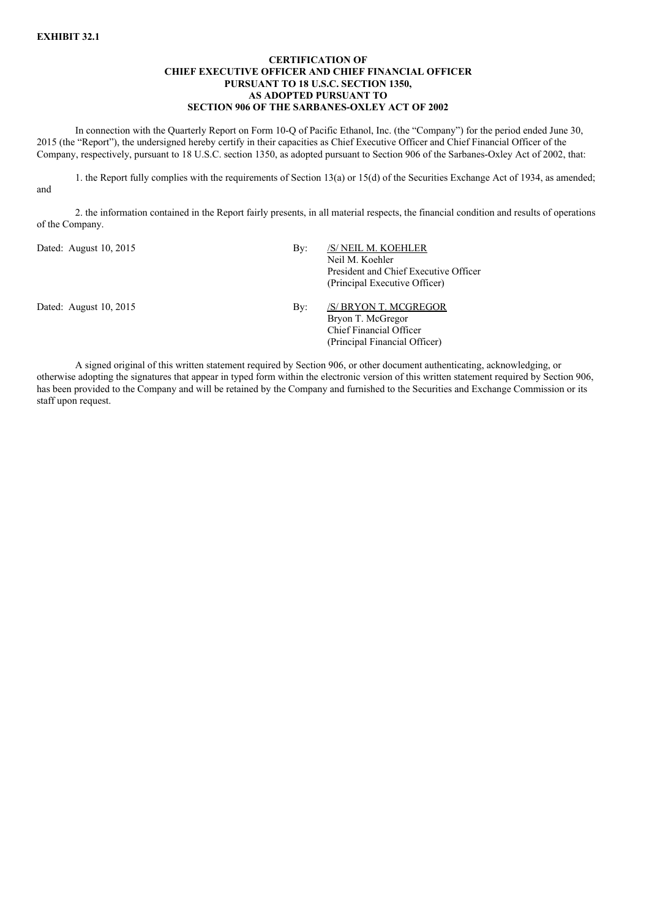**EXHIBIT 32.1**

**CERTIFICATION OF**
**CHIEF EXECUTIVE OFFICER AND CHIEF FINANCIAL OFFICER**
**PURSUANT TO 18 U.S.C. SECTION 1350,**
**AS ADOPTED PURSUANT TO**
**SECTION 906 OF THE SARBANES-OXLEY ACT OF 2002**

In connection with the Quarterly Report on Form 10-Q of Pacific Ethanol, Inc. (the "Company") for the period ended June 30, 2015 (the "Report"), the undersigned hereby certify in their capacities as Chief Executive Officer and Chief Financial Officer of the Company, respectively, pursuant to 18 U.S.C. section 1350, as adopted pursuant to Section 906 of the Sarbanes-Oxley Act of 2002, that:

1. the Report fully complies with the requirements of Section 13(a) or 15(d) of the Securities Exchange Act of 1934, as amended; and

2. the information contained in the Report fairly presents, in all material respects, the financial condition and results of operations of the Company.

| | | |
|---|---|---|
| Dated: August 10, 2015 | By: | /S/ NEIL M. KOEHLER<br>Neil M. Koehler<br>President and Chief Executive Officer<br>(Principal Executive Officer) |
| Dated: August 10, 2015 | By: | /S/ BRYON T. MCGREGOR<br>Bryon T. McGregor<br>Chief Financial Officer<br>(Principal Financial Officer) |

A signed original of this written statement required by Section 906, or other document authenticating, acknowledging, or otherwise adopting the signatures that appear in typed form within the electronic version of this written statement required by Section 906, has been provided to the Company and will be retained by the Company and furnished to the Securities and Exchange Commission or its staff upon request.